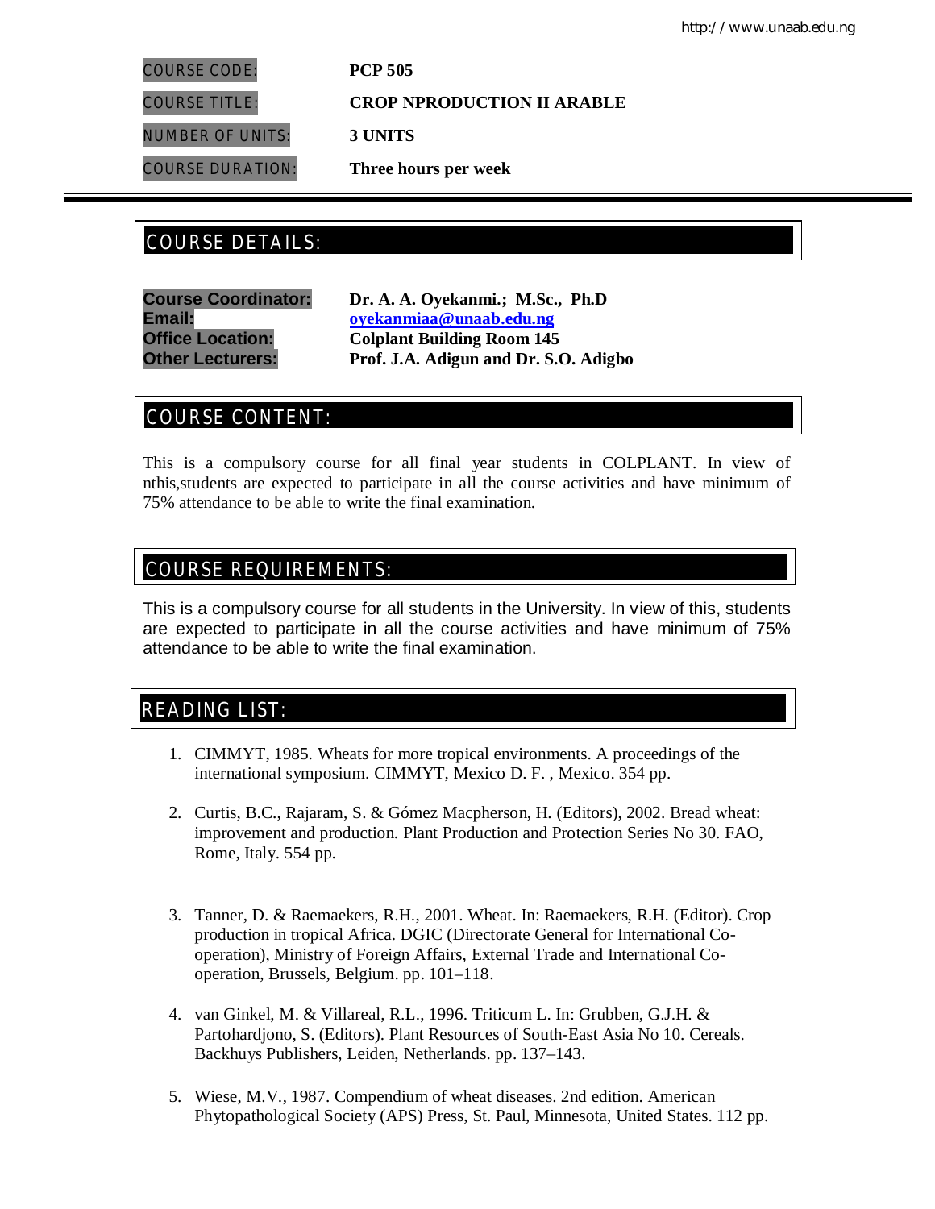| | |
|---|---|
| COURSE CODE: | **PCP 505** |
| COURSE TITLE: | **CROP NPRODUCTION II ARABLE** |
| NUMBER OF UNITS: | **3 UNITS** |
| COURSE DURATION: | **Three hours per week** |

## COURSE DETAILS:

**Course Coordinator:** **Dr. A. A. Oyekanmi.; M.Sc., Ph.D**
**Email:** **oyekanmiaa@unaab.edu.ng**
**Office Location:** **Colplant Building Room 145**
**Other Lecturers:** **Prof. J.A. Adigun and Dr. S.O. Adigbo**

## COURSE CONTENT:

This is a compulsory course for all final year students in COLPLANT. In view of nthis,students are expected to participate in all the course activities and have minimum of 75% attendance to be able to write the final examination.

## COURSE REQUIREMENTS:

This is a compulsory course for all students in the University. In view of this, students are expected to participate in all the course activities and have minimum of 75% attendance to be able to write the final examination.

## READING LIST:

1. CIMMYT, 1985. Wheats for more tropical environments. A proceedings of the international symposium. CIMMYT, Mexico D. F. , Mexico. 354 pp.
2. Curtis, B.C., Rajaram, S. & Gómez Macpherson, H. (Editors), 2002. Bread wheat: improvement and production. Plant Production and Protection Series No 30. FAO, Rome, Italy. 554 pp.
3. Tanner, D. & Raemaekers, R.H., 2001. Wheat. In: Raemaekers, R.H. (Editor). Crop production in tropical Africa. DGIC (Directorate General for International Co-operation), Ministry of Foreign Affairs, External Trade and International Co-operation, Brussels, Belgium. pp. 101–118.
4. van Ginkel, M. & Villareal, R.L., 1996. Triticum L. In: Grubben, G.J.H. & Partohardjono, S. (Editors). Plant Resources of South-East Asia No 10. Cereals. Backhuys Publishers, Leiden, Netherlands. pp. 137–143.
5. Wiese, M.V., 1987. Compendium of wheat diseases. 2nd edition. American Phytopathological Society (APS) Press, St. Paul, Minnesota, United States. 112 pp.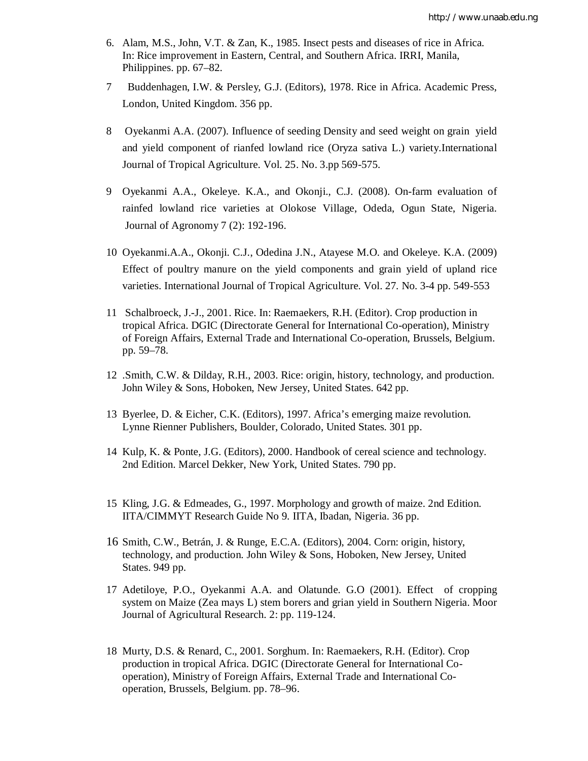6. Alam, M.S., John, V.T. & Zan, K., 1985. Insect pests and diseases of rice in Africa. In: Rice improvement in Eastern, Central, and Southern Africa. IRRI, Manila, Philippines. pp. 67–82.

7 Buddenhagen, I.W. & Persley, G.J. (Editors), 1978. Rice in Africa. Academic Press, London, United Kingdom. 356 pp.

8 Oyekanmi A.A. (2007). Influence of seeding Density and seed weight on grain yield and yield component of rianfed lowland rice (Oryza sativa L.) variety.International Journal of Tropical Agriculture. Vol. 25. No. 3.pp 569-575.

9 Oyekanmi A.A., Okeleye. K.A., and Okonji., C.J. (2008). On-farm evaluation of rainfed lowland rice varieties at Olokose Village, Odeda, Ogun State, Nigeria. Journal of Agronomy 7 (2): 192-196.

10 Oyekanmi.A.A., Okonji. C.J., Odedina J.N., Atayese M.O. and Okeleye. K.A. (2009) Effect of poultry manure on the yield components and grain yield of upland rice varieties. International Journal of Tropical Agriculture. Vol. 27. No. 3-4 pp. 549-553

11 Schalbroeck, J.-J., 2001. Rice. In: Raemaekers, R.H. (Editor). Crop production in tropical Africa. DGIC (Directorate General for International Co-operation), Ministry of Foreign Affairs, External Trade and International Co-operation, Brussels, Belgium. pp. 59–78.

12 .Smith, C.W. & Dilday, R.H., 2003. Rice: origin, history, technology, and production. John Wiley & Sons, Hoboken, New Jersey, United States. 642 pp.

13 Byerlee, D. & Eicher, C.K. (Editors), 1997. Africa's emerging maize revolution. Lynne Rienner Publishers, Boulder, Colorado, United States. 301 pp.

14 Kulp, K. & Ponte, J.G. (Editors), 2000. Handbook of cereal science and technology. 2nd Edition. Marcel Dekker, New York, United States. 790 pp.

15 Kling, J.G. & Edmeades, G., 1997. Morphology and growth of maize. 2nd Edition. IITA/CIMMYT Research Guide No 9. IITA, Ibadan, Nigeria. 36 pp.

16 Smith, C.W., Betrán, J. & Runge, E.C.A. (Editors), 2004. Corn: origin, history, technology, and production. John Wiley & Sons, Hoboken, New Jersey, United States. 949 pp.

17 Adetiloye, P.O., Oyekanmi A.A. and Olatunde. G.O (2001). Effect of cropping system on Maize (Zea mays L) stem borers and grian yield in Southern Nigeria. Moor Journal of Agricultural Research. 2: pp. 119-124.

18 Murty, D.S. & Renard, C., 2001. Sorghum. In: Raemaekers, R.H. (Editor). Crop production in tropical Africa. DGIC (Directorate General for International Co-operation), Ministry of Foreign Affairs, External Trade and International Co-operation, Brussels, Belgium. pp. 78–96.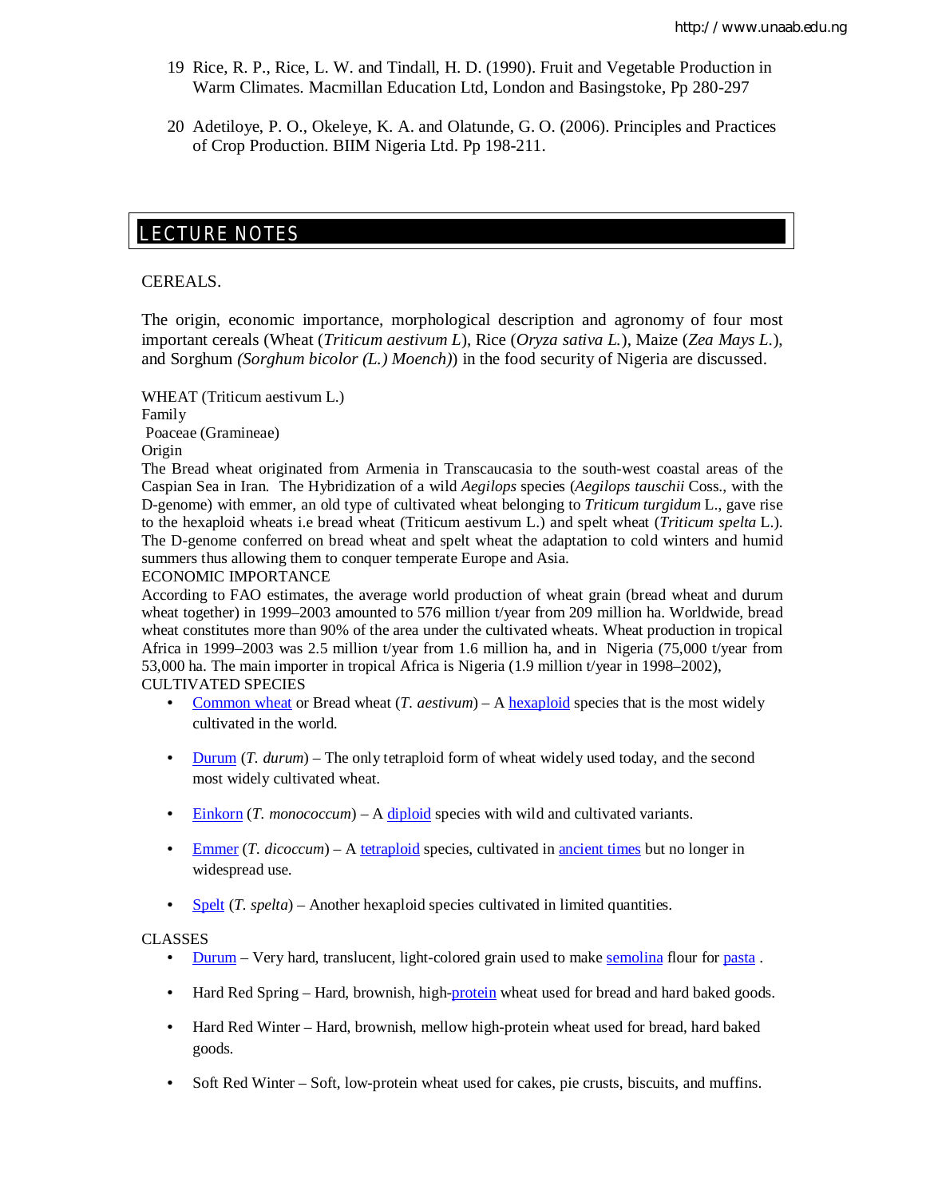19 Rice, R. P., Rice, L. W. and Tindall, H. D. (1990). Fruit and Vegetable Production in Warm Climates. Macmillan Education Ltd, London and Basingstoke, Pp 280-297

20 Adetiloye, P. O., Okeleye, K. A. and Olatunde, G. O. (2006). Principles and Practices of Crop Production. BIIM Nigeria Ltd. Pp 198-211.

# LECTURE NOTES

## CEREALS.

The origin, economic importance, morphological description and agronomy of four most important cereals (Wheat (*Triticum aestivum L*), Rice (*Oryza sativa L.*), Maize (*Zea Mays L.*), and Sorghum *(Sorghum bicolor (L.) Moench)*) in the food security of Nigeria are discussed.

### WHEAT (Triticum aestivum L.)

Family

Poaceae (Gramineae)

Origin

The Bread wheat originated from Armenia in Transcaucasia to the south-west coastal areas of the Caspian Sea in Iran. The Hybridization of a wild *Aegilops* species (*Aegilops tauschii* Coss., with the D-genome) with emmer, an old type of cultivated wheat belonging to *Triticum turgidum* L., gave rise to the hexaploid wheats i.e bread wheat (Triticum aestivum L.) and spelt wheat (*Triticum spelta* L.). The D-genome conferred on bread wheat and spelt wheat the adaptation to cold winters and humid summers thus allowing them to conquer temperate Europe and Asia.

ECONOMIC IMPORTANCE

According to FAO estimates, the average world production of wheat grain (bread wheat and durum wheat together) in 1999–2003 amounted to 576 million t/year from 209 million ha. Worldwide, bread wheat constitutes more than 90% of the area under the cultivated wheats. Wheat production in tropical Africa in 1999–2003 was 2.5 million t/year from 1.6 million ha, and in Nigeria (75,000 t/year from 53,000 ha. The main importer in tropical Africa is Nigeria (1.9 million t/year in 1998–2002),

CULTIVATED SPECIES

- Common wheat or Bread wheat (*T. aestivum*) – A hexaploid species that is the most widely cultivated in the world.
- Durum (*T. durum*) – The only tetraploid form of wheat widely used today, and the second most widely cultivated wheat.
- Einkorn (*T. monococcum*) – A diploid species with wild and cultivated variants.
- Emmer (*T. dicoccum*) – A tetraploid species, cultivated in ancient times but no longer in widespread use.
- Spelt (*T. spelta*) – Another hexaploid species cultivated in limited quantities.

CLASSES

- Durum – Very hard, translucent, light-colored grain used to make semolina flour for pasta .
- Hard Red Spring – Hard, brownish, high-protein wheat used for bread and hard baked goods.
- Hard Red Winter – Hard, brownish, mellow high-protein wheat used for bread, hard baked goods.
- Soft Red Winter – Soft, low-protein wheat used for cakes, pie crusts, biscuits, and muffins.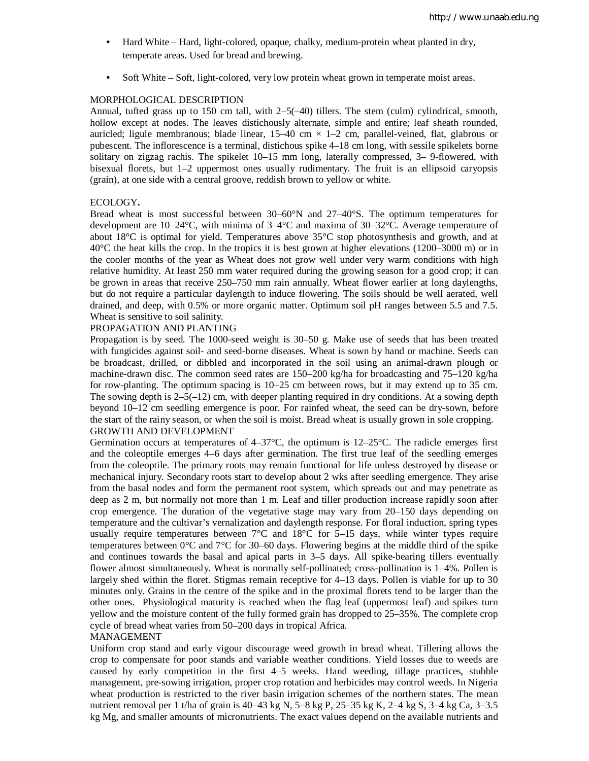- Hard White – Hard, light-colored, opaque, chalky, medium-protein wheat planted in dry, temperate areas. Used for bread and brewing.

- Soft White – Soft, light-colored, very low protein wheat grown in temperate moist areas.

## MORPHOLOGICAL DESCRIPTION

Annual, tufted grass up to 150 cm tall, with 2–5(–40) tillers. The stem (culm) cylindrical, smooth, hollow except at nodes. The leaves distichously alternate, simple and entire; leaf sheath rounded, auricled; ligule membranous; blade linear, 15–40 cm × 1–2 cm, parallel-veined, flat, glabrous or pubescent. The inflorescence is a terminal, distichous spike 4–18 cm long, with sessile spikelets borne solitary on zigzag rachis. The spikelet 10–15 mm long, laterally compressed, 3– 9-flowered, with bisexual florets, but 1–2 uppermost ones usually rudimentary. The fruit is an ellipsoid caryopsis (grain), at one side with a central groove, reddish brown to yellow or white.

## ECOLOGY.

Bread wheat is most successful between 30–60°N and 27–40°S. The optimum temperatures for development are 10–24°C, with minima of 3–4°C and maxima of 30–32°C. Average temperature of about 18°C is optimal for yield. Temperatures above 35°C stop photosynthesis and growth, and at 40°C the heat kills the crop. In the tropics it is best grown at higher elevations (1200–3000 m) or in the cooler months of the year as Wheat does not grow well under very warm conditions with high relative humidity. At least 250 mm water required during the growing season for a good crop; it can be grown in areas that receive 250–750 mm rain annually. Wheat flower earlier at long daylengths, but do not require a particular daylength to induce flowering. The soils should be well aerated, well drained, and deep, with 0.5% or more organic matter. Optimum soil pH ranges between 5.5 and 7.5. Wheat is sensitive to soil salinity.

## PROPAGATION AND PLANTING

Propagation is by seed. The 1000-seed weight is 30–50 g. Make use of seeds that has been treated with fungicides against soil- and seed-borne diseases. Wheat is sown by hand or machine. Seeds can be broadcast, drilled, or dibbled and incorporated in the soil using an animal-drawn plough or machine-drawn disc. The common seed rates are 150–200 kg/ha for broadcasting and 75–120 kg/ha for row-planting. The optimum spacing is 10–25 cm between rows, but it may extend up to 35 cm. The sowing depth is 2–5(–12) cm, with deeper planting required in dry conditions. At a sowing depth beyond 10–12 cm seedling emergence is poor. For rainfed wheat, the seed can be dry-sown, before the start of the rainy season, or when the soil is moist. Bread wheat is usually grown in sole cropping.

## GROWTH AND DEVELOPMENT

Germination occurs at temperatures of 4–37°C, the optimum is 12–25°C. The radicle emerges first and the coleoptile emerges 4–6 days after germination. The first true leaf of the seedling emerges from the coleoptile. The primary roots may remain functional for life unless destroyed by disease or mechanical injury. Secondary roots start to develop about 2 wks after seedling emergence. They arise from the basal nodes and form the permanent root system, which spreads out and may penetrate as deep as 2 m, but normally not more than 1 m. Leaf and tiller production increase rapidly soon after crop emergence. The duration of the vegetative stage may vary from 20–150 days depending on temperature and the cultivar's vernalization and daylength response. For floral induction, spring types usually require temperatures between 7°C and 18°C for 5–15 days, while winter types require temperatures between 0°C and 7°C for 30–60 days. Flowering begins at the middle third of the spike and continues towards the basal and apical parts in 3–5 days. All spike-bearing tillers eventually flower almost simultaneously. Wheat is normally self-pollinated; cross-pollination is 1–4%. Pollen is largely shed within the floret. Stigmas remain receptive for 4–13 days. Pollen is viable for up to 30 minutes only. Grains in the centre of the spike and in the proximal florets tend to be larger than the other ones. Physiological maturity is reached when the flag leaf (uppermost leaf) and spikes turn yellow and the moisture content of the fully formed grain has dropped to 25–35%. The complete crop cycle of bread wheat varies from 50–200 days in tropical Africa.

## MANAGEMENT

Uniform crop stand and early vigour discourage weed growth in bread wheat. Tillering allows the crop to compensate for poor stands and variable weather conditions. Yield losses due to weeds are caused by early competition in the first 4–5 weeks. Hand weeding, tillage practices, stubble management, pre-sowing irrigation, proper crop rotation and herbicides may control weeds. In Nigeria wheat production is restricted to the river basin irrigation schemes of the northern states. The mean nutrient removal per 1 t/ha of grain is 40–43 kg N, 5–8 kg P, 25–35 kg K, 2–4 kg S, 3–4 kg Ca, 3–3.5 kg Mg, and smaller amounts of micronutrients. The exact values depend on the available nutrients and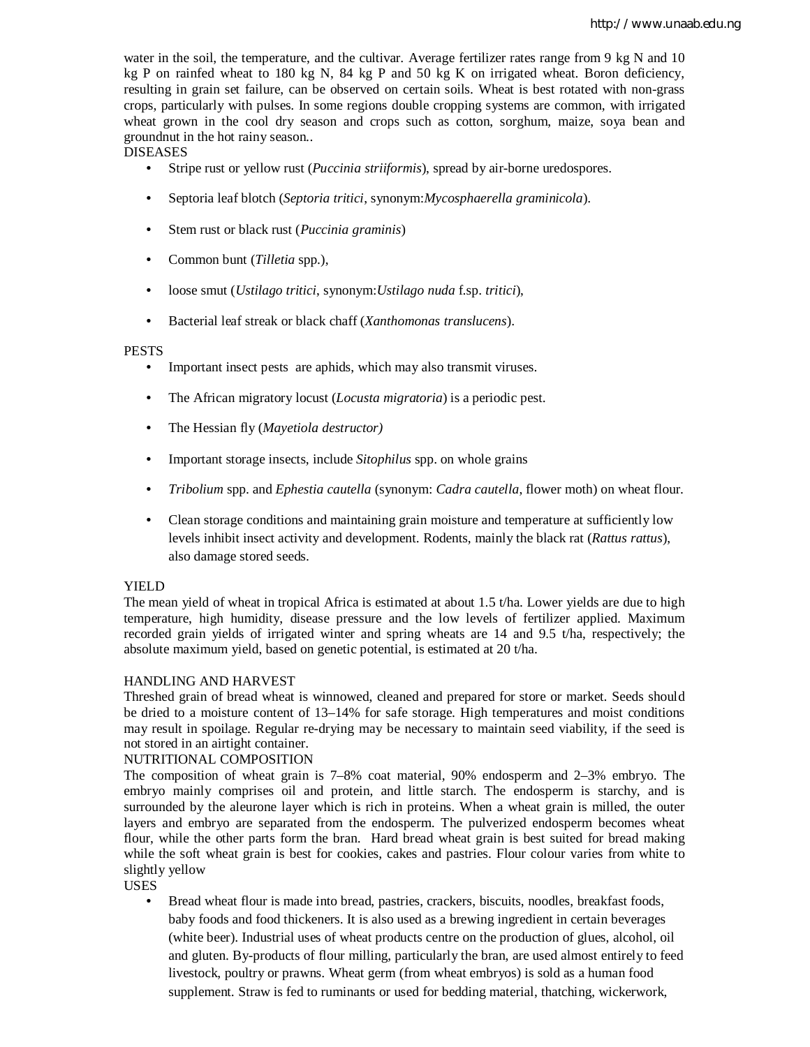water in the soil, the temperature, and the cultivar. Average fertilizer rates range from 9 kg N and 10 kg P on rainfed wheat to 180 kg N, 84 kg P and 50 kg K on irrigated wheat. Boron deficiency, resulting in grain set failure, can be observed on certain soils. Wheat is best rotated with non-grass crops, particularly with pulses. In some regions double cropping systems are common, with irrigated wheat grown in the cool dry season and crops such as cotton, sorghum, maize, soya bean and groundnut in the hot rainy season..

DISEASES

- Stripe rust or yellow rust (*Puccinia striiformis*), spread by air-borne uredospores.
- Septoria leaf blotch (*Septoria tritici*, synonym:*Mycosphaerella graminicola*).
- Stem rust or black rust (*Puccinia graminis*)
- Common bunt (*Tilletia* spp.),
- loose smut (*Ustilago tritici*, synonym:*Ustilago nuda* f.sp. *tritici*),
- Bacterial leaf streak or black chaff (*Xanthomonas translucens*).

PESTS

- Important insect pests are aphids, which may also transmit viruses.
- The African migratory locust (*Locusta migratoria*) is a periodic pest.
- The Hessian fly (*Mayetiola destructor)*
- Important storage insects, include *Sitophilus* spp. on whole grains
- *Tribolium* spp. and *Ephestia cautella* (synonym: *Cadra cautella*, flower moth) on wheat flour.
- Clean storage conditions and maintaining grain moisture and temperature at sufficiently low levels inhibit insect activity and development. Rodents, mainly the black rat (*Rattus rattus*), also damage stored seeds.

YIELD

The mean yield of wheat in tropical Africa is estimated at about 1.5 t/ha. Lower yields are due to high temperature, high humidity, disease pressure and the low levels of fertilizer applied. Maximum recorded grain yields of irrigated winter and spring wheats are 14 and 9.5 t/ha, respectively; the absolute maximum yield, based on genetic potential, is estimated at 20 t/ha.

HANDLING AND HARVEST

Threshed grain of bread wheat is winnowed, cleaned and prepared for store or market. Seeds should be dried to a moisture content of 13–14% for safe storage. High temperatures and moist conditions may result in spoilage. Regular re-drying may be necessary to maintain seed viability, if the seed is not stored in an airtight container.

NUTRITIONAL COMPOSITION

The composition of wheat grain is 7–8% coat material, 90% endosperm and 2–3% embryo. The embryo mainly comprises oil and protein, and little starch. The endosperm is starchy, and is surrounded by the aleurone layer which is rich in proteins. When a wheat grain is milled, the outer layers and embryo are separated from the endosperm. The pulverized endosperm becomes wheat flour, while the other parts form the bran. Hard bread wheat grain is best suited for bread making while the soft wheat grain is best for cookies, cakes and pastries. Flour colour varies from white to slightly yellow

USES

- Bread wheat flour is made into bread, pastries, crackers, biscuits, noodles, breakfast foods, baby foods and food thickeners. It is also used as a brewing ingredient in certain beverages (white beer). Industrial uses of wheat products centre on the production of glues, alcohol, oil and gluten. By-products of flour milling, particularly the bran, are used almost entirely to feed livestock, poultry or prawns. Wheat germ (from wheat embryos) is sold as a human food supplement. Straw is fed to ruminants or used for bedding material, thatching, wickerwork,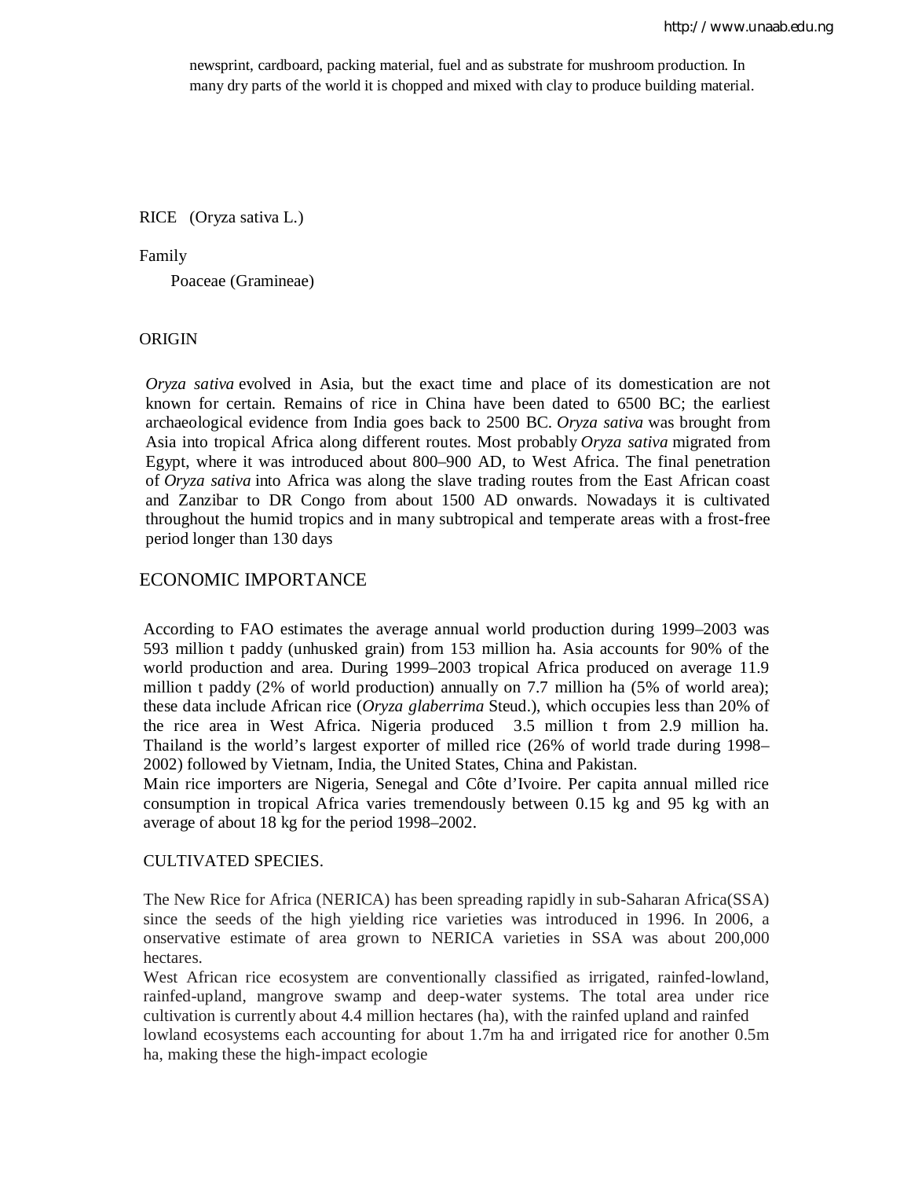newsprint, cardboard, packing material, fuel and as substrate for mushroom production. In many dry parts of the world it is chopped and mixed with clay to produce building material.

RICE (Oryza sativa L.)

Family

Poaceae (Gramineae)

ORIGIN

*Oryza sativa* evolved in Asia, but the exact time and place of its domestication are not known for certain. Remains of rice in China have been dated to 6500 BC; the earliest archaeological evidence from India goes back to 2500 BC. *Oryza sativa* was brought from Asia into tropical Africa along different routes. Most probably *Oryza sativa* migrated from Egypt, where it was introduced about 800–900 AD, to West Africa. The final penetration of *Oryza sativa* into Africa was along the slave trading routes from the East African coast and Zanzibar to DR Congo from about 1500 AD onwards. Nowadays it is cultivated throughout the humid tropics and in many subtropical and temperate areas with a frost-free period longer than 130 days

## ECONOMIC IMPORTANCE

According to FAO estimates the average annual world production during 1999–2003 was 593 million t paddy (unhusked grain) from 153 million ha. Asia accounts for 90% of the world production and area. During 1999–2003 tropical Africa produced on average 11.9 million t paddy (2% of world production) annually on 7.7 million ha (5% of world area); these data include African rice (*Oryza glaberrima* Steud.), which occupies less than 20% of the rice area in West Africa. Nigeria produced 3.5 million t from 2.9 million ha. Thailand is the world's largest exporter of milled rice (26% of world trade during 1998–2002) followed by Vietnam, India, the United States, China and Pakistan.
Main rice importers are Nigeria, Senegal and Côte d'Ivoire. Per capita annual milled rice consumption in tropical Africa varies tremendously between 0.15 kg and 95 kg with an average of about 18 kg for the period 1998–2002.

CULTIVATED SPECIES.

The New Rice for Africa (NERICA) has been spreading rapidly in sub-Saharan Africa(SSA) since the seeds of the high yielding rice varieties was introduced in 1996. In 2006, a onservative estimate of area grown to NERICA varieties in SSA was about 200,000 hectares.
West African rice ecosystem are conventionally classified as irrigated, rainfed-lowland, rainfed-upland, mangrove swamp and deep-water systems. The total area under rice cultivation is currently about 4.4 million hectares (ha), with the rainfed upland and rainfed lowland ecosystems each accounting for about 1.7m ha and irrigated rice for another 0.5m ha, making these the high-impact ecologie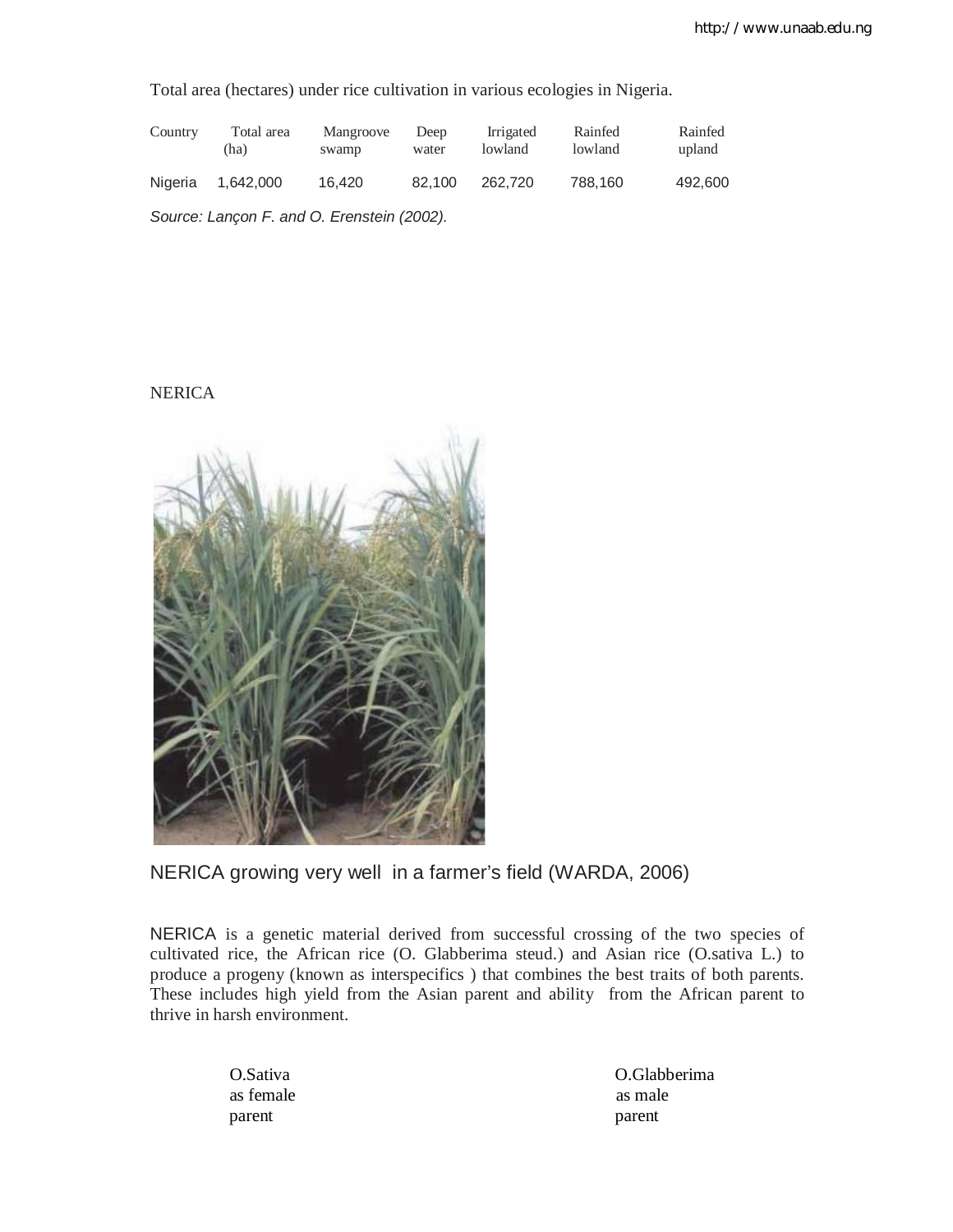Total area (hectares) under rice cultivation in various ecologies in Nigeria.

| Country | Total area (ha) | Mangroove swamp | Deep water | Irrigated lowland | Rainfed lowland | Rainfed upland |
|---|---|---|---|---|---|---|
| Nigeria | 1,642,000 | 16,420 | 82,100 | 262,720 | 788,160 | 492,600 |

*Source: Lançon F. and O. Erenstein (2002).*

NERICA

NERICA growing very well in a farmer's field (WARDA, 2006)

NERICA is a genetic material derived from successful crossing of the two species of cultivated rice, the African rice (O. Glabberima steud.) and Asian rice (O.sativa L.) to produce a progeny (known as interspecifics ) that combines the best traits of both parents. These includes high yield from the Asian parent and ability from the African parent to thrive in harsh environment.

O.Sativa as female parent

O.Glabberima as male parent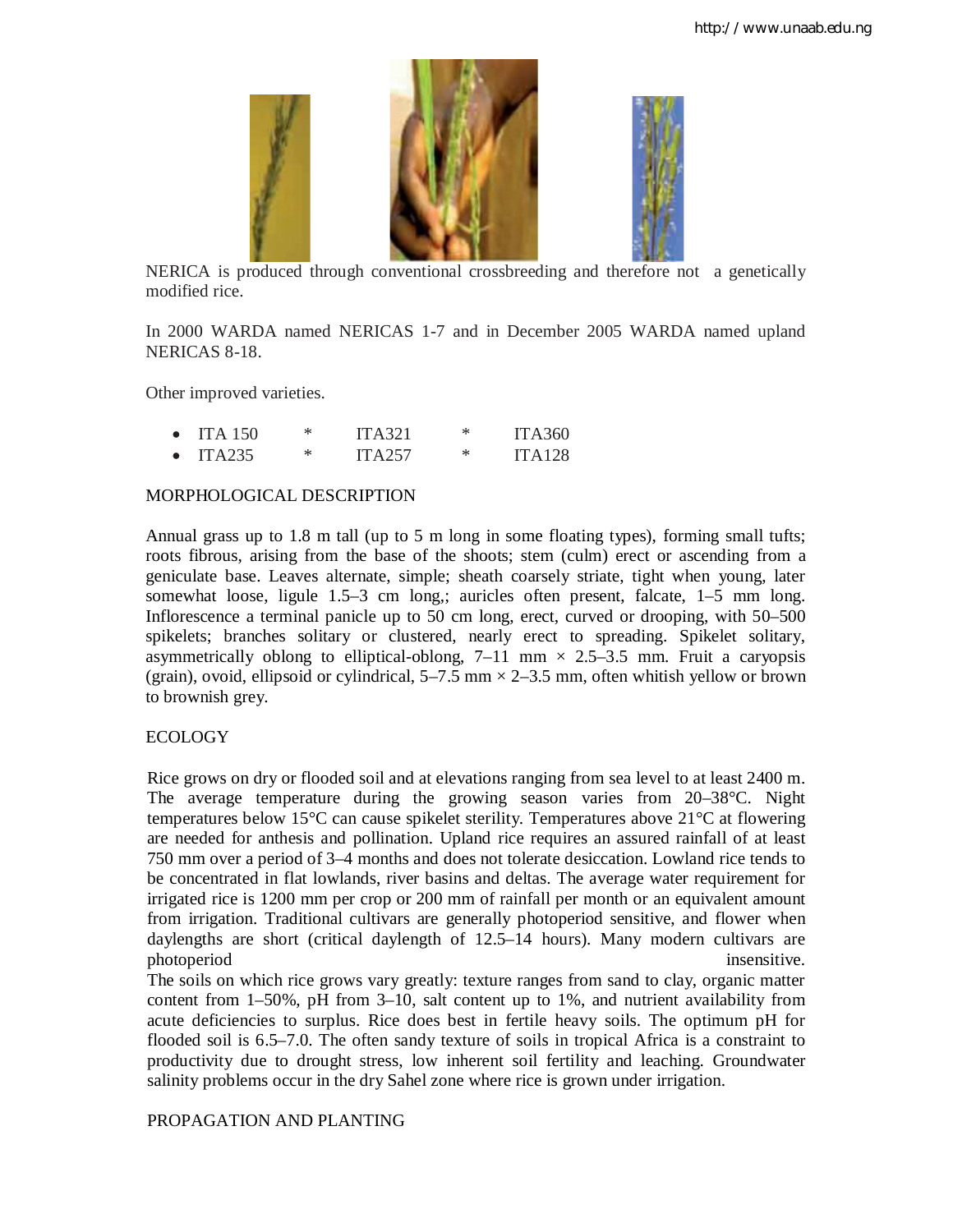NERICA is produced through conventional crossbreeding and therefore not a genetically modified rice.

In 2000 WARDA named NERICAS 1-7 and in December 2005 WARDA named upland NERICAS 8-18.

Other improved varieties.

- ITA 150 * ITA321 * ITA360
- ITA235 * ITA257 * ITA128

MORPHOLOGICAL DESCRIPTION

Annual grass up to 1.8 m tall (up to 5 m long in some floating types), forming small tufts; roots fibrous, arising from the base of the shoots; stem (culm) erect or ascending from a geniculate base. Leaves alternate, simple; sheath coarsely striate, tight when young, later somewhat loose, ligule 1.5–3 cm long,; auricles often present, falcate, 1–5 mm long. Inflorescence a terminal panicle up to 50 cm long, erect, curved or drooping, with 50–500 spikelets; branches solitary or clustered, nearly erect to spreading. Spikelet solitary, asymmetrically oblong to elliptical-oblong, 7–11 mm × 2.5–3.5 mm. Fruit a caryopsis (grain), ovoid, ellipsoid or cylindrical, 5–7.5 mm × 2–3.5 mm, often whitish yellow or brown to brownish grey.

ECOLOGY

Rice grows on dry or flooded soil and at elevations ranging from sea level to at least 2400 m. The average temperature during the growing season varies from 20–38°C. Night temperatures below 15°C can cause spikelet sterility. Temperatures above 21°C at flowering are needed for anthesis and pollination. Upland rice requires an assured rainfall of at least 750 mm over a period of 3–4 months and does not tolerate desiccation. Lowland rice tends to be concentrated in flat lowlands, river basins and deltas. The average water requirement for irrigated rice is 1200 mm per crop or 200 mm of rainfall per month or an equivalent amount from irrigation. Traditional cultivars are generally photoperiod sensitive, and flower when daylengths are short (critical daylength of 12.5–14 hours). Many modern cultivars are photoperiod insensitive.
The soils on which rice grows vary greatly: texture ranges from sand to clay, organic matter content from 1–50%, pH from 3–10, salt content up to 1%, and nutrient availability from acute deficiencies to surplus. Rice does best in fertile heavy soils. The optimum pH for flooded soil is 6.5–7.0. The often sandy texture of soils in tropical Africa is a constraint to productivity due to drought stress, low inherent soil fertility and leaching. Groundwater salinity problems occur in the dry Sahel zone where rice is grown under irrigation.

PROPAGATION AND PLANTING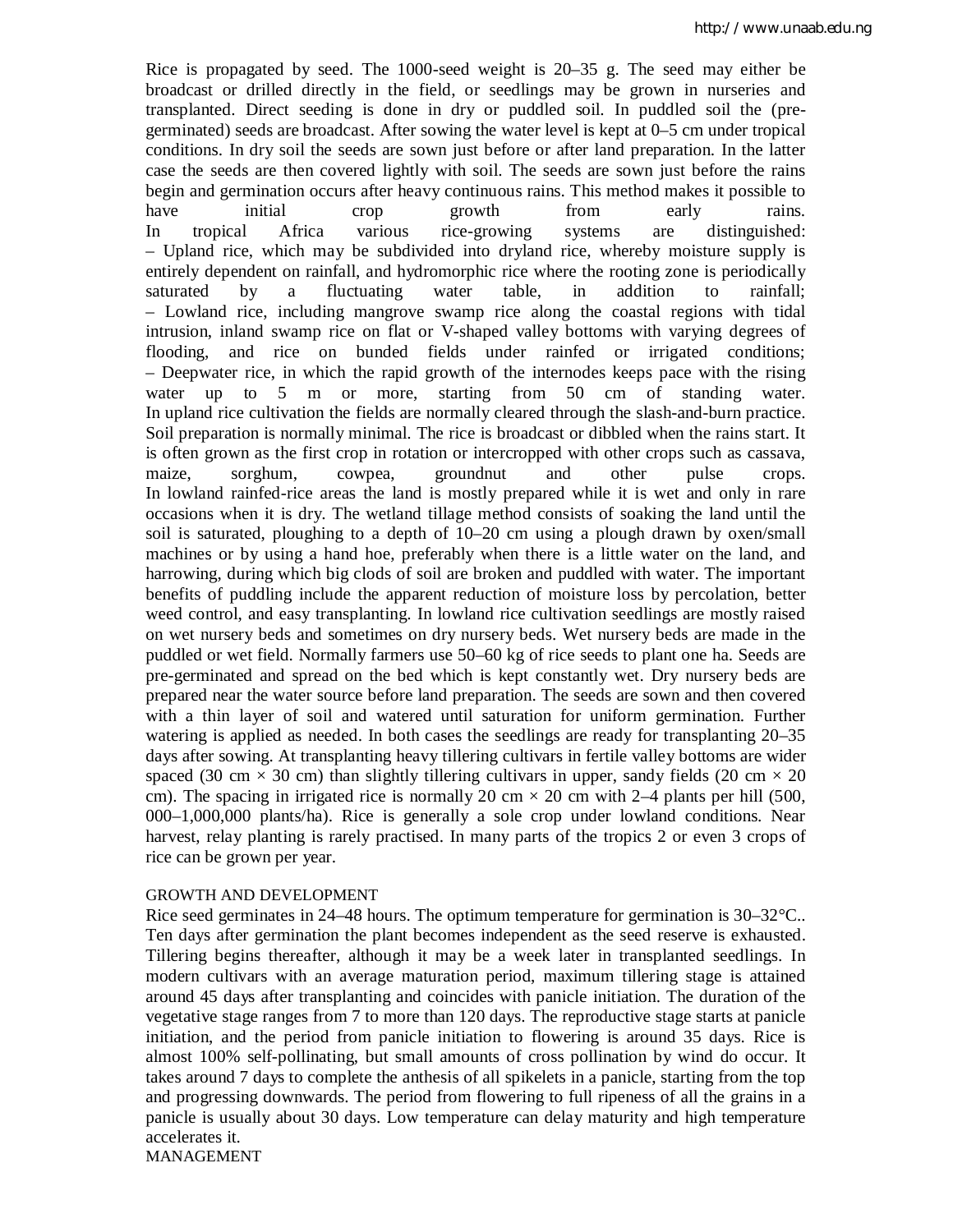Rice is propagated by seed. The 1000-seed weight is 20–35 g. The seed may either be broadcast or drilled directly in the field, or seedlings may be grown in nurseries and transplanted. Direct seeding is done in dry or puddled soil. In puddled soil the (pre-germinated) seeds are broadcast. After sowing the water level is kept at 0–5 cm under tropical conditions. In dry soil the seeds are sown just before or after land preparation. In the latter case the seeds are then covered lightly with soil. The seeds are sown just before the rains begin and germination occurs after heavy continuous rains. This method makes it possible to have initial crop growth from early rains.

In tropical Africa various rice-growing systems are distinguished:

– Upland rice, which may be subdivided into dryland rice, whereby moisture supply is entirely dependent on rainfall, and hydromorphic rice where the rooting zone is periodically saturated by a fluctuating water table, in addition to rainfall;

– Lowland rice, including mangrove swamp rice along the coastal regions with tidal intrusion, inland swamp rice on flat or V-shaped valley bottoms with varying degrees of flooding, and rice on bunded fields under rainfed or irrigated conditions;

– Deepwater rice, in which the rapid growth of the internodes keeps pace with the rising water up to 5 m or more, starting from 50 cm of standing water.

In upland rice cultivation the fields are normally cleared through the slash-and-burn practice. Soil preparation is normally minimal. The rice is broadcast or dibbled when the rains start. It is often grown as the first crop in rotation or intercropped with other crops such as cassava, maize, sorghum, cowpea, groundnut and other pulse crops.

In lowland rainfed-rice areas the land is mostly prepared while it is wet and only in rare occasions when it is dry. The wetland tillage method consists of soaking the land until the soil is saturated, ploughing to a depth of 10–20 cm using a plough drawn by oxen/small machines or by using a hand hoe, preferably when there is a little water on the land, and harrowing, during which big clods of soil are broken and puddled with water. The important benefits of puddling include the apparent reduction of moisture loss by percolation, better weed control, and easy transplanting. In lowland rice cultivation seedlings are mostly raised on wet nursery beds and sometimes on dry nursery beds. Wet nursery beds are made in the puddled or wet field. Normally farmers use 50–60 kg of rice seeds to plant one ha. Seeds are pre-germinated and spread on the bed which is kept constantly wet. Dry nursery beds are prepared near the water source before land preparation. The seeds are sown and then covered with a thin layer of soil and watered until saturation for uniform germination. Further watering is applied as needed. In both cases the seedlings are ready for transplanting 20–35 days after sowing. At transplanting heavy tillering cultivars in fertile valley bottoms are wider spaced (30 cm × 30 cm) than slightly tillering cultivars in upper, sandy fields (20 cm × 20 cm). The spacing in irrigated rice is normally 20 cm × 20 cm with 2–4 plants per hill (500, 000–1,000,000 plants/ha). Rice is generally a sole crop under lowland conditions. Near harvest, relay planting is rarely practised. In many parts of the tropics 2 or even 3 crops of rice can be grown per year.

## GROWTH AND DEVELOPMENT

Rice seed germinates in 24–48 hours. The optimum temperature for germination is 30–32°C.. Ten days after germination the plant becomes independent as the seed reserve is exhausted. Tillering begins thereafter, although it may be a week later in transplanted seedlings. In modern cultivars with an average maturation period, maximum tillering stage is attained around 45 days after transplanting and coincides with panicle initiation. The duration of the vegetative stage ranges from 7 to more than 120 days. The reproductive stage starts at panicle initiation, and the period from panicle initiation to flowering is around 35 days. Rice is almost 100% self-pollinating, but small amounts of cross pollination by wind do occur. It takes around 7 days to complete the anthesis of all spikelets in a panicle, starting from the top and progressing downwards. The period from flowering to full ripeness of all the grains in a panicle is usually about 30 days. Low temperature can delay maturity and high temperature accelerates it.

## MANAGEMENT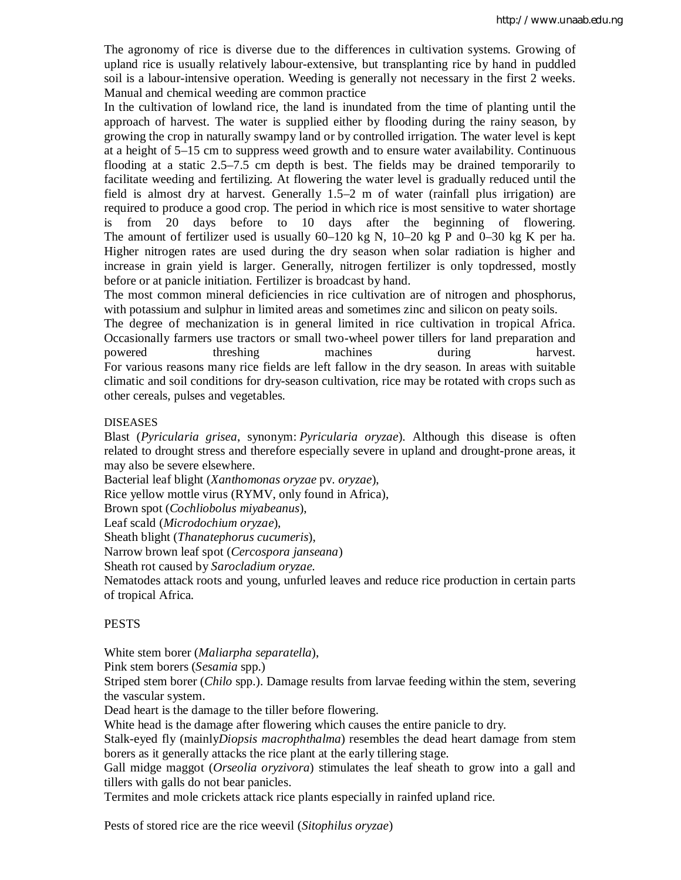The agronomy of rice is diverse due to the differences in cultivation systems. Growing of upland rice is usually relatively labour-extensive, but transplanting rice by hand in puddled soil is a labour-intensive operation. Weeding is generally not necessary in the first 2 weeks. Manual and chemical weeding are common practice

In the cultivation of lowland rice, the land is inundated from the time of planting until the approach of harvest. The water is supplied either by flooding during the rainy season, by growing the crop in naturally swampy land or by controlled irrigation. The water level is kept at a height of 5–15 cm to suppress weed growth and to ensure water availability. Continuous flooding at a static 2.5–7.5 cm depth is best. The fields may be drained temporarily to facilitate weeding and fertilizing. At flowering the water level is gradually reduced until the field is almost dry at harvest. Generally 1.5–2 m of water (rainfall plus irrigation) are required to produce a good crop. The period in which rice is most sensitive to water shortage is from 20 days before to 10 days after the beginning of flowering.

The amount of fertilizer used is usually 60–120 kg N, 10–20 kg P and 0–30 kg K per ha. Higher nitrogen rates are used during the dry season when solar radiation is higher and increase in grain yield is larger. Generally, nitrogen fertilizer is only topdressed, mostly before or at panicle initiation. Fertilizer is broadcast by hand.

The most common mineral deficiencies in rice cultivation are of nitrogen and phosphorus, with potassium and sulphur in limited areas and sometimes zinc and silicon on peaty soils.

The degree of mechanization is in general limited in rice cultivation in tropical Africa. Occasionally farmers use tractors or small two-wheel power tillers for land preparation and powered threshing machines during harvest.

For various reasons many rice fields are left fallow in the dry season. In areas with suitable climatic and soil conditions for dry-season cultivation, rice may be rotated with crops such as other cereals, pulses and vegetables.

## DISEASES

Blast (*Pyricularia grisea*, synonym: *Pyricularia oryzae*). Although this disease is often related to drought stress and therefore especially severe in upland and drought-prone areas, it may also be severe elsewhere.

Bacterial leaf blight (*Xanthomonas oryzae* pv. *oryzae*),

Rice yellow mottle virus (RYMV, only found in Africa),

Brown spot (*Cochliobolus miyabeanus*),

Leaf scald (*Microdochium oryzae*),

Sheath blight (*Thanatephorus cucumeris*),

Narrow brown leaf spot (*Cercospora janseana*)

Sheath rot caused by *Sarocladium oryzae*.

Nematodes attack roots and young, unfurled leaves and reduce rice production in certain parts of tropical Africa.

## PESTS

White stem borer (*Maliarpha separatella*),

Pink stem borers (*Sesamia* spp.)

Striped stem borer (*Chilo* spp.). Damage results from larvae feeding within the stem, severing the vascular system.

Dead heart is the damage to the tiller before flowering.

White head is the damage after flowering which causes the entire panicle to dry.

Stalk-eyed fly (mainly*Diopsis macrophthalma*) resembles the dead heart damage from stem borers as it generally attacks the rice plant at the early tillering stage.

Gall midge maggot (*Orseolia oryzivora*) stimulates the leaf sheath to grow into a gall and tillers with galls do not bear panicles.

Termites and mole crickets attack rice plants especially in rainfed upland rice.

Pests of stored rice are the rice weevil (*Sitophilus oryzae*)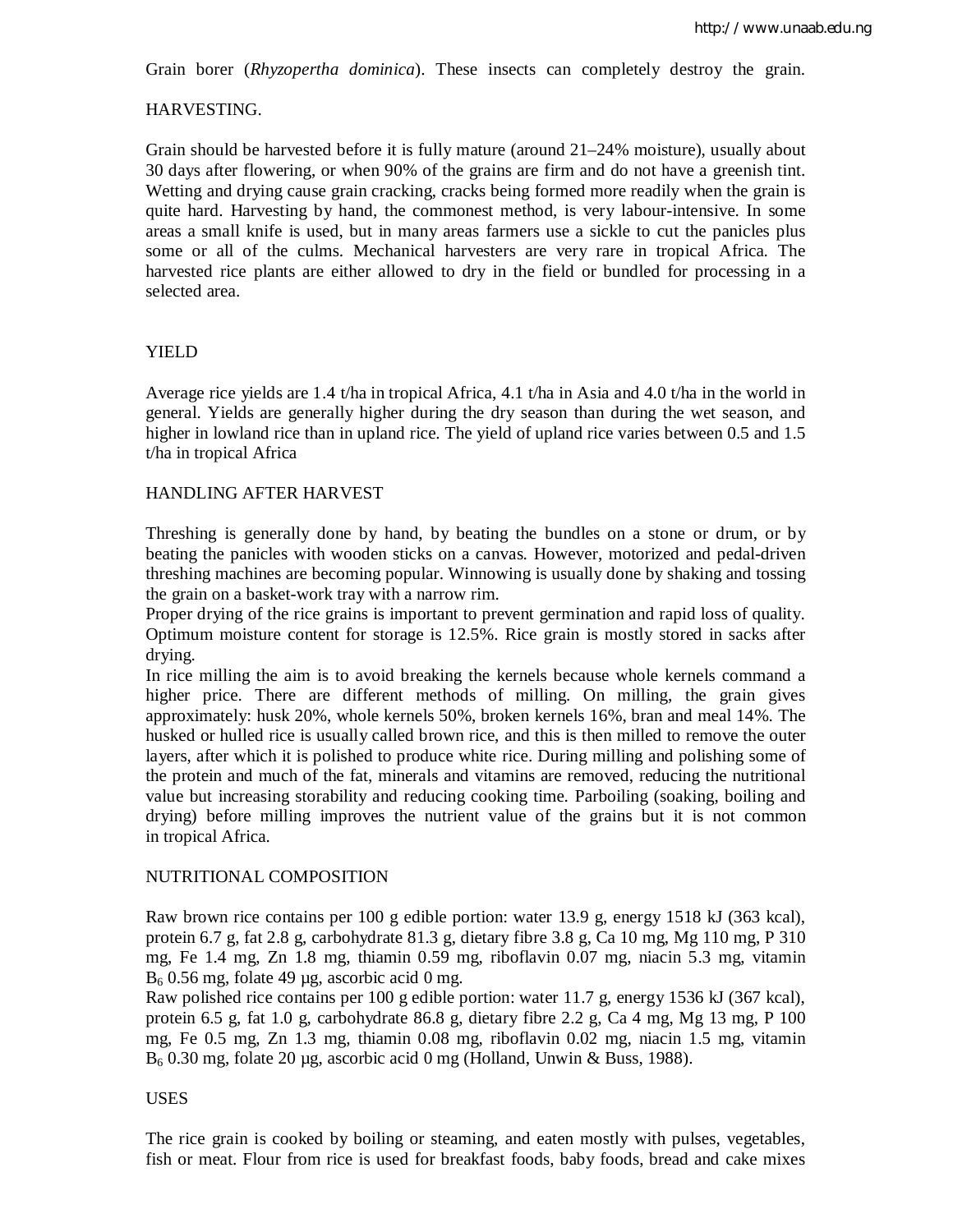Grain borer (*Rhyzopertha dominica*). These insects can completely destroy the grain.

## HARVESTING.

Grain should be harvested before it is fully mature (around 21–24% moisture), usually about 30 days after flowering, or when 90% of the grains are firm and do not have a greenish tint. Wetting and drying cause grain cracking, cracks being formed more readily when the grain is quite hard. Harvesting by hand, the commonest method, is very labour-intensive. In some areas a small knife is used, but in many areas farmers use a sickle to cut the panicles plus some or all of the culms. Mechanical harvesters are very rare in tropical Africa. The harvested rice plants are either allowed to dry in the field or bundled for processing in a selected area.

## YIELD

Average rice yields are 1.4 t/ha in tropical Africa, 4.1 t/ha in Asia and 4.0 t/ha in the world in general. Yields are generally higher during the dry season than during the wet season, and higher in lowland rice than in upland rice. The yield of upland rice varies between 0.5 and 1.5 t/ha in tropical Africa

## HANDLING AFTER HARVEST

Threshing is generally done by hand, by beating the bundles on a stone or drum, or by beating the panicles with wooden sticks on a canvas. However, motorized and pedal-driven threshing machines are becoming popular. Winnowing is usually done by shaking and tossing the grain on a basket-work tray with a narrow rim.

Proper drying of the rice grains is important to prevent germination and rapid loss of quality. Optimum moisture content for storage is 12.5%. Rice grain is mostly stored in sacks after drying.

In rice milling the aim is to avoid breaking the kernels because whole kernels command a higher price. There are different methods of milling. On milling, the grain gives approximately: husk 20%, whole kernels 50%, broken kernels 16%, bran and meal 14%. The husked or hulled rice is usually called brown rice, and this is then milled to remove the outer layers, after which it is polished to produce white rice. During milling and polishing some of the protein and much of the fat, minerals and vitamins are removed, reducing the nutritional value but increasing storability and reducing cooking time. Parboiling (soaking, boiling and drying) before milling improves the nutrient value of the grains but it is not common in tropical Africa.

## NUTRITIONAL COMPOSITION

Raw brown rice contains per 100 g edible portion: water 13.9 g, energy 1518 kJ (363 kcal), protein 6.7 g, fat 2.8 g, carbohydrate 81.3 g, dietary fibre 3.8 g, Ca 10 mg, Mg 110 mg, P 310 mg, Fe 1.4 mg, Zn 1.8 mg, thiamin 0.59 mg, riboflavin 0.07 mg, niacin 5.3 mg, vitamin $B_6$ 0.56 mg, folate 49 µg, ascorbic acid 0 mg.

Raw polished rice contains per 100 g edible portion: water 11.7 g, energy 1536 kJ (367 kcal), protein 6.5 g, fat 1.0 g, carbohydrate 86.8 g, dietary fibre 2.2 g, Ca 4 mg, Mg 13 mg, P 100 mg, Fe 0.5 mg, Zn 1.3 mg, thiamin 0.08 mg, riboflavin 0.02 mg, niacin 1.5 mg, vitamin $B_6$ 0.30 mg, folate 20 µg, ascorbic acid 0 mg (Holland, Unwin & Buss, 1988).

## USES

The rice grain is cooked by boiling or steaming, and eaten mostly with pulses, vegetables, fish or meat. Flour from rice is used for breakfast foods, baby foods, bread and cake mixes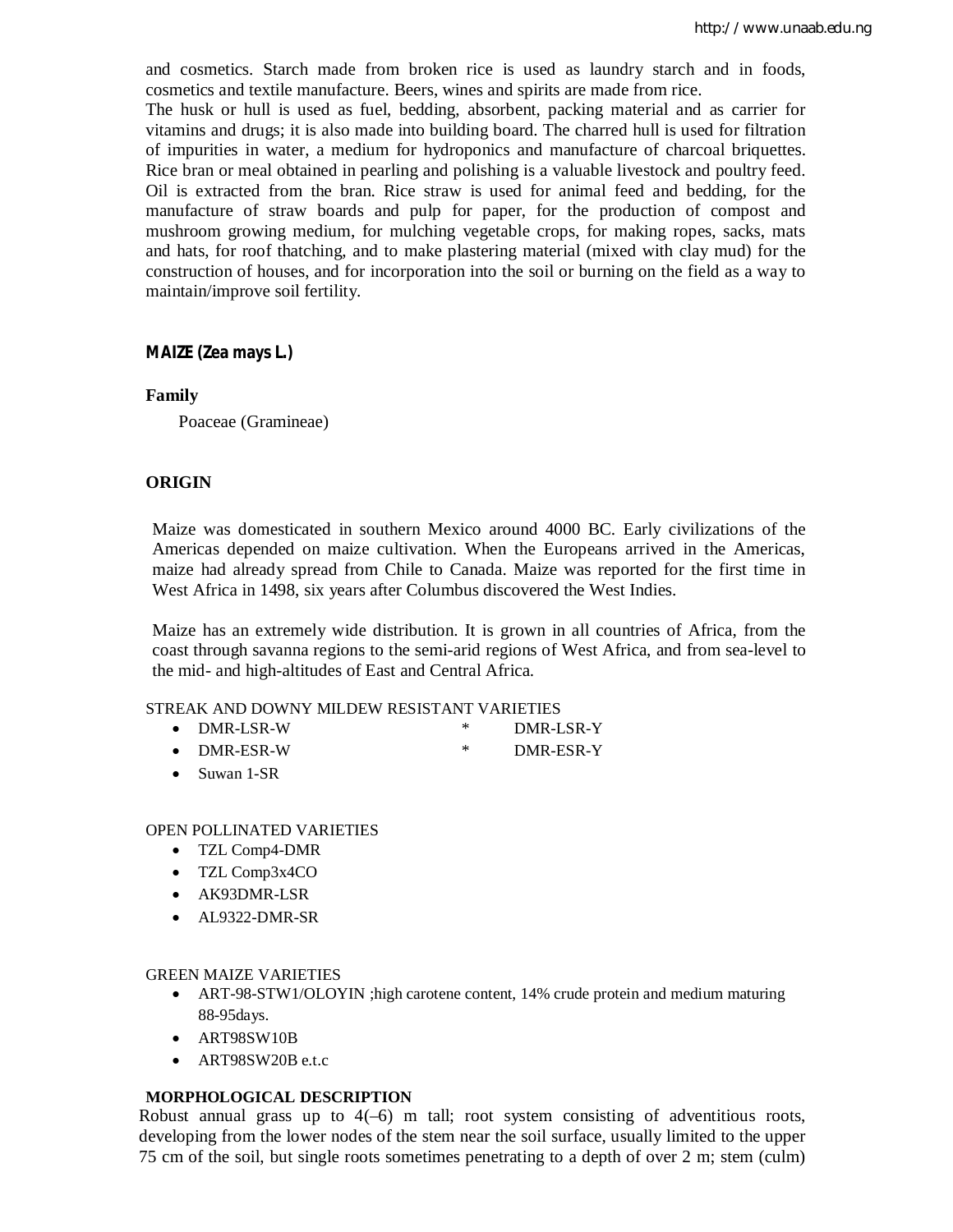and cosmetics. Starch made from broken rice is used as laundry starch and in foods, cosmetics and textile manufacture. Beers, wines and spirits are made from rice.
The husk or hull is used as fuel, bedding, absorbent, packing material and as carrier for vitamins and drugs; it is also made into building board. The charred hull is used for filtration of impurities in water, a medium for hydroponics and manufacture of charcoal briquettes. Rice bran or meal obtained in pearling and polishing is a valuable livestock and poultry feed. Oil is extracted from the bran. Rice straw is used for animal feed and bedding, for the manufacture of straw boards and pulp for paper, for the production of compost and mushroom growing medium, for mulching vegetable crops, for making ropes, sacks, mats and hats, for roof thatching, and to make plastering material (mixed with clay mud) for the construction of houses, and for incorporation into the soil or burning on the field as a way to maintain/improve soil fertility.

## MAIZE (*Zea mays* L.)

### Family

Poaceae (Gramineae)

### ORIGIN

Maize was domesticated in southern Mexico around 4000 BC. Early civilizations of the Americas depended on maize cultivation. When the Europeans arrived in the Americas, maize had already spread from Chile to Canada. Maize was reported for the first time in West Africa in 1498, six years after Columbus discovered the West Indies.

Maize has an extremely wide distribution. It is grown in all countries of Africa, from the coast through savanna regions to the semi-arid regions of West Africa, and from sea-level to the mid- and high-altitudes of East and Central Africa.

STREAK AND DOWNY MILDEW RESISTANT VARIETIES

- DMR-LSR-W
- DMR-LSR-Y
- DMR-ESR-W
- DMR-ESR-Y
- Suwan 1-SR

OPEN POLLINATED VARIETIES

- TZL Comp4-DMR
- TZL Comp3x4CO
- AK93DMR-LSR
- AL9322-DMR-SR

GREEN MAIZE VARIETIES

- ART-98-STW1/OLOYIN ;high carotene content, 14% crude protein and medium maturing 88-95days.
- ART98SW10B
- ART98SW20B e.t.c

### MORPHOLOGICAL DESCRIPTION

Robust annual grass up to 4(–6) m tall; root system consisting of adventitious roots, developing from the lower nodes of the stem near the soil surface, usually limited to the upper 75 cm of the soil, but single roots sometimes penetrating to a depth of over 2 m; stem (culm)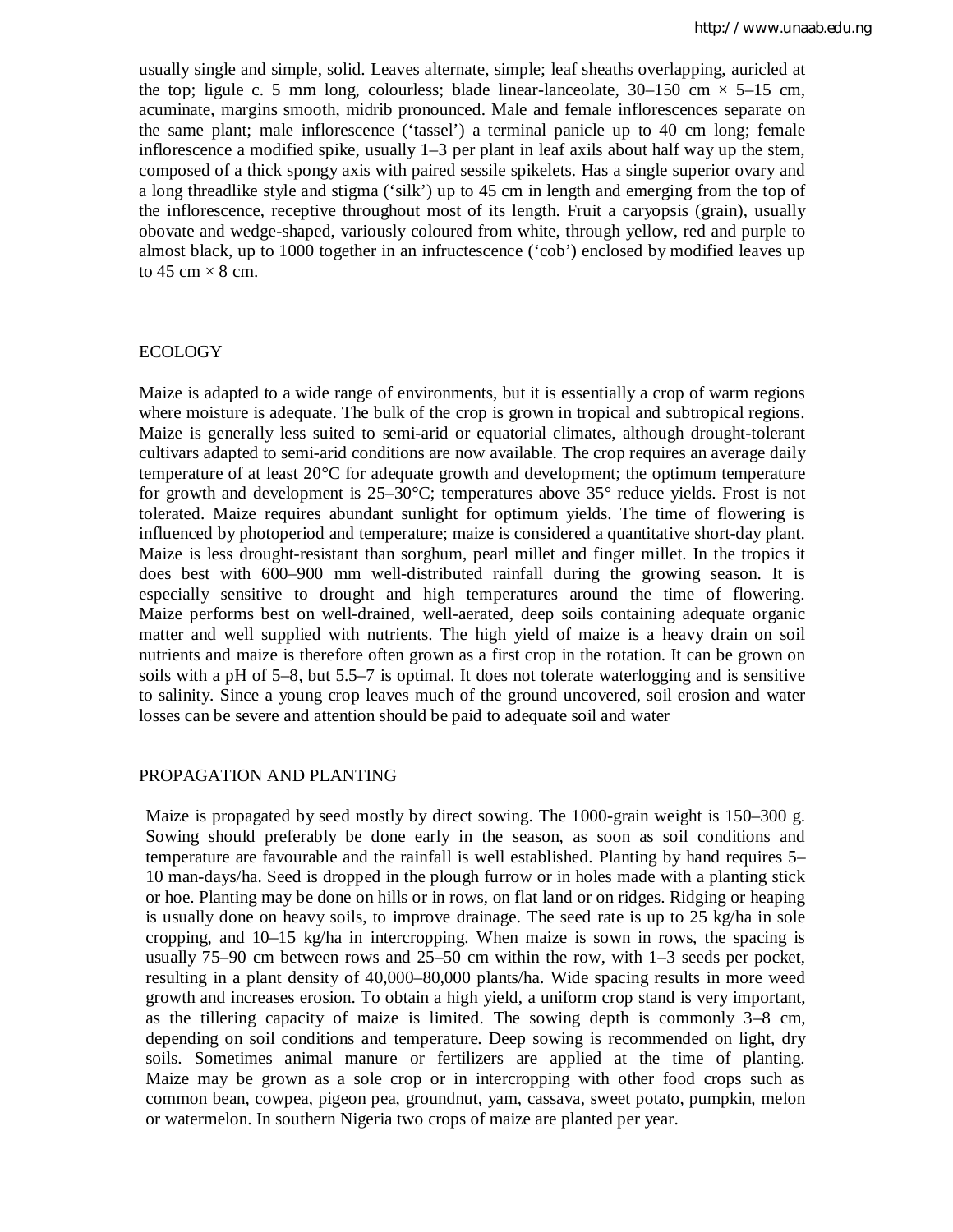usually single and simple, solid. Leaves alternate, simple; leaf sheaths overlapping, auricled at the top; ligule c. 5 mm long, colourless; blade linear-lanceolate, 30–150 cm × 5–15 cm, acuminate, margins smooth, midrib pronounced. Male and female inflorescences separate on the same plant; male inflorescence ('tassel') a terminal panicle up to 40 cm long; female inflorescence a modified spike, usually 1–3 per plant in leaf axils about half way up the stem, composed of a thick spongy axis with paired sessile spikelets. Has a single superior ovary and a long threadlike style and stigma ('silk') up to 45 cm in length and emerging from the top of the inflorescence, receptive throughout most of its length. Fruit a caryopsis (grain), usually obovate and wedge-shaped, variously coloured from white, through yellow, red and purple to almost black, up to 1000 together in an infructescence ('cob') enclosed by modified leaves up to 45 cm × 8 cm.

## ECOLOGY

Maize is adapted to a wide range of environments, but it is essentially a crop of warm regions where moisture is adequate. The bulk of the crop is grown in tropical and subtropical regions. Maize is generally less suited to semi-arid or equatorial climates, although drought-tolerant cultivars adapted to semi-arid conditions are now available. The crop requires an average daily temperature of at least 20°C for adequate growth and development; the optimum temperature for growth and development is 25–30°C; temperatures above 35° reduce yields. Frost is not tolerated. Maize requires abundant sunlight for optimum yields. The time of flowering is influenced by photoperiod and temperature; maize is considered a quantitative short-day plant. Maize is less drought-resistant than sorghum, pearl millet and finger millet. In the tropics it does best with 600–900 mm well-distributed rainfall during the growing season. It is especially sensitive to drought and high temperatures around the time of flowering. Maize performs best on well-drained, well-aerated, deep soils containing adequate organic matter and well supplied with nutrients. The high yield of maize is a heavy drain on soil nutrients and maize is therefore often grown as a first crop in the rotation. It can be grown on soils with a pH of 5–8, but 5.5–7 is optimal. It does not tolerate waterlogging and is sensitive to salinity. Since a young crop leaves much of the ground uncovered, soil erosion and water losses can be severe and attention should be paid to adequate soil and water

## PROPAGATION AND PLANTING

Maize is propagated by seed mostly by direct sowing. The 1000-grain weight is 150–300 g. Sowing should preferably be done early in the season, as soon as soil conditions and temperature are favourable and the rainfall is well established. Planting by hand requires 5–10 man-days/ha. Seed is dropped in the plough furrow or in holes made with a planting stick or hoe. Planting may be done on hills or in rows, on flat land or on ridges. Ridging or heaping is usually done on heavy soils, to improve drainage. The seed rate is up to 25 kg/ha in sole cropping, and 10–15 kg/ha in intercropping. When maize is sown in rows, the spacing is usually 75–90 cm between rows and 25–50 cm within the row, with 1–3 seeds per pocket, resulting in a plant density of 40,000–80,000 plants/ha. Wide spacing results in more weed growth and increases erosion. To obtain a high yield, a uniform crop stand is very important, as the tillering capacity of maize is limited. The sowing depth is commonly 3–8 cm, depending on soil conditions and temperature. Deep sowing is recommended on light, dry soils. Sometimes animal manure or fertilizers are applied at the time of planting. Maize may be grown as a sole crop or in intercropping with other food crops such as common bean, cowpea, pigeon pea, groundnut, yam, cassava, sweet potato, pumpkin, melon or watermelon. In southern Nigeria two crops of maize are planted per year.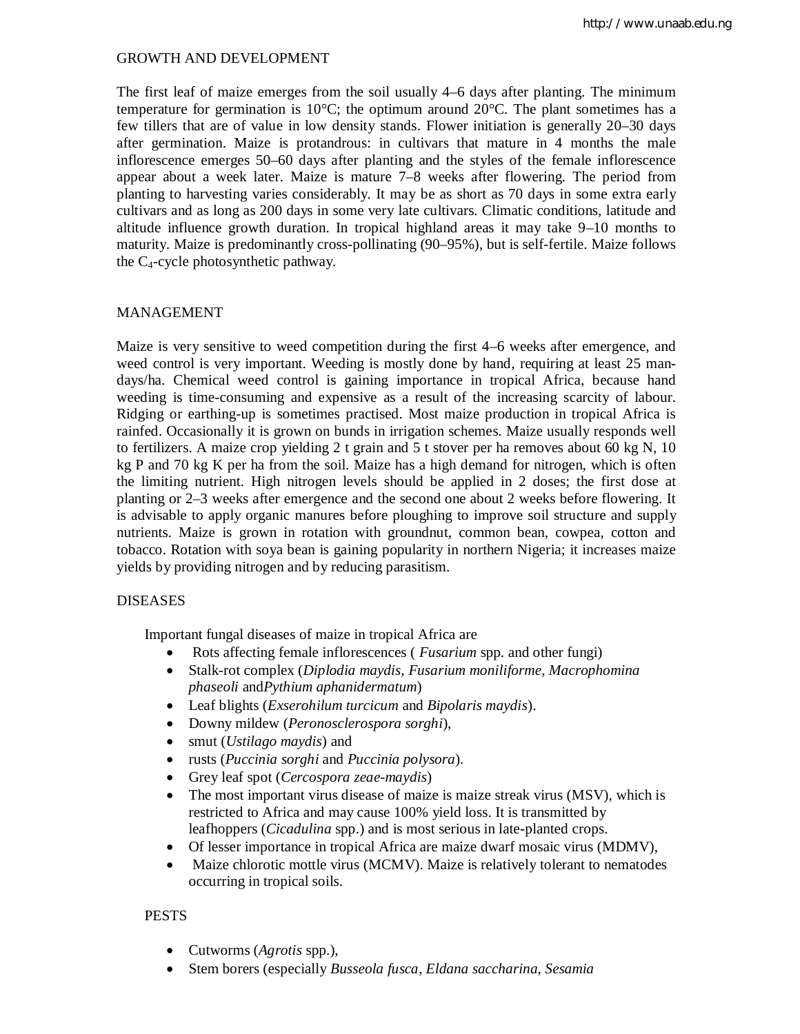## GROWTH AND DEVELOPMENT

The first leaf of maize emerges from the soil usually 4–6 days after planting. The minimum temperature for germination is 10°C; the optimum around 20°C. The plant sometimes has a few tillers that are of value in low density stands. Flower initiation is generally 20–30 days after germination. Maize is protandrous: in cultivars that mature in 4 months the male inflorescence emerges 50–60 days after planting and the styles of the female inflorescence appear about a week later. Maize is mature 7–8 weeks after flowering. The period from planting to harvesting varies considerably. It may be as short as 70 days in some extra early cultivars and as long as 200 days in some very late cultivars. Climatic conditions, latitude and altitude influence growth duration. In tropical highland areas it may take 9–10 months to maturity. Maize is predominantly cross-pollinating (90–95%), but is self-fertile. Maize follows the $C_4$-cycle photosynthetic pathway.

## MANAGEMENT

Maize is very sensitive to weed competition during the first 4–6 weeks after emergence, and weed control is very important. Weeding is mostly done by hand, requiring at least 25 man-days/ha. Chemical weed control is gaining importance in tropical Africa, because hand weeding is time-consuming and expensive as a result of the increasing scarcity of labour. Ridging or earthing-up is sometimes practised. Most maize production in tropical Africa is rainfed. Occasionally it is grown on bunds in irrigation schemes. Maize usually responds well to fertilizers. A maize crop yielding 2 t grain and 5 t stover per ha removes about 60 kg N, 10 kg P and 70 kg K per ha from the soil. Maize has a high demand for nitrogen, which is often the limiting nutrient. High nitrogen levels should be applied in 2 doses; the first dose at planting or 2–3 weeks after emergence and the second one about 2 weeks before flowering. It is advisable to apply organic manures before ploughing to improve soil structure and supply nutrients. Maize is grown in rotation with groundnut, common bean, cowpea, cotton and tobacco. Rotation with soya bean is gaining popularity in northern Nigeria; it increases maize yields by providing nitrogen and by reducing parasitism.

## DISEASES

Important fungal diseases of maize in tropical Africa are

- Rots affecting female inflorescences ( *Fusarium* spp. and other fungi)
- Stalk-rot complex (*Diplodia maydis*, *Fusarium moniliforme*, *Macrophomina phaseoli* and*Pythium aphanidermatum*)
- Leaf blights (*Exserohilum turcicum* and *Bipolaris maydis*).
- Downy mildew (*Peronosclerospora sorghi*),
- smut (*Ustilago maydis*) and
- rusts (*Puccinia sorghi* and *Puccinia polysora*).
- Grey leaf spot (*Cercospora zeae-maydis*)
- The most important virus disease of maize is maize streak virus (MSV), which is restricted to Africa and may cause 100% yield loss. It is transmitted by leafhoppers (*Cicadulina* spp.) and is most serious in late-planted crops.
- Of lesser importance in tropical Africa are maize dwarf mosaic virus (MDMV),
- Maize chlorotic mottle virus (MCMV). Maize is relatively tolerant to nematodes occurring in tropical soils.

## PESTS

- Cutworms (*Agrotis* spp.),
- Stem borers (especially *Busseola fusca*, *Eldana saccharina*, *Sesamia*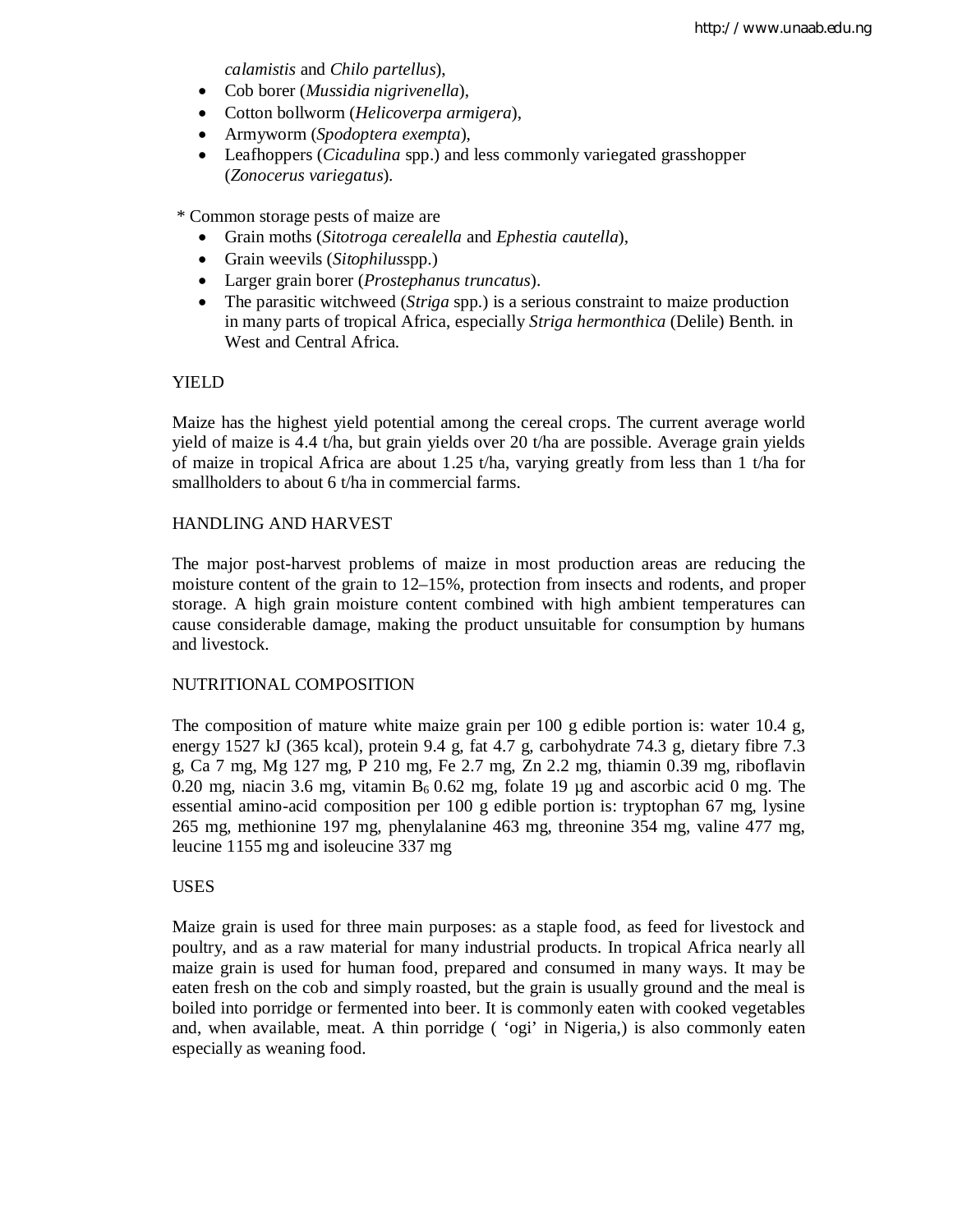- *calamistis* and *Chilo partellus*),
- Cob borer (*Mussidia nigrivenella*),
- Cotton bollworm (*Helicoverpa armigera*),
- Armyworm (*Spodoptera exempta*),
- Leafhoppers (*Cicadulina* spp.) and less commonly variegated grasshopper (*Zonocerus variegatus*).

* Common storage pests of maize are

- Grain moths (*Sitotroga cerealella* and *Ephestia cautella*),
- Grain weevils (*Sitophilus*spp.)
- Larger grain borer (*Prostephanus truncatus*).
- The parasitic witchweed (*Striga* spp.) is a serious constraint to maize production in many parts of tropical Africa, especially *Striga hermonthica* (Delile) Benth. in West and Central Africa.

## YIELD

Maize has the highest yield potential among the cereal crops. The current average world yield of maize is 4.4 t/ha, but grain yields over 20 t/ha are possible. Average grain yields of maize in tropical Africa are about 1.25 t/ha, varying greatly from less than 1 t/ha for smallholders to about 6 t/ha in commercial farms.

## HANDLING AND HARVEST

The major post-harvest problems of maize in most production areas are reducing the moisture content of the grain to 12–15%, protection from insects and rodents, and proper storage. A high grain moisture content combined with high ambient temperatures can cause considerable damage, making the product unsuitable for consumption by humans and livestock.

## NUTRITIONAL COMPOSITION

The composition of mature white maize grain per 100 g edible portion is: water 10.4 g, energy 1527 kJ (365 kcal), protein 9.4 g, fat 4.7 g, carbohydrate 74.3 g, dietary fibre 7.3 g, Ca 7 mg, Mg 127 mg, P 210 mg, Fe 2.7 mg, Zn 2.2 mg, thiamin 0.39 mg, riboflavin 0.20 mg, niacin 3.6 mg, vitamin $B_6$ 0.62 mg, folate 19 µg and ascorbic acid 0 mg. The essential amino-acid composition per 100 g edible portion is: tryptophan 67 mg, lysine 265 mg, methionine 197 mg, phenylalanine 463 mg, threonine 354 mg, valine 477 mg, leucine 1155 mg and isoleucine 337 mg

## USES

Maize grain is used for three main purposes: as a staple food, as feed for livestock and poultry, and as a raw material for many industrial products. In tropical Africa nearly all maize grain is used for human food, prepared and consumed in many ways. It may be eaten fresh on the cob and simply roasted, but the grain is usually ground and the meal is boiled into porridge or fermented into beer. It is commonly eaten with cooked vegetables and, when available, meat. A thin porridge ( 'ogi' in Nigeria,) is also commonly eaten especially as weaning food.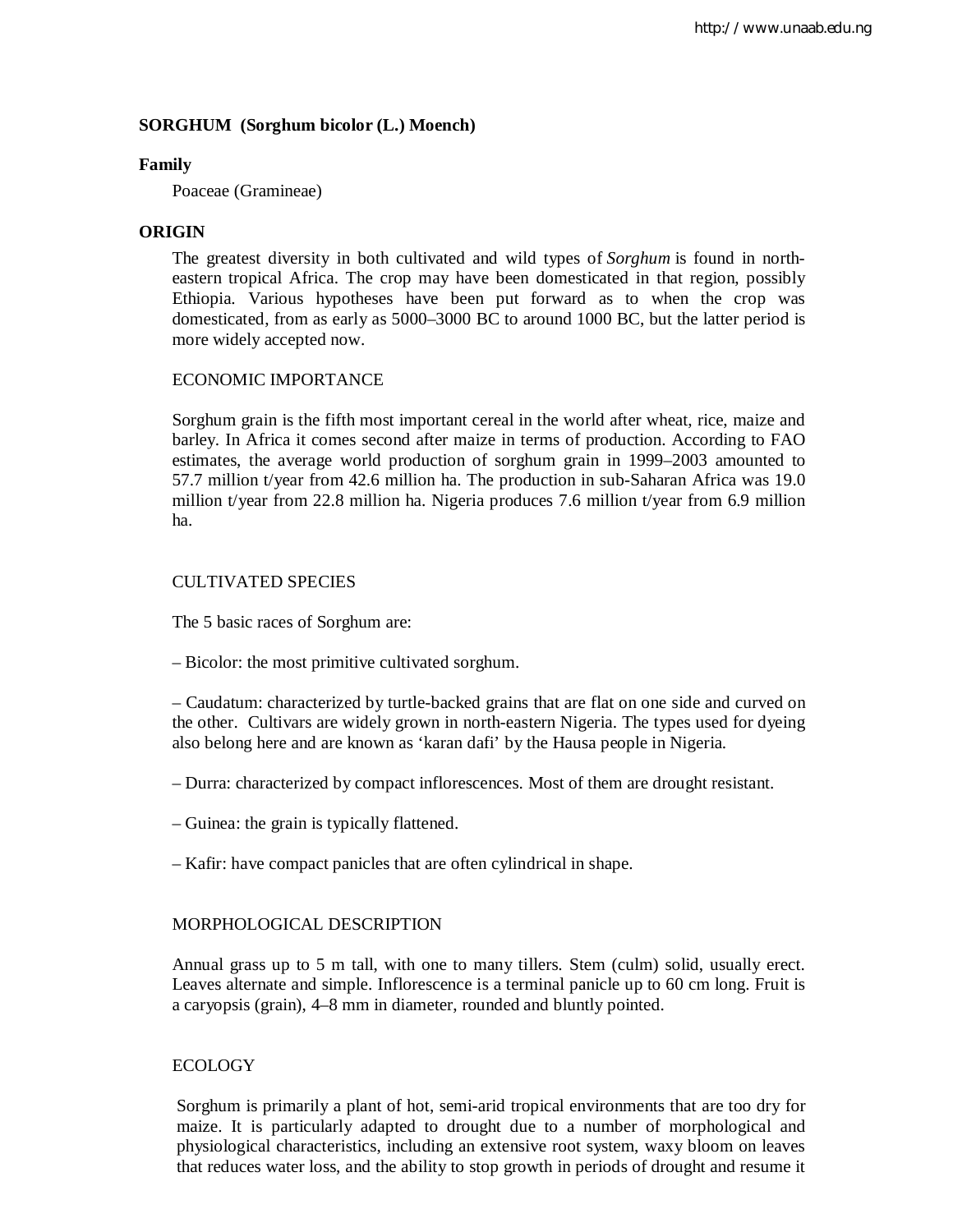## SORGHUM (Sorghum bicolor (L.) Moench)

### Family

Poaceae (Gramineae)

### ORIGIN

The greatest diversity in both cultivated and wild types of *Sorghum* is found in north-eastern tropical Africa. The crop may have been domesticated in that region, possibly Ethiopia. Various hypotheses have been put forward as to when the crop was domesticated, from as early as 5000–3000 BC to around 1000 BC, but the latter period is more widely accepted now.

### ECONOMIC IMPORTANCE

Sorghum grain is the fifth most important cereal in the world after wheat, rice, maize and barley. In Africa it comes second after maize in terms of production. According to FAO estimates, the average world production of sorghum grain in 1999–2003 amounted to 57.7 million t/year from 42.6 million ha. The production in sub-Saharan Africa was 19.0 million t/year from 22.8 million ha. Nigeria produces 7.6 million t/year from 6.9 million ha.

### CULTIVATED SPECIES

The 5 basic races of Sorghum are:

– Bicolor: the most primitive cultivated sorghum.

– Caudatum: characterized by turtle-backed grains that are flat on one side and curved on the other. Cultivars are widely grown in north-eastern Nigeria. The types used for dyeing also belong here and are known as 'karan dafi' by the Hausa people in Nigeria.

– Durra: characterized by compact inflorescences. Most of them are drought resistant.

– Guinea: the grain is typically flattened.

– Kafir: have compact panicles that are often cylindrical in shape.

### MORPHOLOGICAL DESCRIPTION

Annual grass up to 5 m tall, with one to many tillers. Stem (culm) solid, usually erect. Leaves alternate and simple. Inflorescence is a terminal panicle up to 60 cm long. Fruit is a caryopsis (grain), 4–8 mm in diameter, rounded and bluntly pointed.

### ECOLOGY

Sorghum is primarily a plant of hot, semi-arid tropical environments that are too dry for maize. It is particularly adapted to drought due to a number of morphological and physiological characteristics, including an extensive root system, waxy bloom on leaves that reduces water loss, and the ability to stop growth in periods of drought and resume it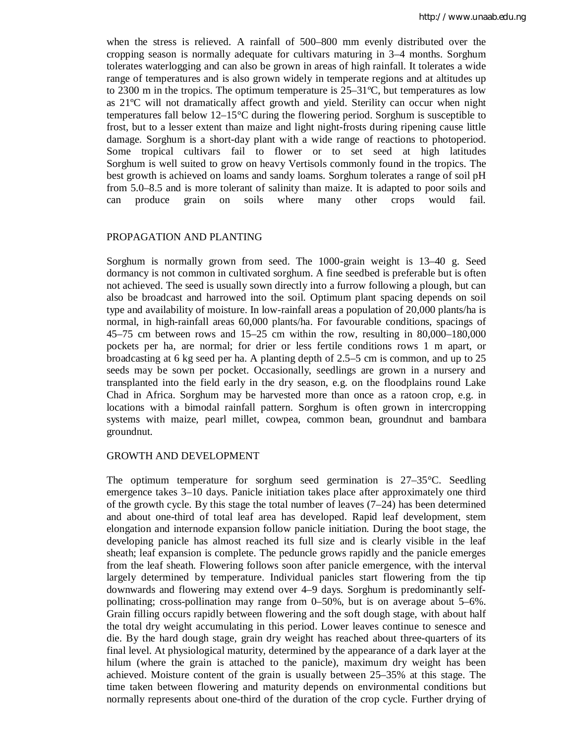when the stress is relieved. A rainfall of 500–800 mm evenly distributed over the cropping season is normally adequate for cultivars maturing in 3–4 months. Sorghum tolerates waterlogging and can also be grown in areas of high rainfall. It tolerates a wide range of temperatures and is also grown widely in temperate regions and at altitudes up to 2300 m in the tropics. The optimum temperature is 25–31ºC, but temperatures as low as 21ºC will not dramatically affect growth and yield. Sterility can occur when night temperatures fall below 12–15°C during the flowering period. Sorghum is susceptible to frost, but to a lesser extent than maize and light night-frosts during ripening cause little damage. Sorghum is a short-day plant with a wide range of reactions to photoperiod. Some tropical cultivars fail to flower or to set seed at high latitudes Sorghum is well suited to grow on heavy Vertisols commonly found in the tropics. The best growth is achieved on loams and sandy loams. Sorghum tolerates a range of soil pH from 5.0–8.5 and is more tolerant of salinity than maize. It is adapted to poor soils and can produce grain on soils where many other crops would fail.

## PROPAGATION AND PLANTING

Sorghum is normally grown from seed. The 1000-grain weight is 13–40 g. Seed dormancy is not common in cultivated sorghum. A fine seedbed is preferable but is often not achieved. The seed is usually sown directly into a furrow following a plough, but can also be broadcast and harrowed into the soil. Optimum plant spacing depends on soil type and availability of moisture. In low-rainfall areas a population of 20,000 plants/ha is normal, in high-rainfall areas 60,000 plants/ha. For favourable conditions, spacings of 45–75 cm between rows and 15–25 cm within the row, resulting in 80,000–180,000 pockets per ha, are normal; for drier or less fertile conditions rows 1 m apart, or broadcasting at 6 kg seed per ha. A planting depth of 2.5–5 cm is common, and up to 25 seeds may be sown per pocket. Occasionally, seedlings are grown in a nursery and transplanted into the field early in the dry season, e.g. on the floodplains round Lake Chad in Africa. Sorghum may be harvested more than once as a ratoon crop, e.g. in locations with a bimodal rainfall pattern. Sorghum is often grown in intercropping systems with maize, pearl millet, cowpea, common bean, groundnut and bambara groundnut.

## GROWTH AND DEVELOPMENT

The optimum temperature for sorghum seed germination is 27–35°C. Seedling emergence takes 3–10 days. Panicle initiation takes place after approximately one third of the growth cycle. By this stage the total number of leaves (7–24) has been determined and about one-third of total leaf area has developed. Rapid leaf development, stem elongation and internode expansion follow panicle initiation. During the boot stage, the developing panicle has almost reached its full size and is clearly visible in the leaf sheath; leaf expansion is complete. The peduncle grows rapidly and the panicle emerges from the leaf sheath. Flowering follows soon after panicle emergence, with the interval largely determined by temperature. Individual panicles start flowering from the tip downwards and flowering may extend over 4–9 days. Sorghum is predominantly self-pollinating; cross-pollination may range from 0–50%, but is on average about 5–6%. Grain filling occurs rapidly between flowering and the soft dough stage, with about half the total dry weight accumulating in this period. Lower leaves continue to senesce and die. By the hard dough stage, grain dry weight has reached about three-quarters of its final level. At physiological maturity, determined by the appearance of a dark layer at the hilum (where the grain is attached to the panicle), maximum dry weight has been achieved. Moisture content of the grain is usually between 25–35% at this stage. The time taken between flowering and maturity depends on environmental conditions but normally represents about one-third of the duration of the crop cycle. Further drying of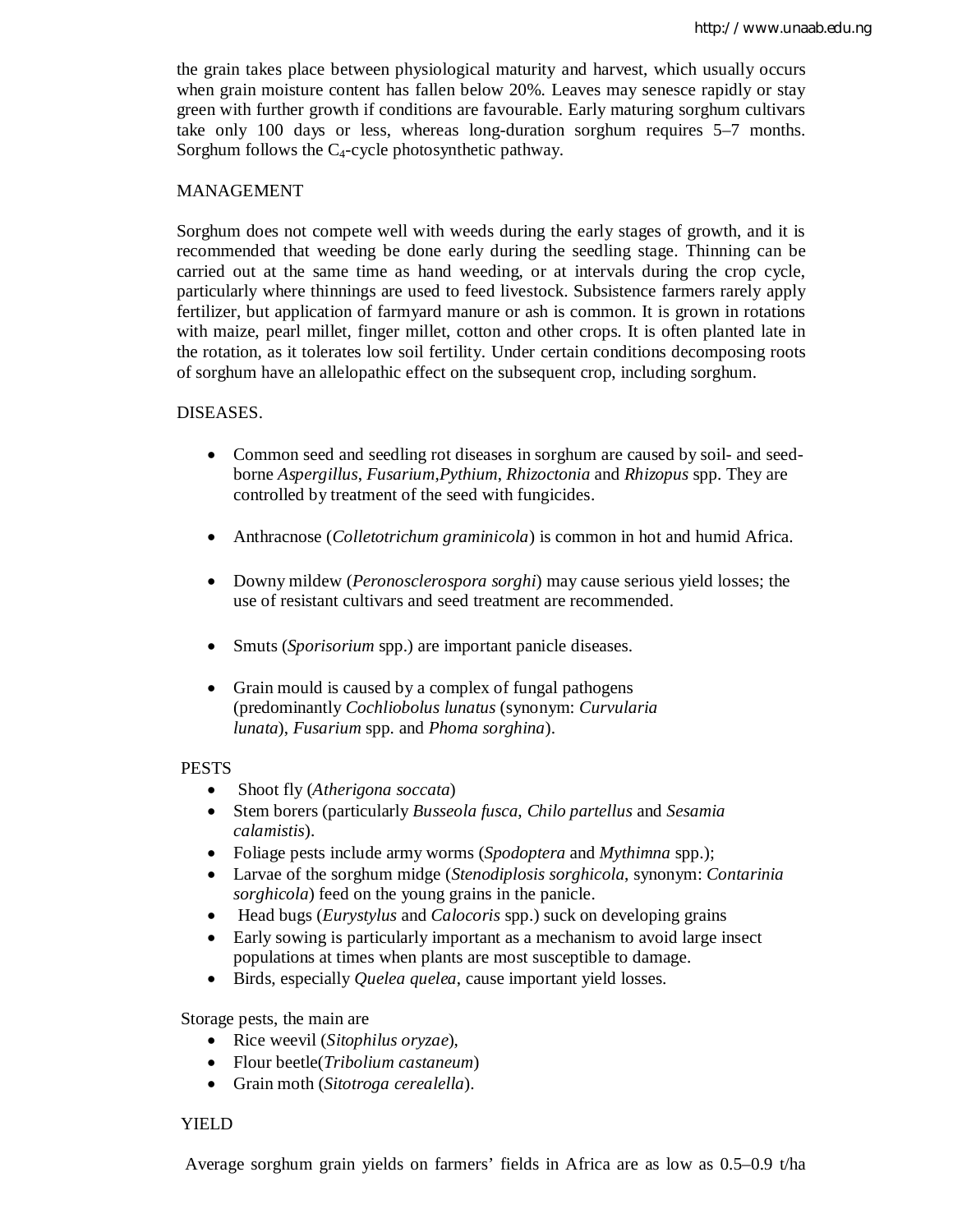the grain takes place between physiological maturity and harvest, which usually occurs when grain moisture content has fallen below 20%. Leaves may senesce rapidly or stay green with further growth if conditions are favourable. Early maturing sorghum cultivars take only 100 days or less, whereas long-duration sorghum requires 5–7 months. Sorghum follows the $C_4$-cycle photosynthetic pathway.

## MANAGEMENT

Sorghum does not compete well with weeds during the early stages of growth, and it is recommended that weeding be done early during the seedling stage. Thinning can be carried out at the same time as hand weeding, or at intervals during the crop cycle, particularly where thinnings are used to feed livestock. Subsistence farmers rarely apply fertilizer, but application of farmyard manure or ash is common. It is grown in rotations with maize, pearl millet, finger millet, cotton and other crops. It is often planted late in the rotation, as it tolerates low soil fertility. Under certain conditions decomposing roots of sorghum have an allelopathic effect on the subsequent crop, including sorghum.

## DISEASES.

- Common seed and seedling rot diseases in sorghum are caused by soil- and seed-borne *Aspergillus*, *Fusarium*,*Pythium*, *Rhizoctonia* and *Rhizopus* spp. They are controlled by treatment of the seed with fungicides.
- Anthracnose (*Colletotrichum graminicola*) is common in hot and humid Africa.
- Downy mildew (*Peronosclerospora sorghi*) may cause serious yield losses; the use of resistant cultivars and seed treatment are recommended.
- Smuts (*Sporisorium* spp.) are important panicle diseases.
- Grain mould is caused by a complex of fungal pathogens (predominantly *Cochliobolus lunatus* (synonym: *Curvularia lunata*), *Fusarium* spp. and *Phoma sorghina*).

## PESTS

- Shoot fly (*Atherigona soccata*)
- Stem borers (particularly *Busseola fusca*, *Chilo partellus* and *Sesamia calamistis*).
- Foliage pests include army worms (*Spodoptera* and *Mythimna* spp.);
- Larvae of the sorghum midge (*Stenodiplosis sorghicola*, synonym: *Contarinia sorghicola*) feed on the young grains in the panicle.
- Head bugs (*Eurystylus* and *Calocoris* spp.) suck on developing grains
- Early sowing is particularly important as a mechanism to avoid large insect populations at times when plants are most susceptible to damage.
- Birds, especially *Quelea quelea*, cause important yield losses.

Storage pests, the main are

- Rice weevil (*Sitophilus oryzae*),
- Flour beetle(*Tribolium castaneum*)
- Grain moth (*Sitotroga cerealella*).

## YIELD

Average sorghum grain yields on farmers' fields in Africa are as low as 0.5–0.9 t/ha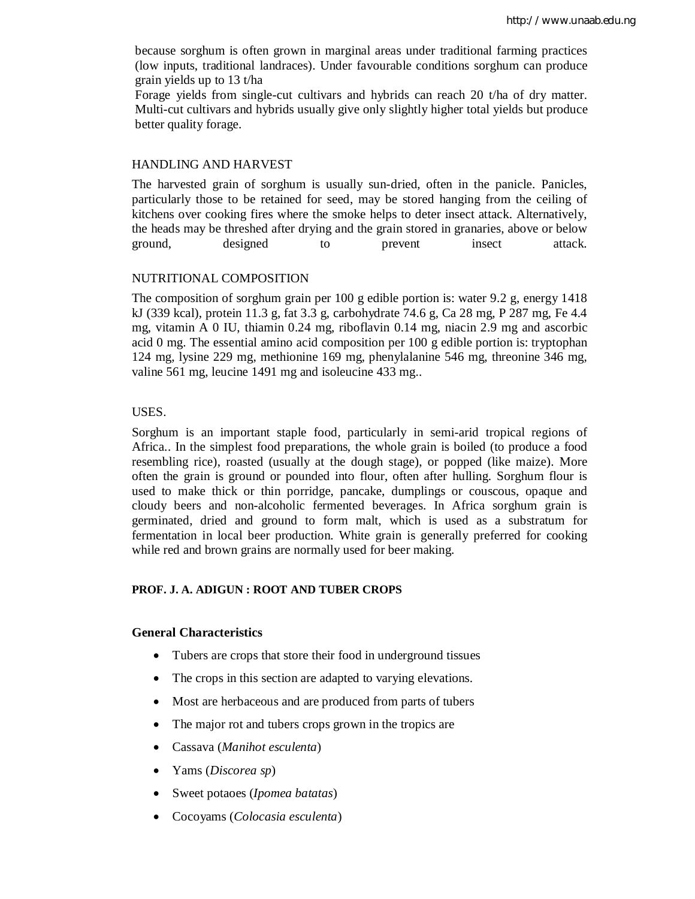because sorghum is often grown in marginal areas under traditional farming practices (low inputs, traditional landraces). Under favourable conditions sorghum can produce grain yields up to 13 t/ha

Forage yields from single-cut cultivars and hybrids can reach 20 t/ha of dry matter. Multi-cut cultivars and hybrids usually give only slightly higher total yields but produce better quality forage.

## HANDLING AND HARVEST

The harvested grain of sorghum is usually sun-dried, often in the panicle. Panicles, particularly those to be retained for seed, may be stored hanging from the ceiling of kitchens over cooking fires where the smoke helps to deter insect attack. Alternatively, the heads may be threshed after drying and the grain stored in granaries, above or below ground, designed to prevent insect attack.

## NUTRITIONAL COMPOSITION

The composition of sorghum grain per 100 g edible portion is: water 9.2 g, energy 1418 kJ (339 kcal), protein 11.3 g, fat 3.3 g, carbohydrate 74.6 g, Ca 28 mg, P 287 mg, Fe 4.4 mg, vitamin A 0 IU, thiamin 0.24 mg, riboflavin 0.14 mg, niacin 2.9 mg and ascorbic acid 0 mg. The essential amino acid composition per 100 g edible portion is: tryptophan 124 mg, lysine 229 mg, methionine 169 mg, phenylalanine 546 mg, threonine 346 mg, valine 561 mg, leucine 1491 mg and isoleucine 433 mg..

## USES.

Sorghum is an important staple food, particularly in semi-arid tropical regions of Africa.. In the simplest food preparations, the whole grain is boiled (to produce a food resembling rice), roasted (usually at the dough stage), or popped (like maize). More often the grain is ground or pounded into flour, often after hulling. Sorghum flour is used to make thick or thin porridge, pancake, dumplings or couscous, opaque and cloudy beers and non-alcoholic fermented beverages. In Africa sorghum grain is germinated, dried and ground to form malt, which is used as a substratum for fermentation in local beer production. White grain is generally preferred for cooking while red and brown grains are normally used for beer making.

## PROF. J. A. ADIGUN : ROOT AND TUBER CROPS

### General Characteristics

- Tubers are crops that store their food in underground tissues
- The crops in this section are adapted to varying elevations.
- Most are herbaceous and are produced from parts of tubers
- The major rot and tubers crops grown in the tropics are
- Cassava (*Manihot esculenta*)
- Yams (*Discorea sp*)
- Sweet potaoes (*Ipomea batatas*)
- Cocoyams (*Colocasia esculenta*)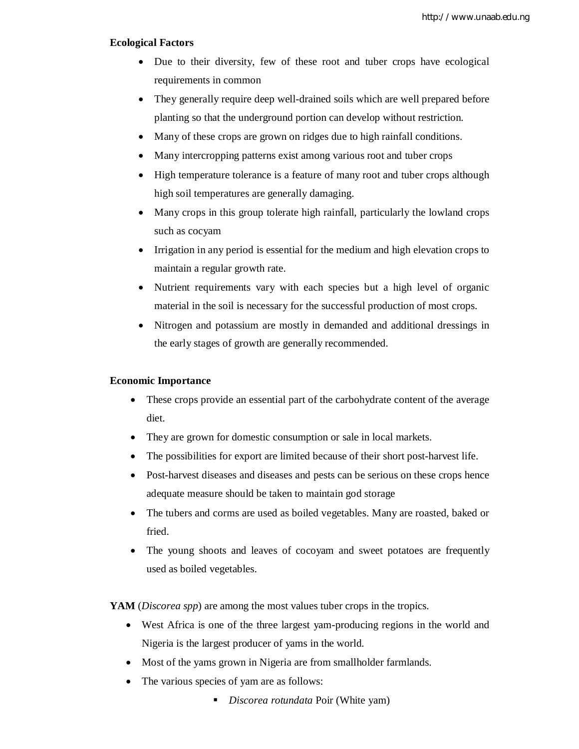**Ecological Factors**

- Due to their diversity, few of these root and tuber crops have ecological requirements in common
- They generally require deep well-drained soils which are well prepared before planting so that the underground portion can develop without restriction.
- Many of these crops are grown on ridges due to high rainfall conditions.
- Many intercropping patterns exist among various root and tuber crops
- High temperature tolerance is a feature of many root and tuber crops although high soil temperatures are generally damaging.
- Many crops in this group tolerate high rainfall, particularly the lowland crops such as cocyam
- Irrigation in any period is essential for the medium and high elevation crops to maintain a regular growth rate.
- Nutrient requirements vary with each species but a high level of organic material in the soil is necessary for the successful production of most crops.
- Nitrogen and potassium are mostly in demanded and additional dressings in the early stages of growth are generally recommended.

**Economic Importance**

- These crops provide an essential part of the carbohydrate content of the average diet.
- They are grown for domestic consumption or sale in local markets.
- The possibilities for export are limited because of their short post-harvest life.
- Post-harvest diseases and diseases and pests can be serious on these crops hence adequate measure should be taken to maintain god storage
- The tubers and corms are used as boiled vegetables. Many are roasted, baked or fried.
- The young shoots and leaves of cocoyam and sweet potatoes are frequently used as boiled vegetables.

**YAM** (*Discorea spp*) are among the most values tuber crops in the tropics.

- West Africa is one of the three largest yam-producing regions in the world and Nigeria is the largest producer of yams in the world.
- Most of the yams grown in Nigeria are from smallholder farmlands.
- The various species of yam are as follows:
    - *Discorea rotundata* Poir (White yam)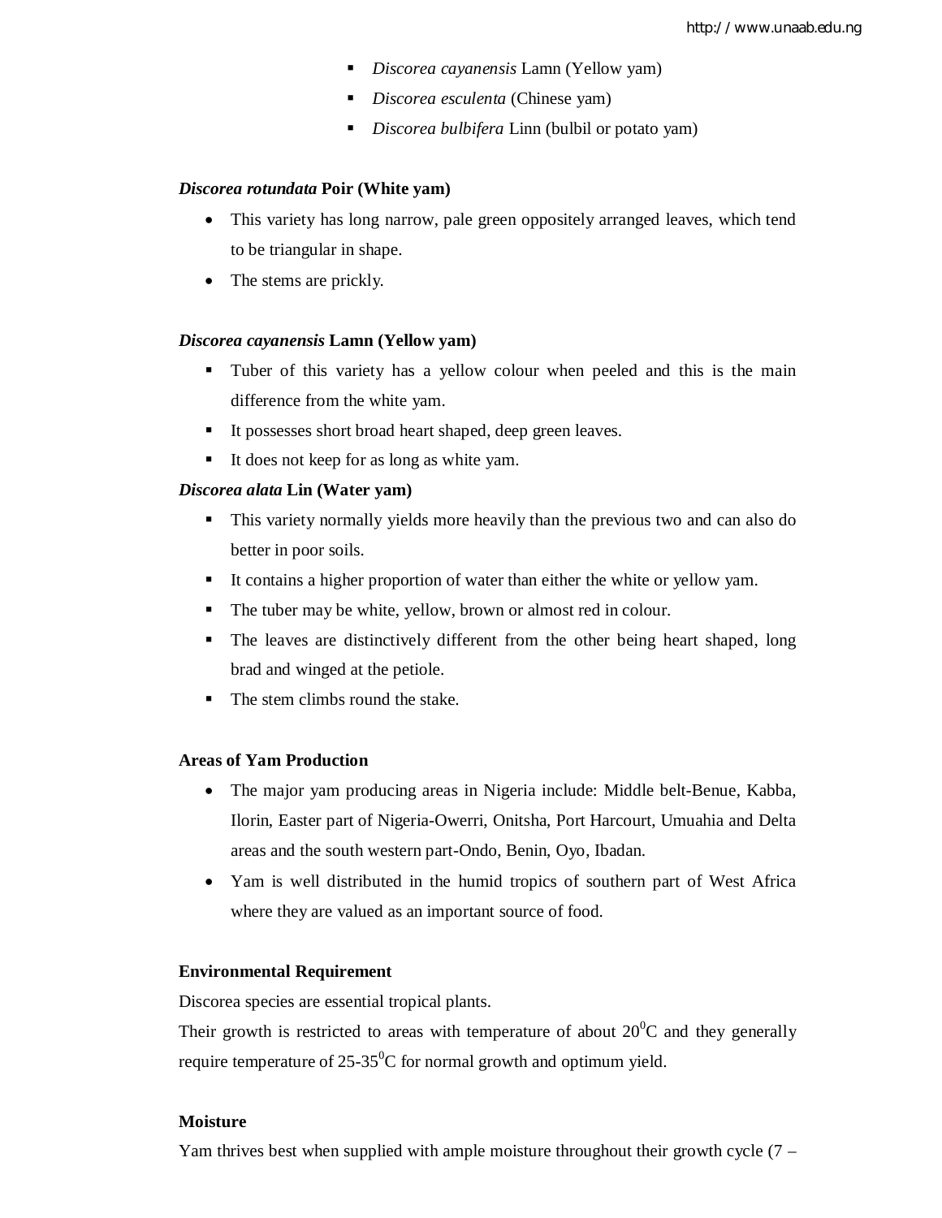- *Discorea cayanensis* Lamn (Yellow yam)
- *Discorea esculenta* (Chinese yam)
- *Discorea bulbifera* Linn (bulbil or potato yam)

***Discorea rotundata*** **Poir (White yam)**

- This variety has long narrow, pale green oppositely arranged leaves, which tend to be triangular in shape.
- The stems are prickly.

***Discorea cayanensis*** **Lamn (Yellow yam)**

- Tuber of this variety has a yellow colour when peeled and this is the main difference from the white yam.
- It possesses short broad heart shaped, deep green leaves.
- It does not keep for as long as white yam.

***Discorea alata*** **Lin (Water yam)**

- This variety normally yields more heavily than the previous two and can also do better in poor soils.
- It contains a higher proportion of water than either the white or yellow yam.
- The tuber may be white, yellow, brown or almost red in colour.
- The leaves are distinctively different from the other being heart shaped, long brad and winged at the petiole.
- The stem climbs round the stake.

**Areas of Yam Production**

- The major yam producing areas in Nigeria include: Middle belt-Benue, Kabba, Ilorin, Easter part of Nigeria-Owerri, Onitsha, Port Harcourt, Umuahia and Delta areas and the south western part-Ondo, Benin, Oyo, Ibadan.
- Yam is well distributed in the humid tropics of southern part of West Africa where they are valued as an important source of food.

**Environmental Requirement**

Discorea species are essential tropical plants.

Their growth is restricted to areas with temperature of about $20^0$C and they generally require temperature of 25-$35^0$C for normal growth and optimum yield.

**Moisture**

Yam thrives best when supplied with ample moisture throughout their growth cycle (7 –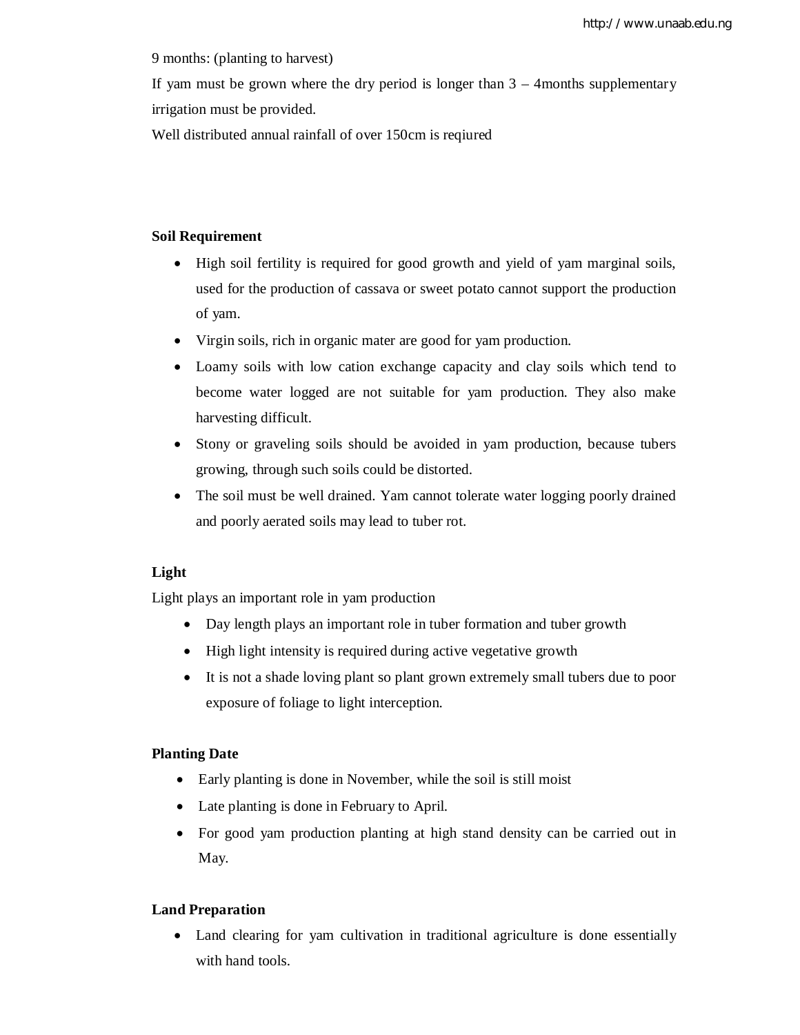9 months: (planting to harvest)

If yam must be grown where the dry period is longer than 3 – 4months supplementary irrigation must be provided.

Well distributed annual rainfall of over 150cm is reqiured

**Soil Requirement**

- High soil fertility is required for good growth and yield of yam marginal soils, used for the production of cassava or sweet potato cannot support the production of yam.
- Virgin soils, rich in organic mater are good for yam production.
- Loamy soils with low cation exchange capacity and clay soils which tend to become water logged are not suitable for yam production. They also make harvesting difficult.
- Stony or graveling soils should be avoided in yam production, because tubers growing, through such soils could be distorted.
- The soil must be well drained. Yam cannot tolerate water logging poorly drained and poorly aerated soils may lead to tuber rot.

**Light**

Light plays an important role in yam production

- Day length plays an important role in tuber formation and tuber growth
- High light intensity is required during active vegetative growth
- It is not a shade loving plant so plant grown extremely small tubers due to poor exposure of foliage to light interception.

**Planting Date**

- Early planting is done in November, while the soil is still moist
- Late planting is done in February to April.
- For good yam production planting at high stand density can be carried out in May.

**Land Preparation**

- Land clearing for yam cultivation in traditional agriculture is done essentially with hand tools.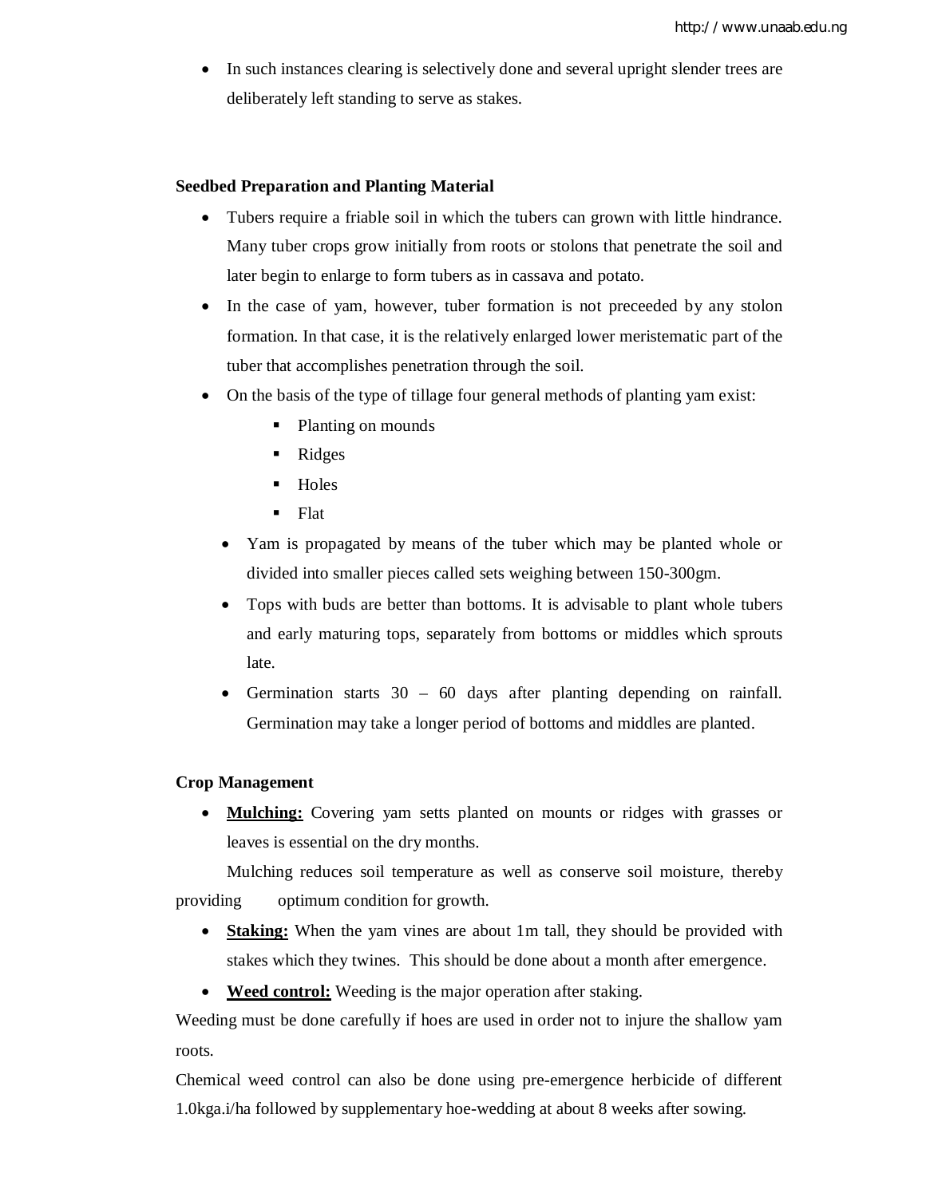- In such instances clearing is selectively done and several upright slender trees are deliberately left standing to serve as stakes.

**Seedbed Preparation and Planting Material**

- Tubers require a friable soil in which the tubers can grown with little hindrance. Many tuber crops grow initially from roots or stolons that penetrate the soil and later begin to enlarge to form tubers as in cassava and potato.
- In the case of yam, however, tuber formation is not preceeded by any stolon formation. In that case, it is the relatively enlarged lower meristematic part of the tuber that accomplishes penetration through the soil.
- On the basis of the type of tillage four general methods of planting yam exist:
  - Planting on mounds
  - Ridges
  - Holes
  - Flat
- Yam is propagated by means of the tuber which may be planted whole or divided into smaller pieces called sets weighing between 150-300gm.
- Tops with buds are better than bottoms. It is advisable to plant whole tubers and early maturing tops, separately from bottoms or middles which sprouts late.
- Germination starts 30 – 60 days after planting depending on rainfall. Germination may take a longer period of bottoms and middles are planted.

**Crop Management**

- **Mulching:** Covering yam setts planted on mounts or ridges with grasses or leaves is essential on the dry months.

  Mulching reduces soil temperature as well as conserve soil moisture, thereby providing optimum condition for growth.

- **Staking:** When the yam vines are about 1m tall, they should be provided with stakes which they twines. This should be done about a month after emergence.
- **Weed control:** Weeding is the major operation after staking.

Weeding must be done carefully if hoes are used in order not to injure the shallow yam roots.

Chemical weed control can also be done using pre-emergence herbicide of different 1.0kga.i/ha followed by supplementary hoe-wedding at about 8 weeks after sowing.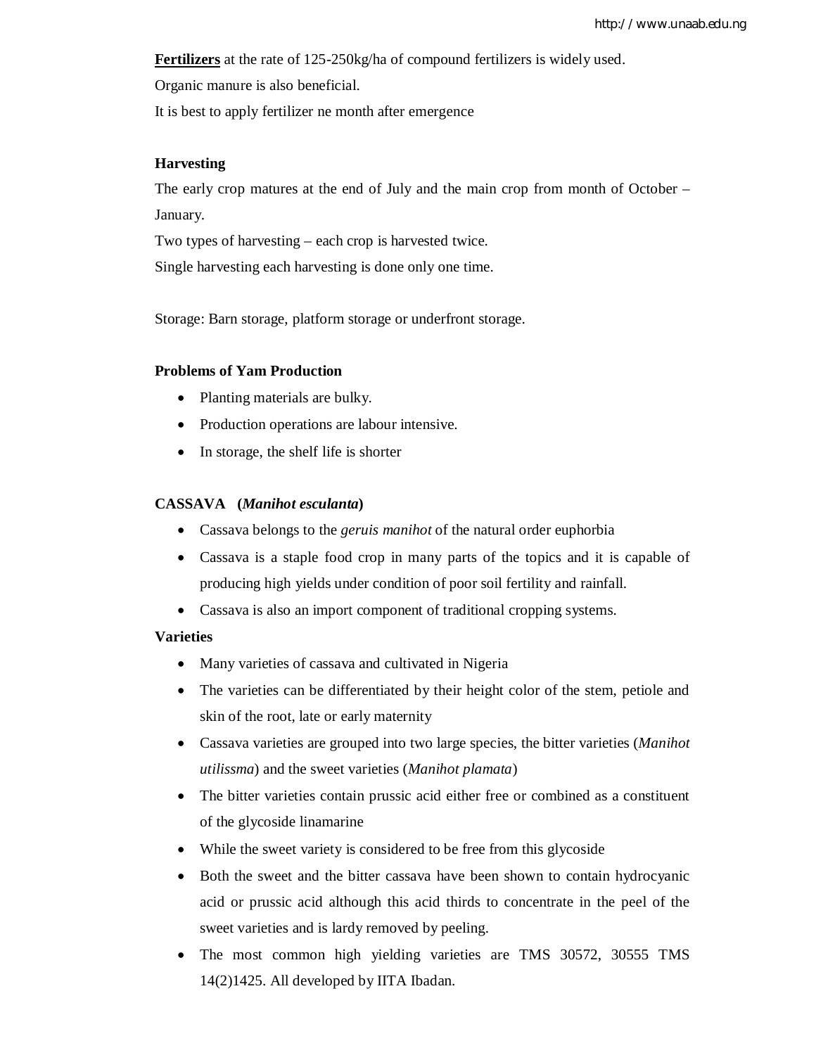**Fertilizers** at the rate of 125-250kg/ha of compound fertilizers is widely used.

Organic manure is also beneficial.

It is best to apply fertilizer ne month after emergence

**Harvesting**

The early crop matures at the end of July and the main crop from month of October – January.

Two types of harvesting – each crop is harvested twice.

Single harvesting each harvesting is done only one time.

Storage: Barn storage, platform storage or underfront storage.

**Problems of Yam Production**

- Planting materials are bulky.
- Production operations are labour intensive.
- In storage, the shelf life is shorter

**CASSAVA (*Manihot esculanta*)**

- Cassava belongs to the *geruis manihot* of the natural order euphorbia
- Cassava is a staple food crop in many parts of the topics and it is capable of producing high yields under condition of poor soil fertility and rainfall.
- Cassava is also an import component of traditional cropping systems.

**Varieties**

- Many varieties of cassava and cultivated in Nigeria
- The varieties can be differentiated by their height color of the stem, petiole and skin of the root, late or early maternity
- Cassava varieties are grouped into two large species, the bitter varieties (*Manihot utilissma*) and the sweet varieties (*Manihot plamata*)
- The bitter varieties contain prussic acid either free or combined as a constituent of the glycoside linamarine
- While the sweet variety is considered to be free from this glycoside
- Both the sweet and the bitter cassava have been shown to contain hydrocyanic acid or prussic acid although this acid thirds to concentrate in the peel of the sweet varieties and is lardy removed by peeling.
- The most common high yielding varieties are TMS 30572, 30555 TMS 14(2)1425. All developed by IITA Ibadan.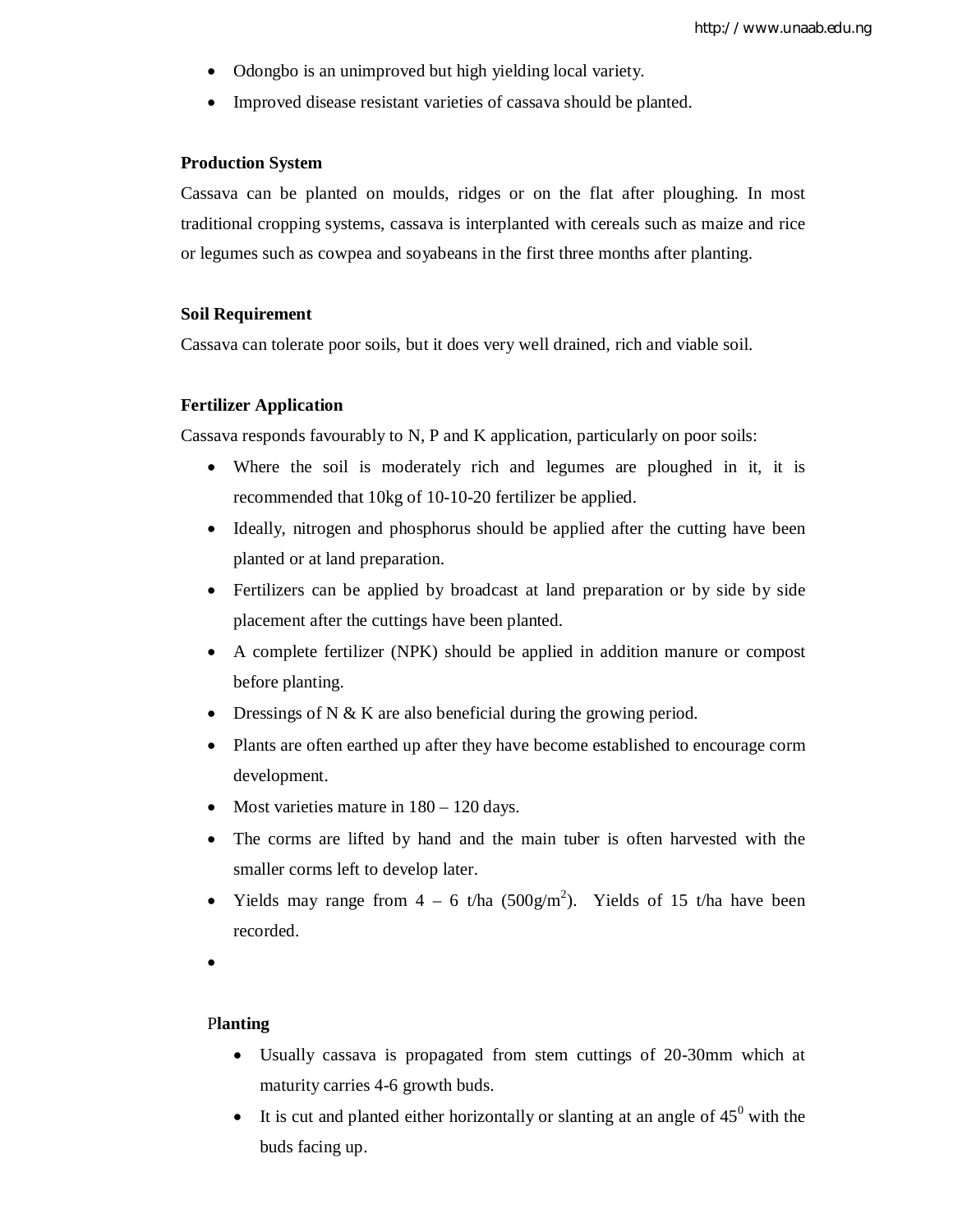- Odongbo is an unimproved but high yielding local variety.
- Improved disease resistant varieties of cassava should be planted.

**Production System**

Cassava can be planted on moulds, ridges or on the flat after ploughing. In most traditional cropping systems, cassava is interplanted with cereals such as maize and rice or legumes such as cowpea and soyabeans in the first three months after planting.

**Soil Requirement**

Cassava can tolerate poor soils, but it does very well drained, rich and viable soil.

**Fertilizer Application**

Cassava responds favourably to N, P and K application, particularly on poor soils:

- Where the soil is moderately rich and legumes are ploughed in it, it is recommended that 10kg of 10-10-20 fertilizer be applied.
- Ideally, nitrogen and phosphorus should be applied after the cutting have been planted or at land preparation.
- Fertilizers can be applied by broadcast at land preparation or by side by side placement after the cuttings have been planted.
- A complete fertilizer (NPK) should be applied in addition manure or compost before planting.
- Dressings of N & K are also beneficial during the growing period.
- Plants are often earthed up after they have become established to encourage corm development.
- Most varieties mature in 180 – 120 days.
- The corms are lifted by hand and the main tuber is often harvested with the smaller corms left to develop later.
- Yields may range from 4 – 6 t/ha (500g/$m^2$). Yields of 15 t/ha have been recorded.
- 

**Planting**

- Usually cassava is propagated from stem cuttings of 20-30mm which at maturity carries 4-6 growth buds.
- It is cut and planted either horizontally or slanting at an angle of $45^0$ with the buds facing up.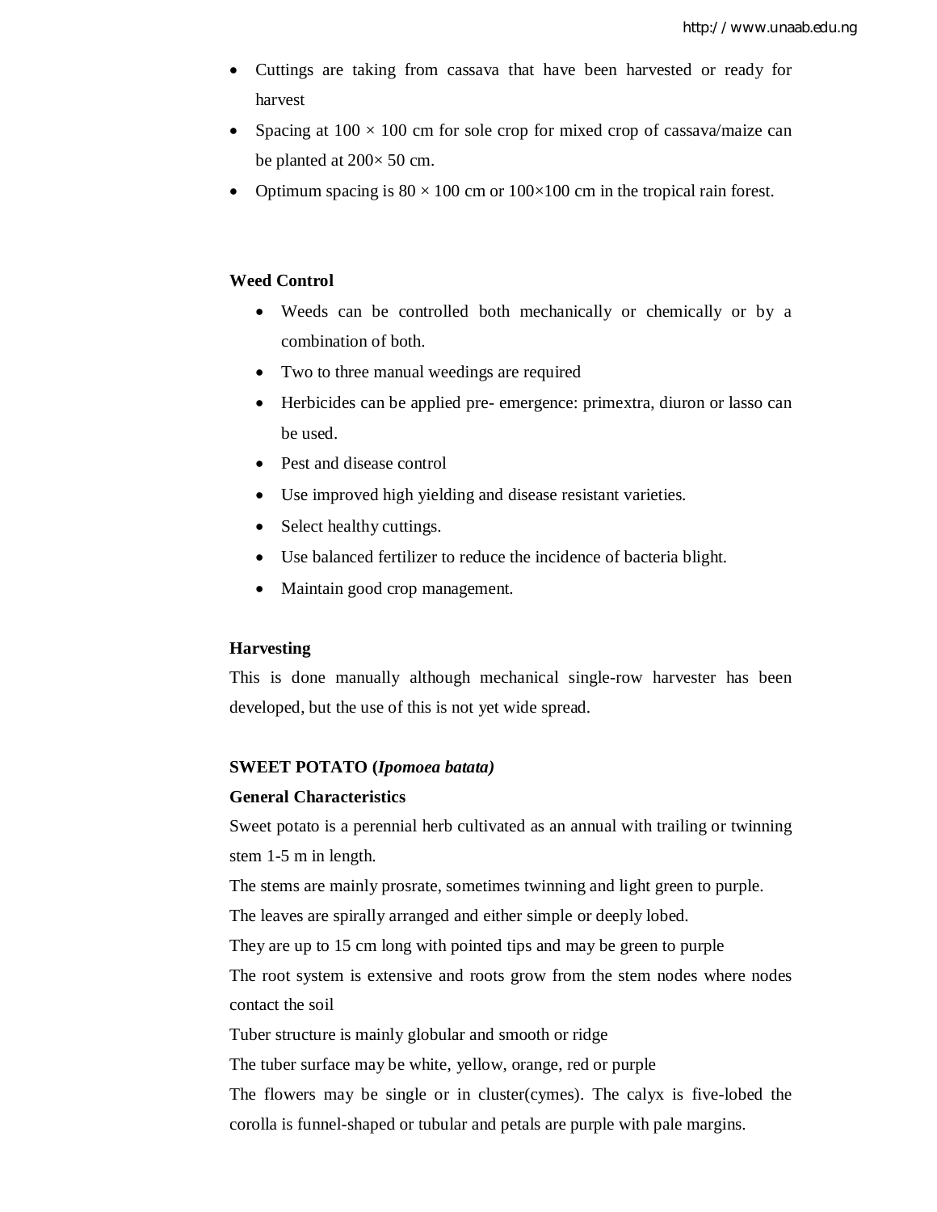- Cuttings are taking from cassava that have been harvested or ready for harvest
- Spacing at 100 × 100 cm for sole crop for mixed crop of cassava/maize can be planted at 200× 50 cm.
- Optimum spacing is 80 × 100 cm or 100×100 cm in the tropical rain forest.

**Weed Control**

- Weeds can be controlled both mechanically or chemically or by a combination of both.
- Two to three manual weedings are required
- Herbicides can be applied pre- emergence: primextra, diuron or lasso can be used.
- Pest and disease control
- Use improved high yielding and disease resistant varieties.
- Select healthy cuttings.
- Use balanced fertilizer to reduce the incidence of bacteria blight.
- Maintain good crop management.

**Harvesting**

This is done manually although mechanical single-row harvester has been developed, but the use of this is not yet wide spread.

**SWEET POTATO (*Ipomoea batata*)**

**General Characteristics**

Sweet potato is a perennial herb cultivated as an annual with trailing or twinning stem 1-5 m in length.

The stems are mainly prosrate, sometimes twinning and light green to purple.

The leaves are spirally arranged and either simple or deeply lobed.

They are up to 15 cm long with pointed tips and may be green to purple

The root system is extensive and roots grow from the stem nodes where nodes contact the soil

Tuber structure is mainly globular and smooth or ridge

The tuber surface may be white, yellow, orange, red or purple

The flowers may be single or in cluster(cymes). The calyx is five-lobed the corolla is funnel-shaped or tubular and petals are purple with pale margins.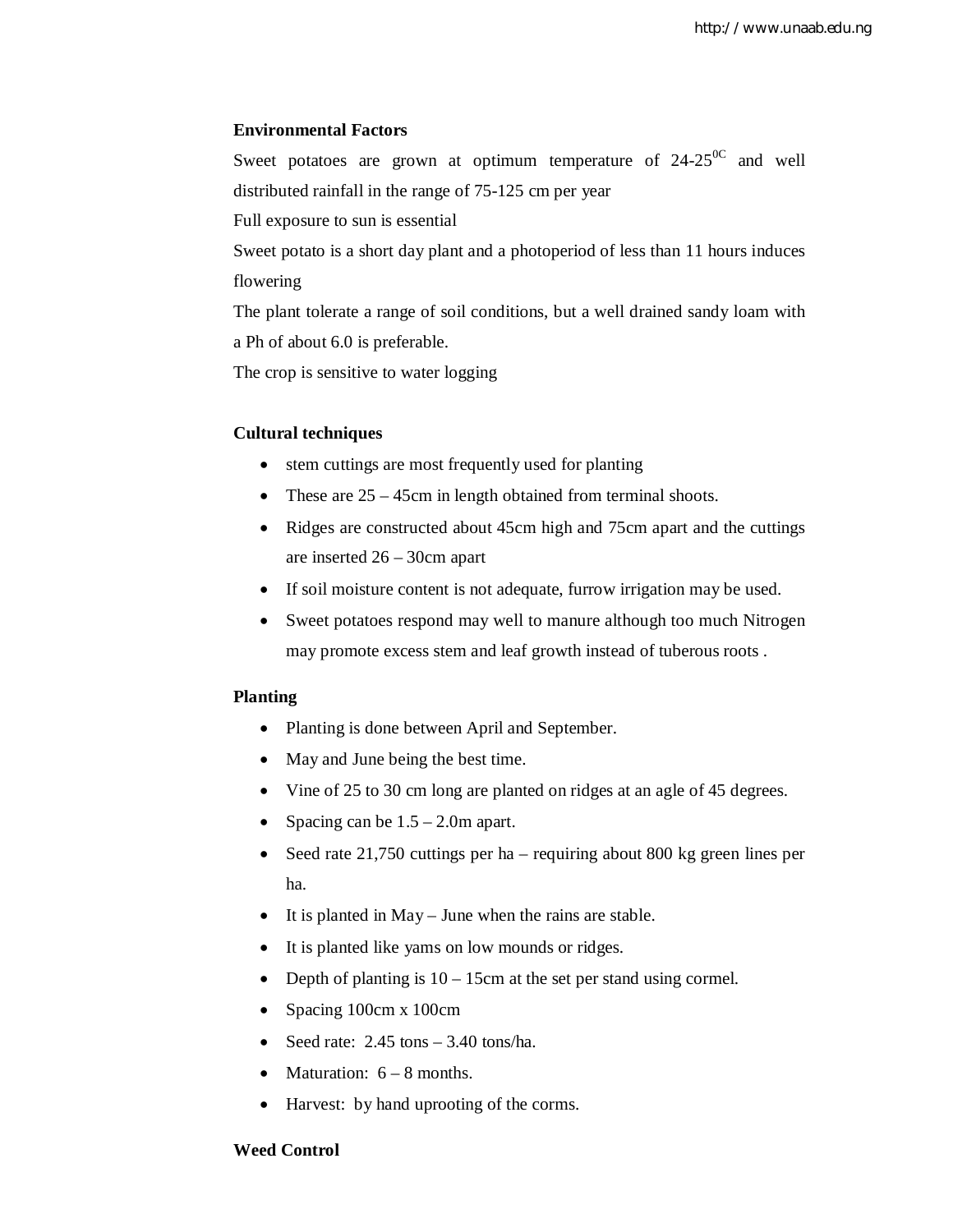**Environmental Factors**

Sweet potatoes are grown at optimum temperature of 24-25$^{0C}$ and well distributed rainfall in the range of 75-125 cm per year

Full exposure to sun is essential

Sweet potato is a short day plant and a photoperiod of less than 11 hours induces flowering

The plant tolerate a range of soil conditions, but a well drained sandy loam with a Ph of about 6.0 is preferable.

The crop is sensitive to water logging

**Cultural techniques**

- stem cuttings are most frequently used for planting
- These are 25 – 45cm in length obtained from terminal shoots.
- Ridges are constructed about 45cm high and 75cm apart and the cuttings are inserted 26 – 30cm apart
- If soil moisture content is not adequate, furrow irrigation may be used.
- Sweet potatoes respond may well to manure although too much Nitrogen may promote excess stem and leaf growth instead of tuberous roots .

**Planting**

- Planting is done between April and September.
- May and June being the best time.
- Vine of 25 to 30 cm long are planted on ridges at an agle of 45 degrees.
- Spacing can be 1.5 – 2.0m apart.
- Seed rate 21,750 cuttings per ha – requiring about 800 kg green lines per ha.
- It is planted in May – June when the rains are stable.
- It is planted like yams on low mounds or ridges.
- Depth of planting is 10 – 15cm at the set per stand using cormel.
- Spacing 100cm x 100cm
- Seed rate: 2.45 tons – 3.40 tons/ha.
- Maturation: 6 – 8 months.
- Harvest: by hand uprooting of the corms.

**Weed Control**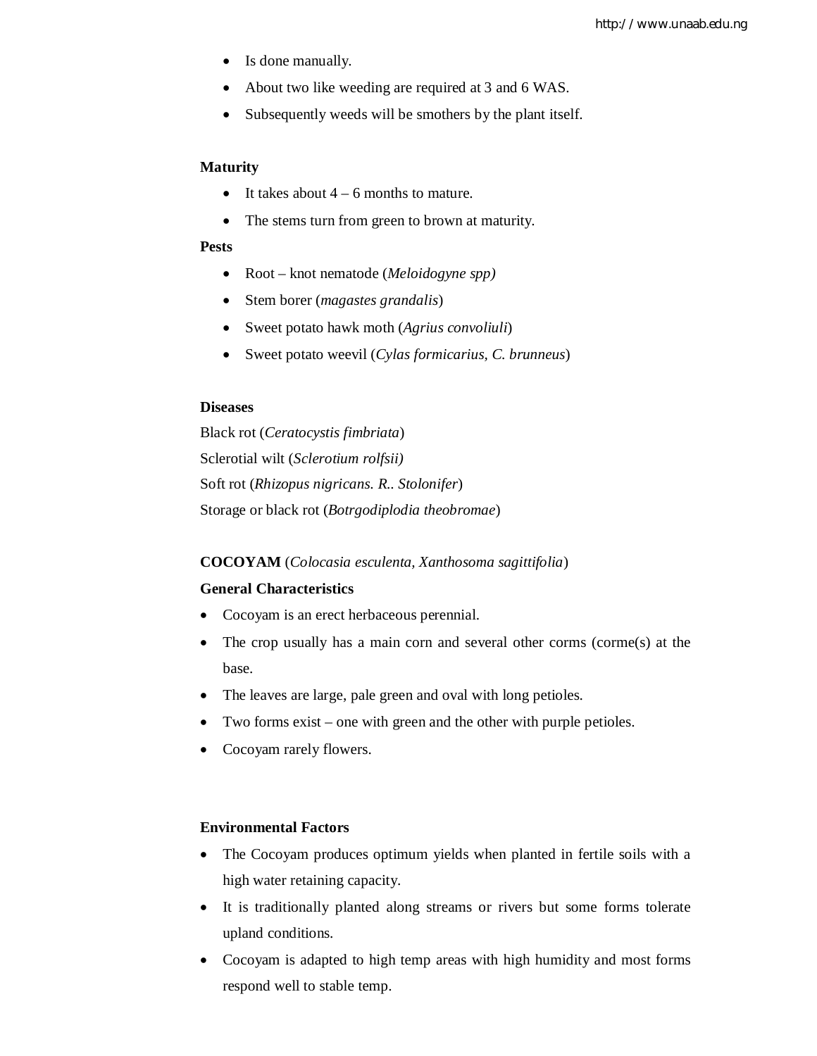- Is done manually.
- About two like weeding are required at 3 and 6 WAS.
- Subsequently weeds will be smothers by the plant itself.

**Maturity**

- It takes about 4 – 6 months to mature.
- The stems turn from green to brown at maturity.

**Pests**

- Root – knot nematode (*Meloidogyne spp)*
- Stem borer (*magastes grandalis*)
- Sweet potato hawk moth (*Agrius convoliuli*)
- Sweet potato weevil (*Cylas formicarius, C. brunneus*)

**Diseases**

Black rot (*Ceratocystis fimbriata*)

Sclerotial wilt (*Sclerotium rolfsii)*

Soft rot (*Rhizopus nigricans. R.. Stolonifer*)

Storage or black rot (*Botrgodiplodia theobromae*)

**COCOYAM** (*Colocasia esculenta, Xanthosoma sagittifolia*)

**General Characteristics**

- Cocoyam is an erect herbaceous perennial.
- The crop usually has a main corn and several other corms (corme(s) at the base.
- The leaves are large, pale green and oval with long petioles.
- Two forms exist – one with green and the other with purple petioles.
- Cocoyam rarely flowers.

**Environmental Factors**

- The Cocoyam produces optimum yields when planted in fertile soils with a high water retaining capacity.
- It is traditionally planted along streams or rivers but some forms tolerate upland conditions.
- Cocoyam is adapted to high temp areas with high humidity and most forms respond well to stable temp.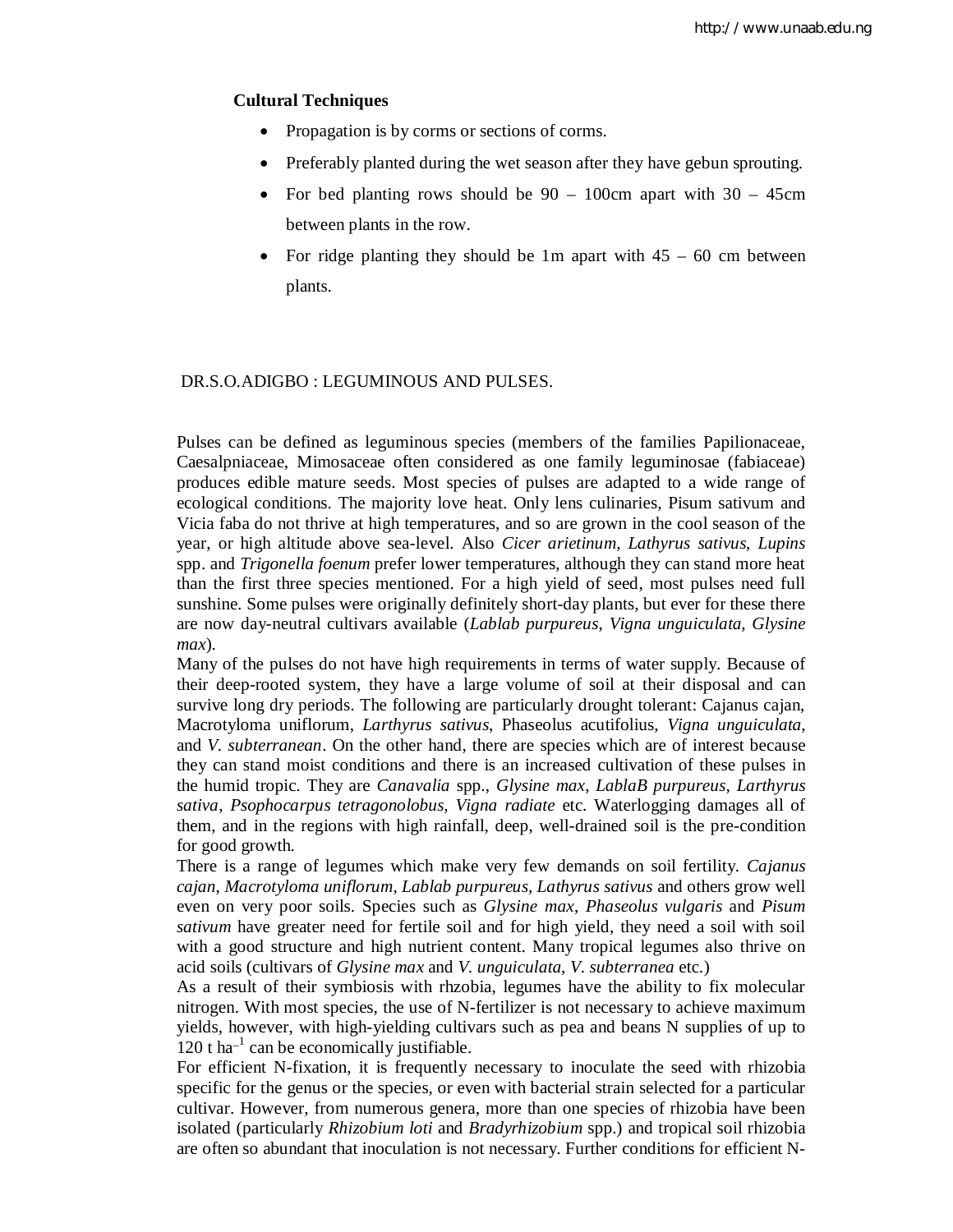**Cultural Techniques**

- Propagation is by corms or sections of corms.
- Preferably planted during the wet season after they have gebun sprouting.
- For bed planting rows should be 90 – 100cm apart with 30 – 45cm between plants in the row.
- For ridge planting they should be 1m apart with 45 – 60 cm between plants.

DR.S.O.ADIGBO : LEGUMINOUS AND PULSES.

Pulses can be defined as leguminous species (members of the families Papilionaceae, Caesalpniaceae, Mimosaceae often considered as one family leguminosae (fabiaceae) produces edible mature seeds. Most species of pulses are adapted to a wide range of ecological conditions. The majority love heat. Only lens culinaries, Pisum sativum and Vicia faba do not thrive at high temperatures, and so are grown in the cool season of the year, or high altitude above sea-level. Also *Cicer arietinum*, *Lathyrus sativus*, *Lupins* spp. and *Trigonella foenum* prefer lower temperatures, although they can stand more heat than the first three species mentioned. For a high yield of seed, most pulses need full sunshine. Some pulses were originally definitely short-day plants, but ever for these there are now day-neutral cultivars available (*Lablab purpureus*, *Vigna unguiculata*, *Glysine max*).

Many of the pulses do not have high requirements in terms of water supply. Because of their deep-rooted system, they have a large volume of soil at their disposal and can survive long dry periods. The following are particularly drought tolerant: Cajanus cajan, Macrotyloma uniflorum, *Larthyrus sativus*, Phaseolus acutifolius, *Vigna unguiculata*, and *V. subterranean*. On the other hand, there are species which are of interest because they can stand moist conditions and there is an increased cultivation of these pulses in the humid tropic. They are *Canavalia* spp., *Glysine max*, *LablaB purpureus*, *Larthyrus sativa*, *Psophocarpus tetragonolobus*, *Vigna radiate* etc. Waterlogging damages all of them, and in the regions with high rainfall, deep, well-drained soil is the pre-condition for good growth.

There is a range of legumes which make very few demands on soil fertility. *Cajanus cajan*, *Macrotyloma uniflorum*, *Lablab purpureus*, *Lathyrus sativus* and others grow well even on very poor soils. Species such as *Glysine max*, *Phaseolus vulgaris* and *Pisum sativum* have greater need for fertile soil and for high yield, they need a soil with soil with a good structure and high nutrient content. Many tropical legumes also thrive on acid soils (cultivars of *Glysine max* and *V. unguiculata*, *V. subterranea* etc.)

As a result of their symbiosis with rhzobia, legumes have the ability to fix molecular nitrogen. With most species, the use of N-fertilizer is not necessary to achieve maximum yields, however, with high-yielding cultivars such as pea and beans N supplies of up to 120 t $ha^{-1}$ can be economically justifiable.

For efficient N-fixation, it is frequently necessary to inoculate the seed with rhizobia specific for the genus or the species, or even with bacterial strain selected for a particular cultivar. However, from numerous genera, more than one species of rhizobia have been isolated (particularly *Rhizobium loti* and *Bradyrhizobium* spp.) and tropical soil rhizobia are often so abundant that inoculation is not necessary. Further conditions for efficient N-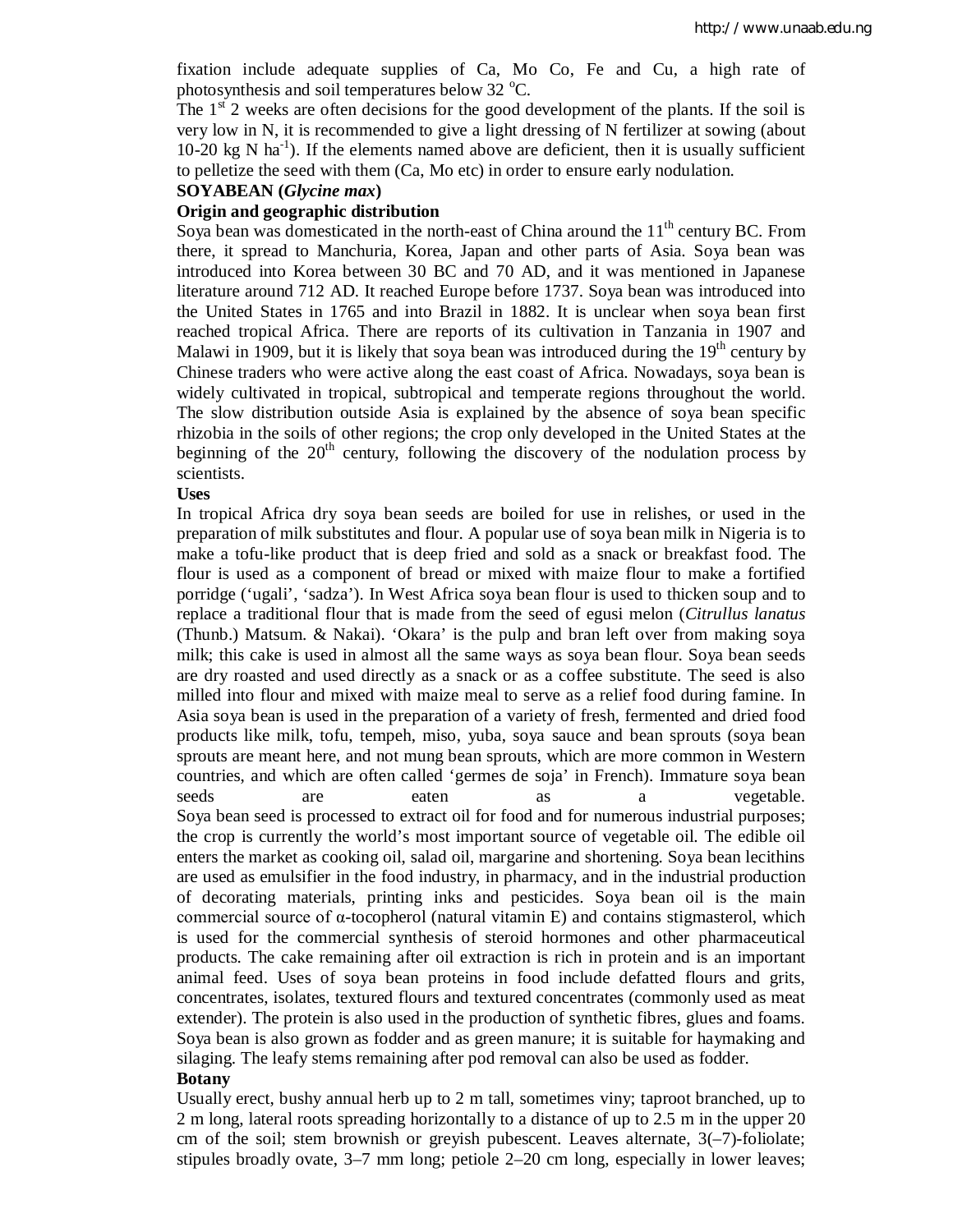fixation include adequate supplies of Ca, Mo Co, Fe and Cu, a high rate of photosynthesis and soil temperatures below 32 $^{o}$C.

The 1$^{st}$ 2 weeks are often decisions for the good development of the plants. If the soil is very low in N, it is recommended to give a light dressing of N fertilizer at sowing (about 10-20 kg N ha$^{-1}$). If the elements named above are deficient, then it is usually sufficient to pelletize the seed with them (Ca, Mo etc) in order to ensure early nodulation.

**SOYABEAN (*Glycine max*)**

**Origin and geographic distribution**

Soya bean was domesticated in the north-east of China around the 11$^{th}$ century BC. From there, it spread to Manchuria, Korea, Japan and other parts of Asia. Soya bean was introduced into Korea between 30 BC and 70 AD, and it was mentioned in Japanese literature around 712 AD. It reached Europe before 1737. Soya bean was introduced into the United States in 1765 and into Brazil in 1882. It is unclear when soya bean first reached tropical Africa. There are reports of its cultivation in Tanzania in 1907 and Malawi in 1909, but it is likely that soya bean was introduced during the 19$^{th}$ century by Chinese traders who were active along the east coast of Africa. Nowadays, soya bean is widely cultivated in tropical, subtropical and temperate regions throughout the world. The slow distribution outside Asia is explained by the absence of soya bean specific rhizobia in the soils of other regions; the crop only developed in the United States at the beginning of the 20$^{th}$ century, following the discovery of the nodulation process by scientists.

**Uses**

In tropical Africa dry soya bean seeds are boiled for use in relishes, or used in the preparation of milk substitutes and flour. A popular use of soya bean milk in Nigeria is to make a tofu-like product that is deep fried and sold as a snack or breakfast food. The flour is used as a component of bread or mixed with maize flour to make a fortified porridge ('ugali', 'sadza'). In West Africa soya bean flour is used to thicken soup and to replace a traditional flour that is made from the seed of egusi melon (*Citrullus lanatus* (Thunb.) Matsum. & Nakai). 'Okara' is the pulp and bran left over from making soya milk; this cake is used in almost all the same ways as soya bean flour. Soya bean seeds are dry roasted and used directly as a snack or as a coffee substitute. The seed is also milled into flour and mixed with maize meal to serve as a relief food during famine. In Asia soya bean is used in the preparation of a variety of fresh, fermented and dried food products like milk, tofu, tempeh, miso, yuba, soya sauce and bean sprouts (soya bean sprouts are meant here, and not mung bean sprouts, which are more common in Western countries, and which are often called 'germes de soja' in French). Immature soya bean seeds are eaten as a vegetable.

Soya bean seed is processed to extract oil for food and for numerous industrial purposes; the crop is currently the world's most important source of vegetable oil. The edible oil enters the market as cooking oil, salad oil, margarine and shortening. Soya bean lecithins are used as emulsifier in the food industry, in pharmacy, and in the industrial production of decorating materials, printing inks and pesticides. Soya bean oil is the main commercial source of α-tocopherol (natural vitamin E) and contains stigmasterol, which is used for the commercial synthesis of steroid hormones and other pharmaceutical products. The cake remaining after oil extraction is rich in protein and is an important animal feed. Uses of soya bean proteins in food include defatted flours and grits, concentrates, isolates, textured flours and textured concentrates (commonly used as meat extender). The protein is also used in the production of synthetic fibres, glues and foams. Soya bean is also grown as fodder and as green manure; it is suitable for haymaking and silaging. The leafy stems remaining after pod removal can also be used as fodder.

**Botany**

Usually erect, bushy annual herb up to 2 m tall, sometimes viny; taproot branched, up to 2 m long, lateral roots spreading horizontally to a distance of up to 2.5 m in the upper 20 cm of the soil; stem brownish or greyish pubescent. Leaves alternate, 3(–7)-foliolate; stipules broadly ovate, 3–7 mm long; petiole 2–20 cm long, especially in lower leaves;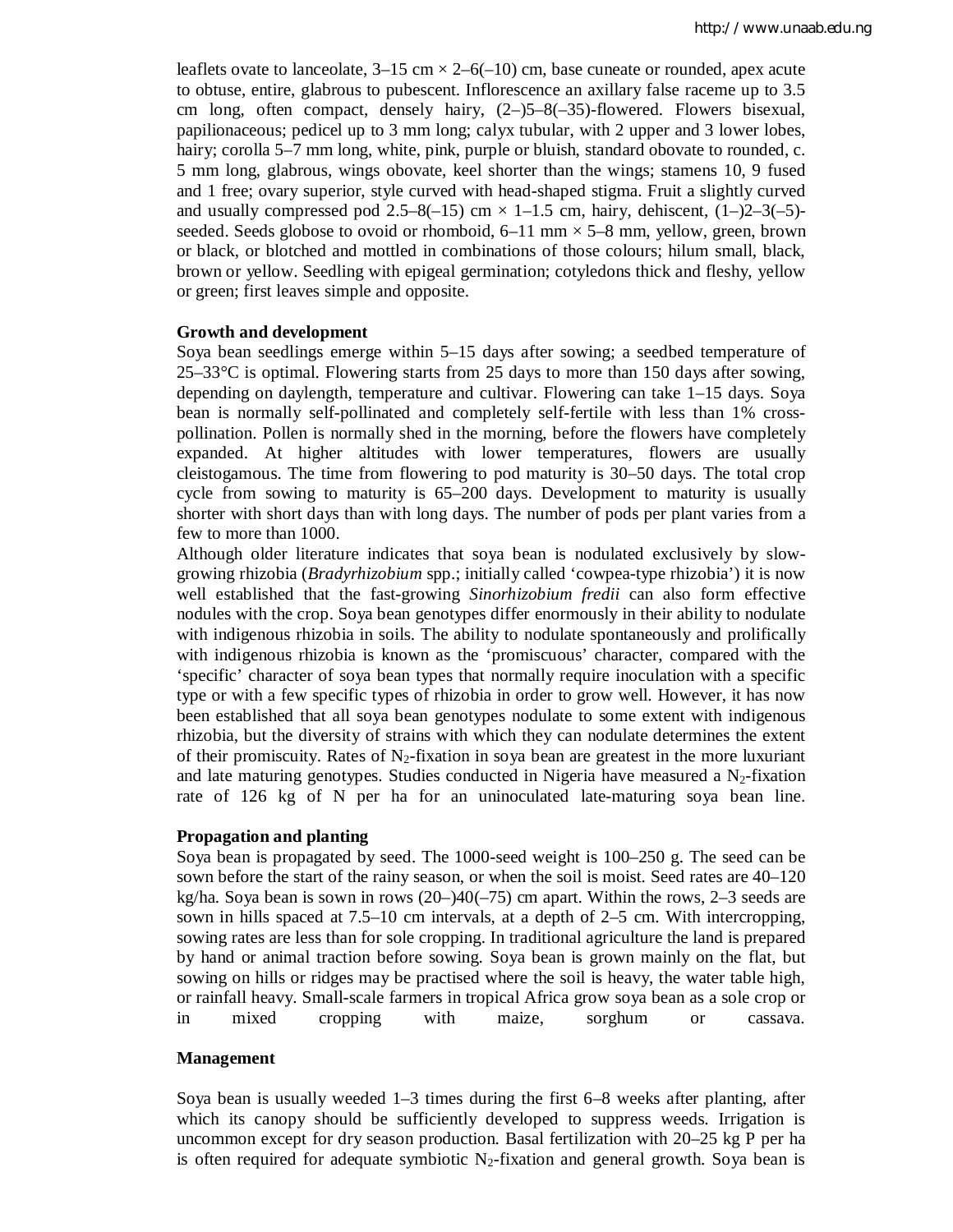leaflets ovate to lanceolate, 3–15 cm × 2–6(–10) cm, base cuneate or rounded, apex acute to obtuse, entire, glabrous to pubescent. Inflorescence an axillary false raceme up to 3.5 cm long, often compact, densely hairy, (2–)5–8(–35)-flowered. Flowers bisexual, papilionaceous; pedicel up to 3 mm long; calyx tubular, with 2 upper and 3 lower lobes, hairy; corolla 5–7 mm long, white, pink, purple or bluish, standard obovate to rounded, c. 5 mm long, glabrous, wings obovate, keel shorter than the wings; stamens 10, 9 fused and 1 free; ovary superior, style curved with head-shaped stigma. Fruit a slightly curved and usually compressed pod 2.5–8(–15) cm × 1–1.5 cm, hairy, dehiscent, (1–)2–3(–5)-seeded. Seeds globose to ovoid or rhomboid, 6–11 mm × 5–8 mm, yellow, green, brown or black, or blotched and mottled in combinations of those colours; hilum small, black, brown or yellow. Seedling with epigeal germination; cotyledons thick and fleshy, yellow or green; first leaves simple and opposite.

**Growth and development**

Soya bean seedlings emerge within 5–15 days after sowing; a seedbed temperature of 25–33°C is optimal. Flowering starts from 25 days to more than 150 days after sowing, depending on daylength, temperature and cultivar. Flowering can take 1–15 days. Soya bean is normally self-pollinated and completely self-fertile with less than 1% cross-pollination. Pollen is normally shed in the morning, before the flowers have completely expanded. At higher altitudes with lower temperatures, flowers are usually cleistogamous. The time from flowering to pod maturity is 30–50 days. The total crop cycle from sowing to maturity is 65–200 days. Development to maturity is usually shorter with short days than with long days. The number of pods per plant varies from a few to more than 1000.

Although older literature indicates that soya bean is nodulated exclusively by slow-growing rhizobia (*Bradyrhizobium* spp.; initially called 'cowpea-type rhizobia') it is now well established that the fast-growing *Sinorhizobium fredii* can also form effective nodules with the crop. Soya bean genotypes differ enormously in their ability to nodulate with indigenous rhizobia in soils. The ability to nodulate spontaneously and prolifically with indigenous rhizobia is known as the 'promiscuous' character, compared with the 'specific' character of soya bean types that normally require inoculation with a specific type or with a few specific types of rhizobia in order to grow well. However, it has now been established that all soya bean genotypes nodulate to some extent with indigenous rhizobia, but the diversity of strains with which they can nodulate determines the extent of their promiscuity. Rates of $N_2$-fixation in soya bean are greatest in the more luxuriant and late maturing genotypes. Studies conducted in Nigeria have measured a $N_2$-fixation rate of 126 kg of N per ha for an uninoculated late-maturing soya bean line.

**Propagation and planting**

Soya bean is propagated by seed. The 1000-seed weight is 100–250 g. The seed can be sown before the start of the rainy season, or when the soil is moist. Seed rates are 40–120 kg/ha. Soya bean is sown in rows (20–)40(–75) cm apart. Within the rows, 2–3 seeds are sown in hills spaced at 7.5–10 cm intervals, at a depth of 2–5 cm. With intercropping, sowing rates are less than for sole cropping. In traditional agriculture the land is prepared by hand or animal traction before sowing. Soya bean is grown mainly on the flat, but sowing on hills or ridges may be practised where the soil is heavy, the water table high, or rainfall heavy. Small-scale farmers in tropical Africa grow soya bean as a sole crop or in mixed cropping with maize, sorghum or cassava.

**Management**

Soya bean is usually weeded 1–3 times during the first 6–8 weeks after planting, after which its canopy should be sufficiently developed to suppress weeds. Irrigation is uncommon except for dry season production. Basal fertilization with 20–25 kg P per ha is often required for adequate symbiotic $N_2$-fixation and general growth. Soya bean is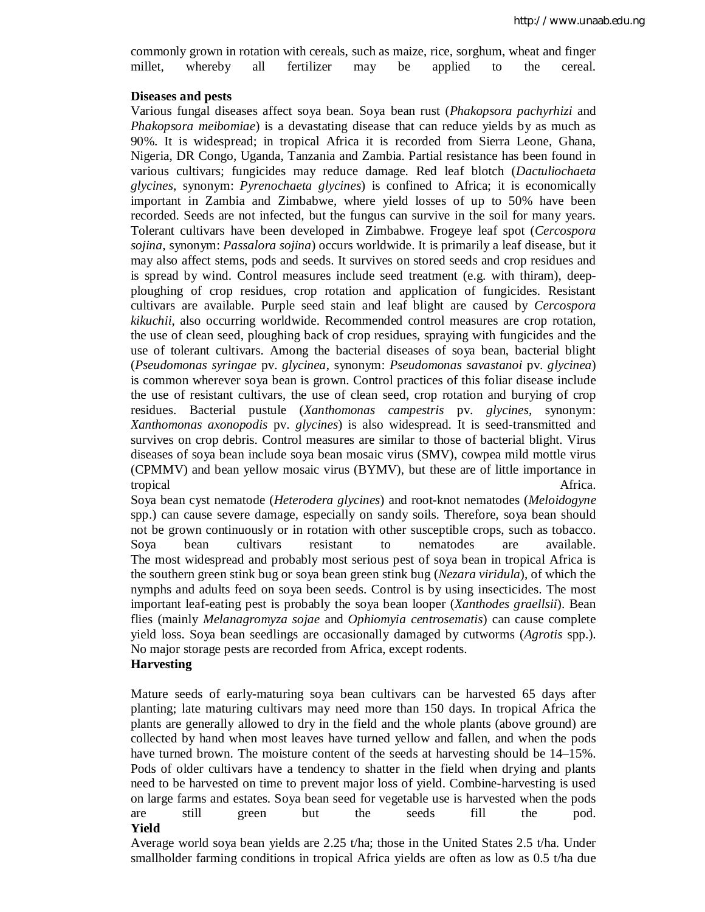commonly grown in rotation with cereals, such as maize, rice, sorghum, wheat and finger millet, whereby all fertilizer may be applied to the cereal.

**Diseases and pests**

Various fungal diseases affect soya bean. Soya bean rust (*Phakopsora pachyrhizi* and *Phakopsora meibomiae*) is a devastating disease that can reduce yields by as much as 90%. It is widespread; in tropical Africa it is recorded from Sierra Leone, Ghana, Nigeria, DR Congo, Uganda, Tanzania and Zambia. Partial resistance has been found in various cultivars; fungicides may reduce damage. Red leaf blotch (*Dactuliochaeta glycines*, synonym: *Pyrenochaeta glycines*) is confined to Africa; it is economically important in Zambia and Zimbabwe, where yield losses of up to 50% have been recorded. Seeds are not infected, but the fungus can survive in the soil for many years. Tolerant cultivars have been developed in Zimbabwe. Frogeye leaf spot (*Cercospora sojina*, synonym: *Passalora sojina*) occurs worldwide. It is primarily a leaf disease, but it may also affect stems, pods and seeds. It survives on stored seeds and crop residues and is spread by wind. Control measures include seed treatment (e.g. with thiram), deep-ploughing of crop residues, crop rotation and application of fungicides. Resistant cultivars are available. Purple seed stain and leaf blight are caused by *Cercospora kikuchii*, also occurring worldwide. Recommended control measures are crop rotation, the use of clean seed, ploughing back of crop residues, spraying with fungicides and the use of tolerant cultivars. Among the bacterial diseases of soya bean, bacterial blight (*Pseudomonas syringae* pv. *glycinea*, synonym: *Pseudomonas savastanoi* pv. *glycinea*) is common wherever soya bean is grown. Control practices of this foliar disease include the use of resistant cultivars, the use of clean seed, crop rotation and burying of crop residues. Bacterial pustule (*Xanthomonas campestris* pv. *glycines*, synonym: *Xanthomonas axonopodis* pv. *glycines*) is also widespread. It is seed-transmitted and survives on crop debris. Control measures are similar to those of bacterial blight. Virus diseases of soya bean include soya bean mosaic virus (SMV), cowpea mild mottle virus (CPMMV) and bean yellow mosaic virus (BYMV), but these are of little importance in tropical Africa.

Soya bean cyst nematode (*Heterodera glycines*) and root-knot nematodes (*Meloidogyne* spp.) can cause severe damage, especially on sandy soils. Therefore, soya bean should not be grown continuously or in rotation with other susceptible crops, such as tobacco. Soya bean cultivars resistant to nematodes are available.

The most widespread and probably most serious pest of soya bean in tropical Africa is the southern green stink bug or soya bean green stink bug (*Nezara viridula*), of which the nymphs and adults feed on soya been seeds. Control is by using insecticides. The most important leaf-eating pest is probably the soya bean looper (*Xanthodes graellsii*). Bean flies (mainly *Melanagromyza sojae* and *Ophiomyia centrosematis*) can cause complete yield loss. Soya bean seedlings are occasionally damaged by cutworms (*Agrotis* spp.). No major storage pests are recorded from Africa, except rodents.

**Harvesting**

Mature seeds of early-maturing soya bean cultivars can be harvested 65 days after planting; late maturing cultivars may need more than 150 days. In tropical Africa the plants are generally allowed to dry in the field and the whole plants (above ground) are collected by hand when most leaves have turned yellow and fallen, and when the pods have turned brown. The moisture content of the seeds at harvesting should be 14–15%. Pods of older cultivars have a tendency to shatter in the field when drying and plants need to be harvested on time to prevent major loss of yield. Combine-harvesting is used on large farms and estates. Soya bean seed for vegetable use is harvested when the pods are still green but the seeds fill the pod.

**Yield**

Average world soya bean yields are 2.25 t/ha; those in the United States 2.5 t/ha. Under smallholder farming conditions in tropical Africa yields are often as low as 0.5 t/ha due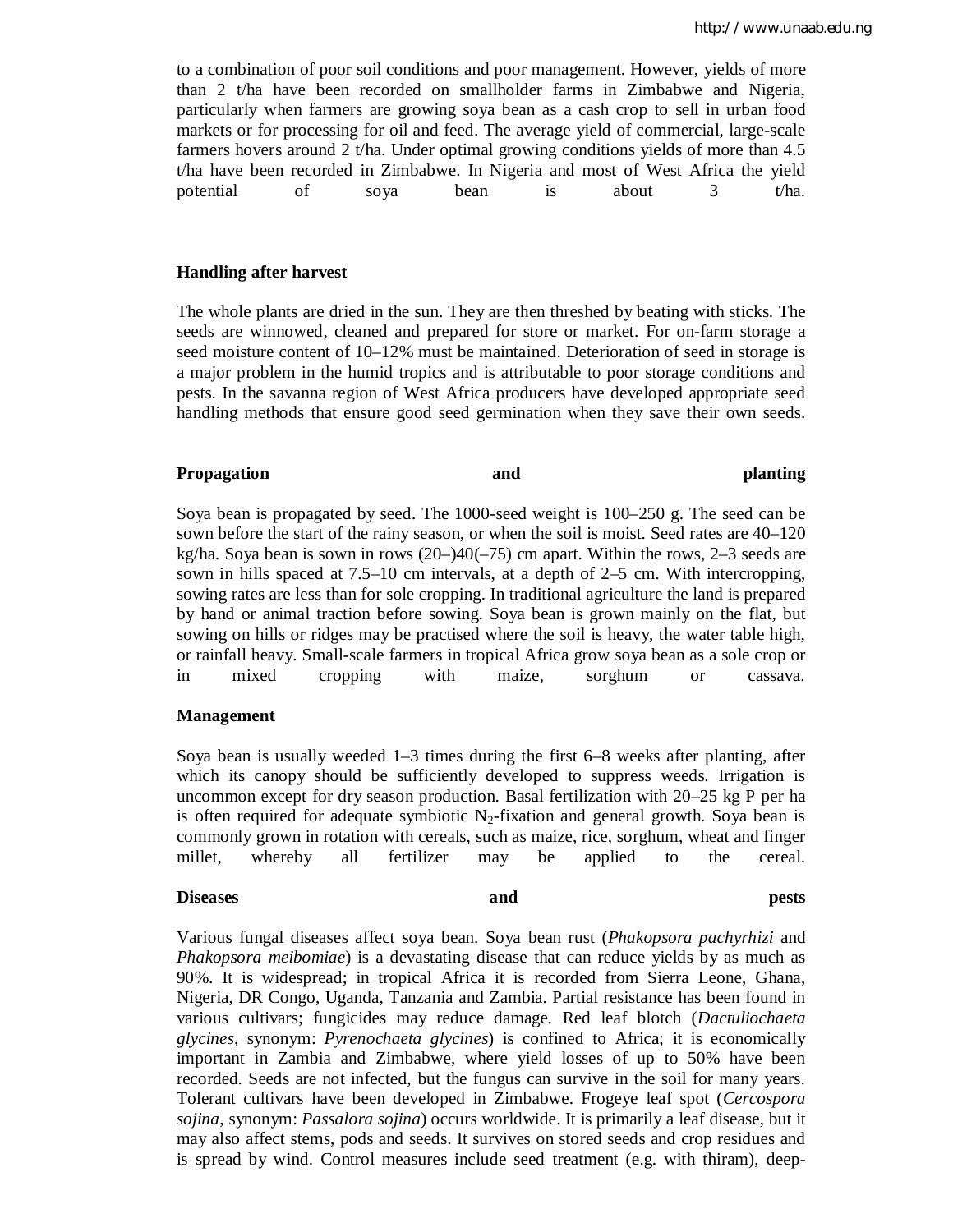to a combination of poor soil conditions and poor management. However, yields of more than 2 t/ha have been recorded on smallholder farms in Zimbabwe and Nigeria, particularly when farmers are growing soya bean as a cash crop to sell in urban food markets or for processing for oil and feed. The average yield of commercial, large-scale farmers hovers around 2 t/ha. Under optimal growing conditions yields of more than 4.5 t/ha have been recorded in Zimbabwe. In Nigeria and most of West Africa the yield potential of soya bean is about 3 t/ha.

**Handling after harvest**

The whole plants are dried in the sun. They are then threshed by beating with sticks. The seeds are winnowed, cleaned and prepared for store or market. For on-farm storage a seed moisture content of 10–12% must be maintained. Deterioration of seed in storage is a major problem in the humid tropics and is attributable to poor storage conditions and pests. In the savanna region of West Africa producers have developed appropriate seed handling methods that ensure good seed germination when they save their own seeds.

**Propagation and planting**

Soya bean is propagated by seed. The 1000-seed weight is 100–250 g. The seed can be sown before the start of the rainy season, or when the soil is moist. Seed rates are 40–120 kg/ha. Soya bean is sown in rows (20–)40(–75) cm apart. Within the rows, 2–3 seeds are sown in hills spaced at 7.5–10 cm intervals, at a depth of 2–5 cm. With intercropping, sowing rates are less than for sole cropping. In traditional agriculture the land is prepared by hand or animal traction before sowing. Soya bean is grown mainly on the flat, but sowing on hills or ridges may be practised where the soil is heavy, the water table high, or rainfall heavy. Small-scale farmers in tropical Africa grow soya bean as a sole crop or in mixed cropping with maize, sorghum or cassava.

**Management**

Soya bean is usually weeded 1–3 times during the first 6–8 weeks after planting, after which its canopy should be sufficiently developed to suppress weeds. Irrigation is uncommon except for dry season production. Basal fertilization with 20–25 kg P per ha is often required for adequate symbiotic $N_2$-fixation and general growth. Soya bean is commonly grown in rotation with cereals, such as maize, rice, sorghum, wheat and finger millet, whereby all fertilizer may be applied to the cereal.

**Diseases and pests**

Various fungal diseases affect soya bean. Soya bean rust (*Phakopsora pachyrhizi* and *Phakopsora meibomiae*) is a devastating disease that can reduce yields by as much as 90%. It is widespread; in tropical Africa it is recorded from Sierra Leone, Ghana, Nigeria, DR Congo, Uganda, Tanzania and Zambia. Partial resistance has been found in various cultivars; fungicides may reduce damage. Red leaf blotch (*Dactuliochaeta glycines*, synonym: *Pyrenochaeta glycines*) is confined to Africa; it is economically important in Zambia and Zimbabwe, where yield losses of up to 50% have been recorded. Seeds are not infected, but the fungus can survive in the soil for many years. Tolerant cultivars have been developed in Zimbabwe. Frogeye leaf spot (*Cercospora sojina*, synonym: *Passalora sojina*) occurs worldwide. It is primarily a leaf disease, but it may also affect stems, pods and seeds. It survives on stored seeds and crop residues and is spread by wind. Control measures include seed treatment (e.g. with thiram), deep-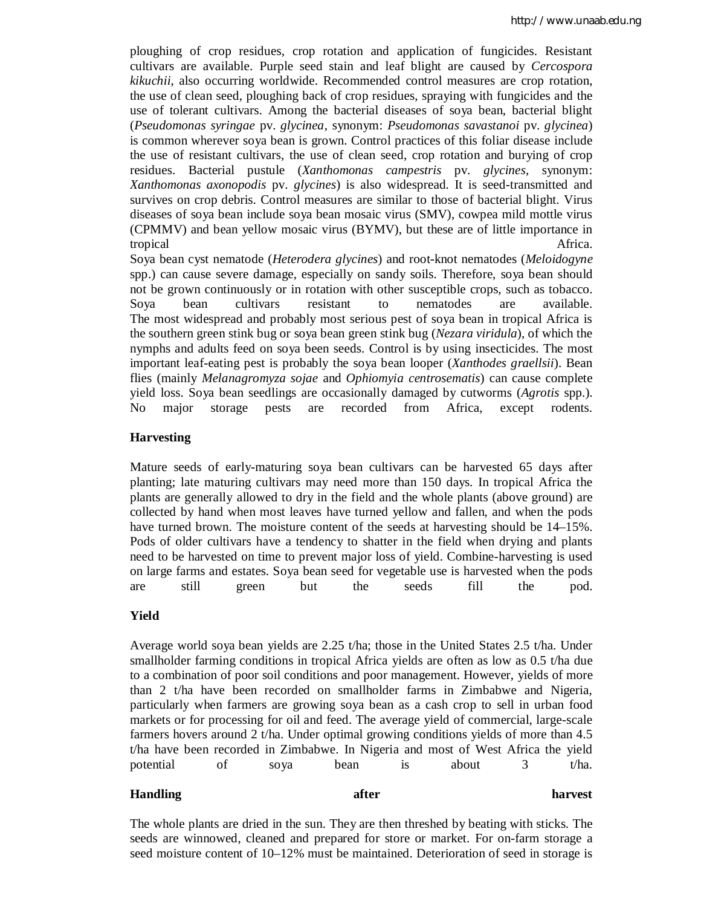ploughing of crop residues, crop rotation and application of fungicides. Resistant cultivars are available. Purple seed stain and leaf blight are caused by *Cercospora kikuchii*, also occurring worldwide. Recommended control measures are crop rotation, the use of clean seed, ploughing back of crop residues, spraying with fungicides and the use of tolerant cultivars. Among the bacterial diseases of soya bean, bacterial blight (*Pseudomonas syringae* pv. *glycinea*, synonym: *Pseudomonas savastanoi* pv. *glycinea*) is common wherever soya bean is grown. Control practices of this foliar disease include the use of resistant cultivars, the use of clean seed, crop rotation and burying of crop residues. Bacterial pustule (*Xanthomonas campestris* pv. *glycines*, synonym: *Xanthomonas axonopodis* pv. *glycines*) is also widespread. It is seed-transmitted and survives on crop debris. Control measures are similar to those of bacterial blight. Virus diseases of soya bean include soya bean mosaic virus (SMV), cowpea mild mottle virus (CPMMV) and bean yellow mosaic virus (BYMV), but these are of little importance in tropical Africa.

Soya bean cyst nematode (*Heterodera glycines*) and root-knot nematodes (*Meloidogyne* spp.) can cause severe damage, especially on sandy soils. Therefore, soya bean should not be grown continuously or in rotation with other susceptible crops, such as tobacco. Soya bean cultivars resistant to nematodes are available.

The most widespread and probably most serious pest of soya bean in tropical Africa is the southern green stink bug or soya bean green stink bug (*Nezara viridula*), of which the nymphs and adults feed on soya been seeds. Control is by using insecticides. The most important leaf-eating pest is probably the soya bean looper (*Xanthodes graellsii*). Bean flies (mainly *Melanagromyza sojae* and *Ophiomyia centrosematis*) can cause complete yield loss. Soya bean seedlings are occasionally damaged by cutworms (*Agrotis* spp.). No major storage pests are recorded from Africa, except rodents.

**Harvesting**

Mature seeds of early-maturing soya bean cultivars can be harvested 65 days after planting; late maturing cultivars may need more than 150 days. In tropical Africa the plants are generally allowed to dry in the field and the whole plants (above ground) are collected by hand when most leaves have turned yellow and fallen, and when the pods have turned brown. The moisture content of the seeds at harvesting should be 14–15%. Pods of older cultivars have a tendency to shatter in the field when drying and plants need to be harvested on time to prevent major loss of yield. Combine-harvesting is used on large farms and estates. Soya bean seed for vegetable use is harvested when the pods are still green but the seeds fill the pod.

**Yield**

Average world soya bean yields are 2.25 t/ha; those in the United States 2.5 t/ha. Under smallholder farming conditions in tropical Africa yields are often as low as 0.5 t/ha due to a combination of poor soil conditions and poor management. However, yields of more than 2 t/ha have been recorded on smallholder farms in Zimbabwe and Nigeria, particularly when farmers are growing soya bean as a cash crop to sell in urban food markets or for processing for oil and feed. The average yield of commercial, large-scale farmers hovers around 2 t/ha. Under optimal growing conditions yields of more than 4.5 t/ha have been recorded in Zimbabwe. In Nigeria and most of West Africa the yield potential of soya bean is about 3 t/ha.

**Handling after harvest**

The whole plants are dried in the sun. They are then threshed by beating with sticks. The seeds are winnowed, cleaned and prepared for store or market. For on-farm storage a seed moisture content of 10–12% must be maintained. Deterioration of seed in storage is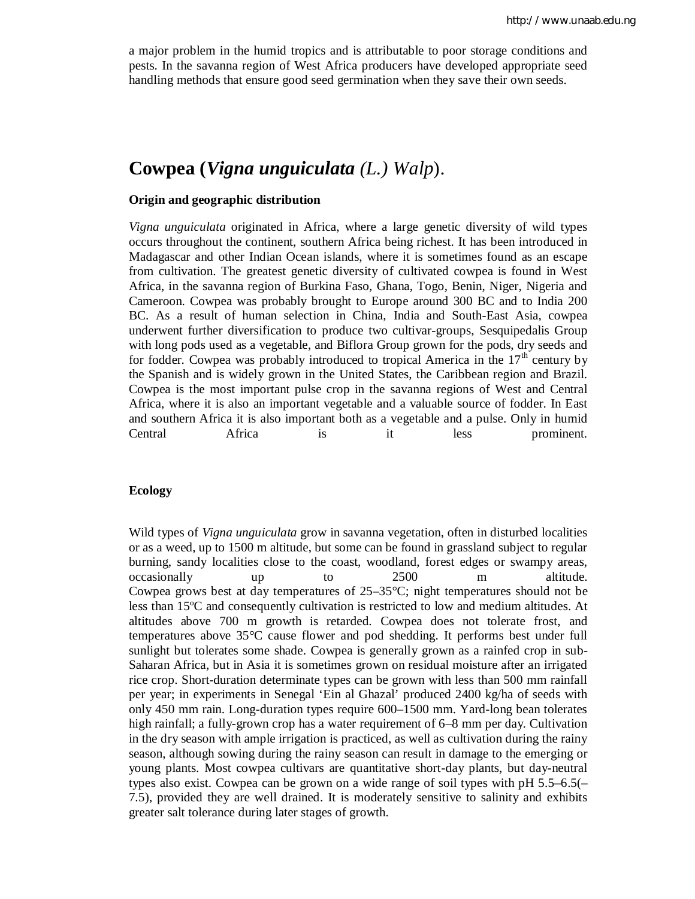a major problem in the humid tropics and is attributable to poor storage conditions and pests. In the savanna region of West Africa producers have developed appropriate seed handling methods that ensure good seed germination when they save their own seeds.

# Cowpea (*Vigna unguiculata (L.) Walp*).

### Origin and geographic distribution

*Vigna unguiculata* originated in Africa, where a large genetic diversity of wild types occurs throughout the continent, southern Africa being richest. It has been introduced in Madagascar and other Indian Ocean islands, where it is sometimes found as an escape from cultivation. The greatest genetic diversity of cultivated cowpea is found in West Africa, in the savanna region of Burkina Faso, Ghana, Togo, Benin, Niger, Nigeria and Cameroon. Cowpea was probably brought to Europe around 300 BC and to India 200 BC. As a result of human selection in China, India and South-East Asia, cowpea underwent further diversification to produce two cultivar-groups, Sesquipedalis Group with long pods used as a vegetable, and Biflora Group grown for the pods, dry seeds and for fodder. Cowpea was probably introduced to tropical America in the 17th century by the Spanish and is widely grown in the United States, the Caribbean region and Brazil. Cowpea is the most important pulse crop in the savanna regions of West and Central Africa, where it is also an important vegetable and a valuable source of fodder. In East and southern Africa it is also important both as a vegetable and a pulse. Only in humid Central Africa is it less prominent.

### Ecology

Wild types of *Vigna unguiculata* grow in savanna vegetation, often in disturbed localities or as a weed, up to 1500 m altitude, but some can be found in grassland subject to regular burning, sandy localities close to the coast, woodland, forest edges or swampy areas, occasionally up to 2500 m altitude.
Cowpea grows best at day temperatures of 25–35°C; night temperatures should not be less than 15ºC and consequently cultivation is restricted to low and medium altitudes. At altitudes above 700 m growth is retarded. Cowpea does not tolerate frost, and temperatures above 35°C cause flower and pod shedding. It performs best under full sunlight but tolerates some shade. Cowpea is generally grown as a rainfed crop in sub-Saharan Africa, but in Asia it is sometimes grown on residual moisture after an irrigated rice crop. Short-duration determinate types can be grown with less than 500 mm rainfall per year; in experiments in Senegal 'Ein al Ghazal' produced 2400 kg/ha of seeds with only 450 mm rain. Long-duration types require 600–1500 mm. Yard-long bean tolerates high rainfall; a fully-grown crop has a water requirement of 6–8 mm per day. Cultivation in the dry season with ample irrigation is practiced, as well as cultivation during the rainy season, although sowing during the rainy season can result in damage to the emerging or young plants. Most cowpea cultivars are quantitative short-day plants, but day-neutral types also exist. Cowpea can be grown on a wide range of soil types with pH 5.5–6.5(–7.5), provided they are well drained. It is moderately sensitive to salinity and exhibits greater salt tolerance during later stages of growth.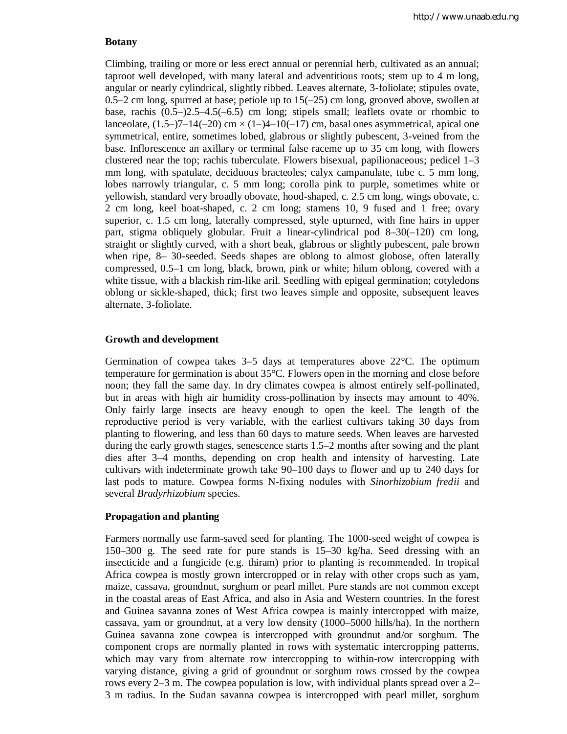## Botany

Climbing, trailing or more or less erect annual or perennial herb, cultivated as an annual; taproot well developed, with many lateral and adventitious roots; stem up to 4 m long, angular or nearly cylindrical, slightly ribbed. Leaves alternate, 3-foliolate; stipules ovate, 0.5–2 cm long, spurred at base; petiole up to 15(–25) cm long, grooved above, swollen at base, rachis (0.5–)2.5–4.5(–6.5) cm long; stipels small; leaflets ovate or rhombic to lanceolate, (1.5–)7–14(–20) cm × (1–)4–10(–17) cm, basal ones asymmetrical, apical one symmetrical, entire, sometimes lobed, glabrous or slightly pubescent, 3-veined from the base. Inflorescence an axillary or terminal false raceme up to 35 cm long, with flowers clustered near the top; rachis tuberculate. Flowers bisexual, papilionaceous; pedicel 1–3 mm long, with spatulate, deciduous bracteoles; calyx campanulate, tube c. 5 mm long, lobes narrowly triangular, c. 5 mm long; corolla pink to purple, sometimes white or yellowish, standard very broadly obovate, hood-shaped, c. 2.5 cm long, wings obovate, c. 2 cm long, keel boat-shaped, c. 2 cm long; stamens 10, 9 fused and 1 free; ovary superior, c. 1.5 cm long, laterally compressed, style upturned, with fine hairs in upper part, stigma obliquely globular. Fruit a linear-cylindrical pod 8–30(–120) cm long, straight or slightly curved, with a short beak, glabrous or slightly pubescent, pale brown when ripe, 8– 30-seeded. Seeds shapes are oblong to almost globose, often laterally compressed, 0.5–1 cm long, black, brown, pink or white; hilum oblong, covered with a white tissue, with a blackish rim-like aril. Seedling with epigeal germination; cotyledons oblong or sickle-shaped, thick; first two leaves simple and opposite, subsequent leaves alternate, 3-foliolate.

## Growth and development

Germination of cowpea takes 3–5 days at temperatures above 22°C. The optimum temperature for germination is about 35°C. Flowers open in the morning and close before noon; they fall the same day. In dry climates cowpea is almost entirely self-pollinated, but in areas with high air humidity cross-pollination by insects may amount to 40%. Only fairly large insects are heavy enough to open the keel. The length of the reproductive period is very variable, with the earliest cultivars taking 30 days from planting to flowering, and less than 60 days to mature seeds. When leaves are harvested during the early growth stages, senescence starts 1.5–2 months after sowing and the plant dies after 3–4 months, depending on crop health and intensity of harvesting. Late cultivars with indeterminate growth take 90–100 days to flower and up to 240 days for last pods to mature. Cowpea forms N-fixing nodules with *Sinorhizobium fredii* and several *Bradyrhizobium* species.

## Propagation and planting

Farmers normally use farm-saved seed for planting. The 1000-seed weight of cowpea is 150–300 g. The seed rate for pure stands is 15–30 kg/ha. Seed dressing with an insecticide and a fungicide (e.g. thiram) prior to planting is recommended. In tropical Africa cowpea is mostly grown intercropped or in relay with other crops such as yam, maize, cassava, groundnut, sorghum or pearl millet. Pure stands are not common except in the coastal areas of East Africa, and also in Asia and Western countries. In the forest and Guinea savanna zones of West Africa cowpea is mainly intercropped with maize, cassava, yam or groundnut, at a very low density (1000–5000 hills/ha). In the northern Guinea savanna zone cowpea is intercropped with groundnut and/or sorghum. The component crops are normally planted in rows with systematic intercropping patterns, which may vary from alternate row intercropping to within-row intercropping with varying distance, giving a grid of groundnut or sorghum rows crossed by the cowpea rows every 2–3 m. The cowpea population is low, with individual plants spread over a 2–3 m radius. In the Sudan savanna cowpea is intercropped with pearl millet, sorghum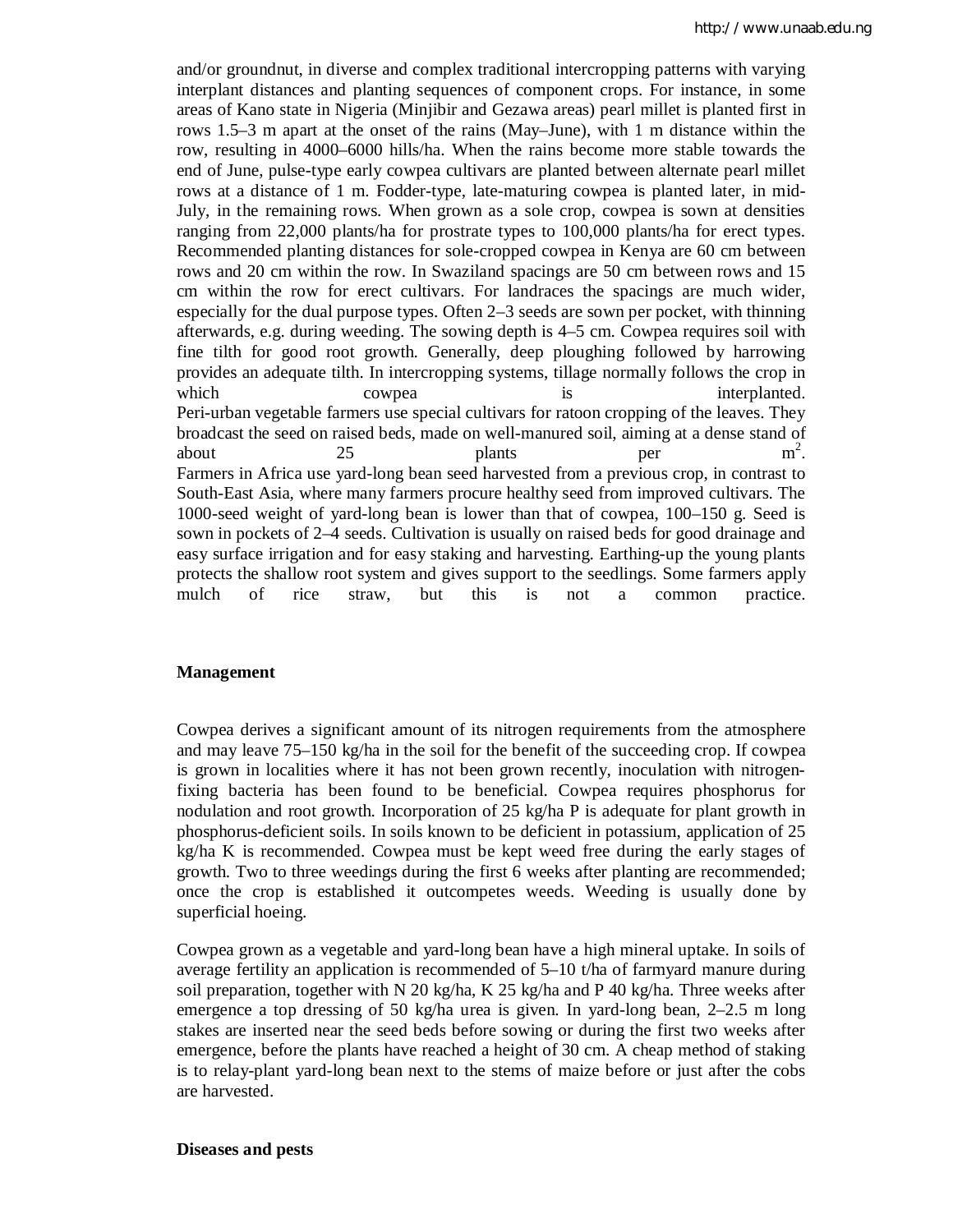and/or groundnut, in diverse and complex traditional intercropping patterns with varying interplant distances and planting sequences of component crops. For instance, in some areas of Kano state in Nigeria (Minjibir and Gezawa areas) pearl millet is planted first in rows 1.5–3 m apart at the onset of the rains (May–June), with 1 m distance within the row, resulting in 4000–6000 hills/ha. When the rains become more stable towards the end of June, pulse-type early cowpea cultivars are planted between alternate pearl millet rows at a distance of 1 m. Fodder-type, late-maturing cowpea is planted later, in mid-July, in the remaining rows. When grown as a sole crop, cowpea is sown at densities ranging from 22,000 plants/ha for prostrate types to 100,000 plants/ha for erect types. Recommended planting distances for sole-cropped cowpea in Kenya are 60 cm between rows and 20 cm within the row. In Swaziland spacings are 50 cm between rows and 15 cm within the row for erect cultivars. For landraces the spacings are much wider, especially for the dual purpose types. Often 2–3 seeds are sown per pocket, with thinning afterwards, e.g. during weeding. The sowing depth is 4–5 cm. Cowpea requires soil with fine tilth for good root growth. Generally, deep ploughing followed by harrowing provides an adequate tilth. In intercropping systems, tillage normally follows the crop in which cowpea is interplanted.
Peri-urban vegetable farmers use special cultivars for ratoon cropping of the leaves. They broadcast the seed on raised beds, made on well-manured soil, aiming at a dense stand of about 25 plants per $m^2$.
Farmers in Africa use yard-long bean seed harvested from a previous crop, in contrast to South-East Asia, where many farmers procure healthy seed from improved cultivars. The 1000-seed weight of yard-long bean is lower than that of cowpea, 100–150 g. Seed is sown in pockets of 2–4 seeds. Cultivation is usually on raised beds for good drainage and easy surface irrigation and for easy staking and harvesting. Earthing-up the young plants protects the shallow root system and gives support to the seedlings. Some farmers apply mulch of rice straw, but this is not a common practice.

## Management

Cowpea derives a significant amount of its nitrogen requirements from the atmosphere and may leave 75–150 kg/ha in the soil for the benefit of the succeeding crop. If cowpea is grown in localities where it has not been grown recently, inoculation with nitrogen-fixing bacteria has been found to be beneficial. Cowpea requires phosphorus for nodulation and root growth. Incorporation of 25 kg/ha P is adequate for plant growth in phosphorus-deficient soils. In soils known to be deficient in potassium, application of 25 kg/ha K is recommended. Cowpea must be kept weed free during the early stages of growth. Two to three weedings during the first 6 weeks after planting are recommended; once the crop is established it outcompetes weeds. Weeding is usually done by superficial hoeing.

Cowpea grown as a vegetable and yard-long bean have a high mineral uptake. In soils of average fertility an application is recommended of 5–10 t/ha of farmyard manure during soil preparation, together with N 20 kg/ha, K 25 kg/ha and P 40 kg/ha. Three weeks after emergence a top dressing of 50 kg/ha urea is given. In yard-long bean, 2–2.5 m long stakes are inserted near the seed beds before sowing or during the first two weeks after emergence, before the plants have reached a height of 30 cm. A cheap method of staking is to relay-plant yard-long bean next to the stems of maize before or just after the cobs are harvested.

## Diseases and pests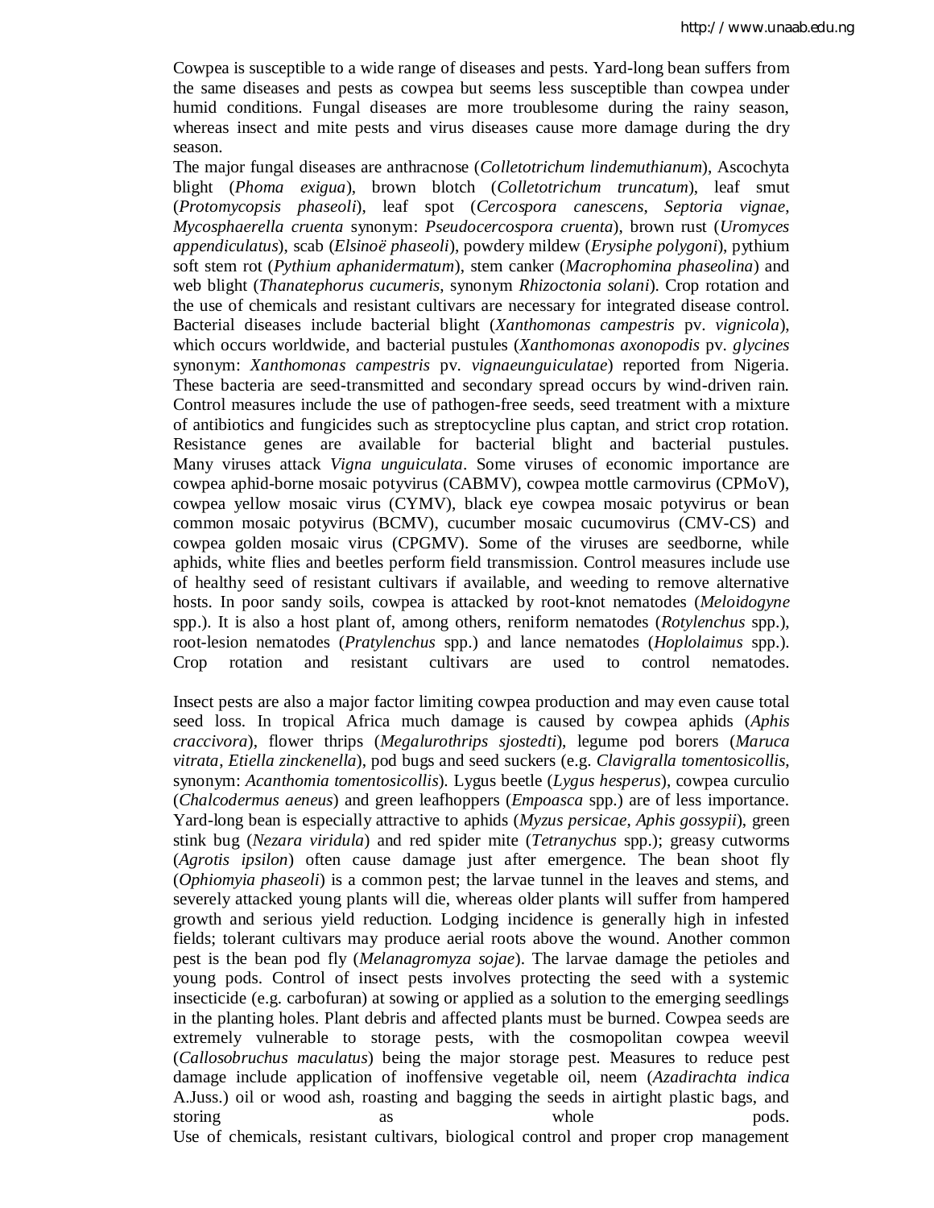Cowpea is susceptible to a wide range of diseases and pests. Yard-long bean suffers from the same diseases and pests as cowpea but seems less susceptible than cowpea under humid conditions. Fungal diseases are more troublesome during the rainy season, whereas insect and mite pests and virus diseases cause more damage during the dry season.

The major fungal diseases are anthracnose (*Colletotrichum lindemuthianum*), Ascochyta blight (*Phoma exigua*), brown blotch (*Colletotrichum truncatum*), leaf smut (*Protomycopsis phaseoli*), leaf spot (*Cercospora canescens*, *Septoria vignae*, *Mycosphaerella cruenta* synonym: *Pseudocercospora cruenta*), brown rust (*Uromyces appendiculatus*), scab (*Elsinoë phaseoli*), powdery mildew (*Erysiphe polygoni*), pythium soft stem rot (*Pythium aphanidermatum*), stem canker (*Macrophomina phaseolina*) and web blight (*Thanatephorus cucumeris*, synonym *Rhizoctonia solani*). Crop rotation and the use of chemicals and resistant cultivars are necessary for integrated disease control. Bacterial diseases include bacterial blight (*Xanthomonas campestris* pv. *vignicola*), which occurs worldwide, and bacterial pustules (*Xanthomonas axonopodis* pv. *glycines* synonym: *Xanthomonas campestris* pv. *vignaeunguiculatae*) reported from Nigeria. These bacteria are seed-transmitted and secondary spread occurs by wind-driven rain. Control measures include the use of pathogen-free seeds, seed treatment with a mixture of antibiotics and fungicides such as streptocycline plus captan, and strict crop rotation. Resistance genes are available for bacterial blight and bacterial pustules. Many viruses attack *Vigna unguiculata*. Some viruses of economic importance are cowpea aphid-borne mosaic potyvirus (CABMV), cowpea mottle carmovirus (CPMoV), cowpea yellow mosaic virus (CYMV), black eye cowpea mosaic potyvirus or bean common mosaic potyvirus (BCMV), cucumber mosaic cucumovirus (CMV-CS) and cowpea golden mosaic virus (CPGMV). Some of the viruses are seedborne, while aphids, white flies and beetles perform field transmission. Control measures include use of healthy seed of resistant cultivars if available, and weeding to remove alternative hosts. In poor sandy soils, cowpea is attacked by root-knot nematodes (*Meloidogyne* spp.). It is also a host plant of, among others, reniform nematodes (*Rotylenchus* spp.), root-lesion nematodes (*Pratylenchus* spp.) and lance nematodes (*Hoplolaimus* spp.). Crop rotation and resistant cultivars are used to control nematodes.

Insect pests are also a major factor limiting cowpea production and may even cause total seed loss. In tropical Africa much damage is caused by cowpea aphids (*Aphis craccivora*), flower thrips (*Megalurothrips sjostedti*), legume pod borers (*Maruca vitrata*, *Etiella zinckenella*), pod bugs and seed suckers (e.g. *Clavigralla tomentosicollis*, synonym: *Acanthomia tomentosicollis*). Lygus beetle (*Lygus hesperus*), cowpea curculio (*Chalcodermus aeneus*) and green leafhoppers (*Empoasca* spp.) are of less importance. Yard-long bean is especially attractive to aphids (*Myzus persicae*, *Aphis gossypii*), green stink bug (*Nezara viridula*) and red spider mite (*Tetranychus* spp.); greasy cutworms (*Agrotis ipsilon*) often cause damage just after emergence. The bean shoot fly (*Ophiomyia phaseoli*) is a common pest; the larvae tunnel in the leaves and stems, and severely attacked young plants will die, whereas older plants will suffer from hampered growth and serious yield reduction. Lodging incidence is generally high in infested fields; tolerant cultivars may produce aerial roots above the wound. Another common pest is the bean pod fly (*Melanagromyza sojae*). The larvae damage the petioles and young pods. Control of insect pests involves protecting the seed with a systemic insecticide (e.g. carbofuran) at sowing or applied as a solution to the emerging seedlings in the planting holes. Plant debris and affected plants must be burned. Cowpea seeds are extremely vulnerable to storage pests, with the cosmopolitan cowpea weevil (*Callosobruchus maculatus*) being the major storage pest. Measures to reduce pest damage include application of inoffensive vegetable oil, neem (*Azadirachta indica* A.Juss.) oil or wood ash, roasting and bagging the seeds in airtight plastic bags, and storing as whole pods.

Use of chemicals, resistant cultivars, biological control and proper crop management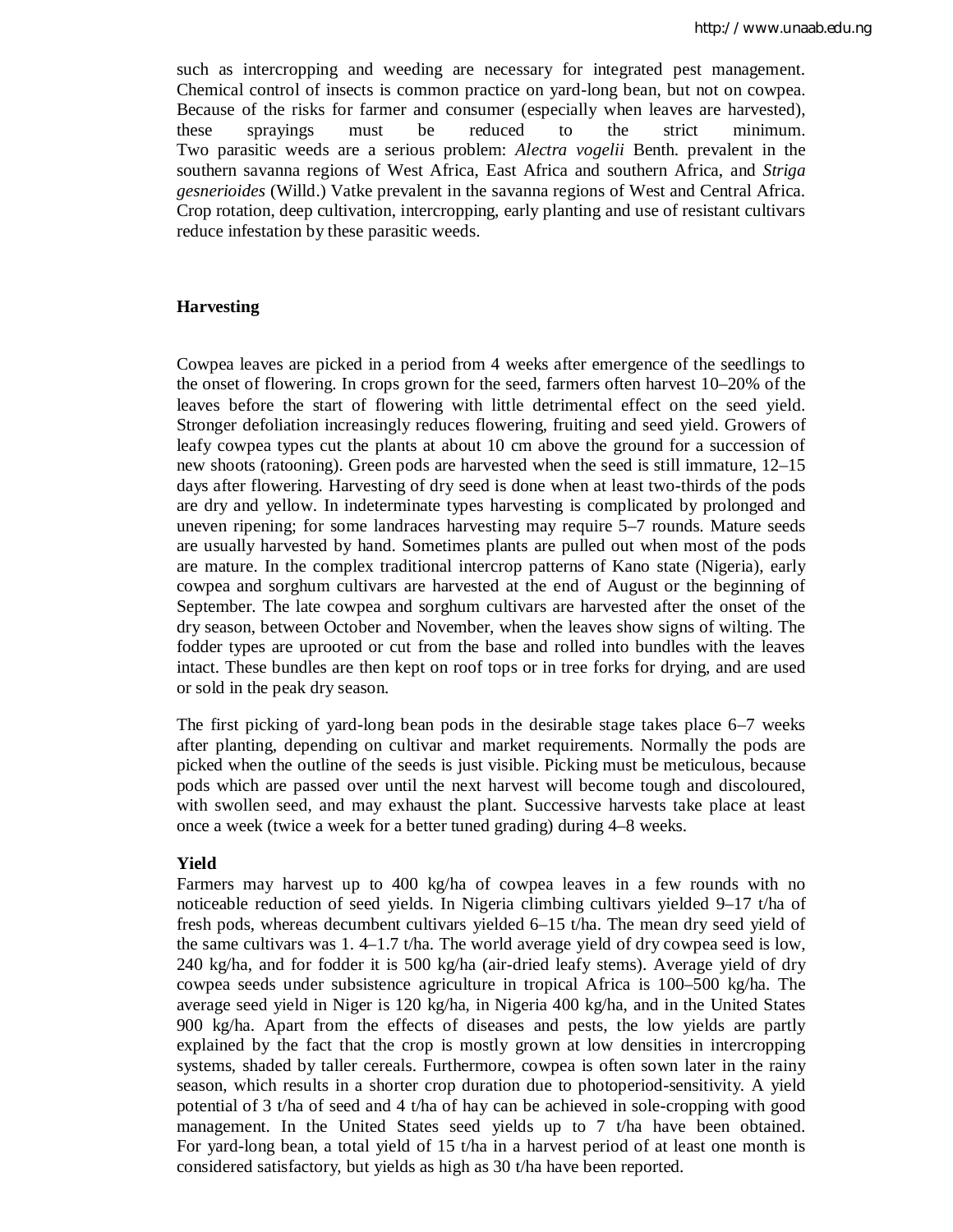such as intercropping and weeding are necessary for integrated pest management. Chemical control of insects is common practice on yard-long bean, but not on cowpea. Because of the risks for farmer and consumer (especially when leaves are harvested), these sprayings must be reduced to the strict minimum. Two parasitic weeds are a serious problem: *Alectra vogelii* Benth. prevalent in the southern savanna regions of West Africa, East Africa and southern Africa, and *Striga gesnerioides* (Willd.) Vatke prevalent in the savanna regions of West and Central Africa. Crop rotation, deep cultivation, intercropping, early planting and use of resistant cultivars reduce infestation by these parasitic weeds.

**Harvesting**

Cowpea leaves are picked in a period from 4 weeks after emergence of the seedlings to the onset of flowering. In crops grown for the seed, farmers often harvest 10–20% of the leaves before the start of flowering with little detrimental effect on the seed yield. Stronger defoliation increasingly reduces flowering, fruiting and seed yield. Growers of leafy cowpea types cut the plants at about 10 cm above the ground for a succession of new shoots (ratooning). Green pods are harvested when the seed is still immature, 12–15 days after flowering. Harvesting of dry seed is done when at least two-thirds of the pods are dry and yellow. In indeterminate types harvesting is complicated by prolonged and uneven ripening; for some landraces harvesting may require 5–7 rounds. Mature seeds are usually harvested by hand. Sometimes plants are pulled out when most of the pods are mature. In the complex traditional intercrop patterns of Kano state (Nigeria), early cowpea and sorghum cultivars are harvested at the end of August or the beginning of September. The late cowpea and sorghum cultivars are harvested after the onset of the dry season, between October and November, when the leaves show signs of wilting. The fodder types are uprooted or cut from the base and rolled into bundles with the leaves intact. These bundles are then kept on roof tops or in tree forks for drying, and are used or sold in the peak dry season.

The first picking of yard-long bean pods in the desirable stage takes place 6–7 weeks after planting, depending on cultivar and market requirements. Normally the pods are picked when the outline of the seeds is just visible. Picking must be meticulous, because pods which are passed over until the next harvest will become tough and discoloured, with swollen seed, and may exhaust the plant. Successive harvests take place at least once a week (twice a week for a better tuned grading) during 4–8 weeks.

**Yield**

Farmers may harvest up to 400 kg/ha of cowpea leaves in a few rounds with no noticeable reduction of seed yields. In Nigeria climbing cultivars yielded 9–17 t/ha of fresh pods, whereas decumbent cultivars yielded 6–15 t/ha. The mean dry seed yield of the same cultivars was 1. 4–1.7 t/ha. The world average yield of dry cowpea seed is low, 240 kg/ha, and for fodder it is 500 kg/ha (air-dried leafy stems). Average yield of dry cowpea seeds under subsistence agriculture in tropical Africa is 100–500 kg/ha. The average seed yield in Niger is 120 kg/ha, in Nigeria 400 kg/ha, and in the United States 900 kg/ha. Apart from the effects of diseases and pests, the low yields are partly explained by the fact that the crop is mostly grown at low densities in intercropping systems, shaded by taller cereals. Furthermore, cowpea is often sown later in the rainy season, which results in a shorter crop duration due to photoperiod-sensitivity. A yield potential of 3 t/ha of seed and 4 t/ha of hay can be achieved in sole-cropping with good management. In the United States seed yields up to 7 t/ha have been obtained. For yard-long bean, a total yield of 15 t/ha in a harvest period of at least one month is considered satisfactory, but yields as high as 30 t/ha have been reported.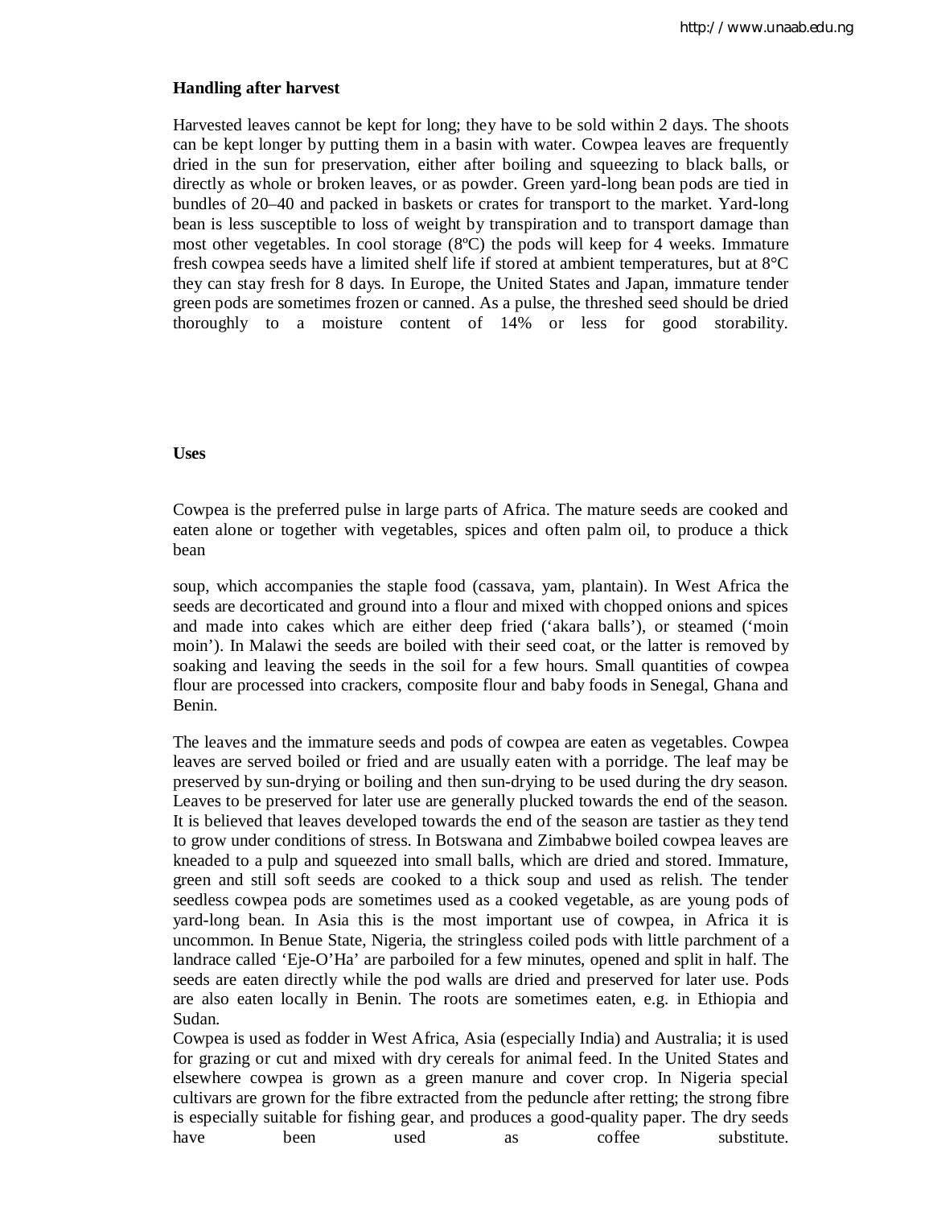**Handling after harvest**

Harvested leaves cannot be kept for long; they have to be sold within 2 days. The shoots can be kept longer by putting them in a basin with water. Cowpea leaves are frequently dried in the sun for preservation, either after boiling and squeezing to black balls, or directly as whole or broken leaves, or as powder. Green yard-long bean pods are tied in bundles of 20–40 and packed in baskets or crates for transport to the market. Yard-long bean is less susceptible to loss of weight by transpiration and to transport damage than most other vegetables. In cool storage (8ºC) the pods will keep for 4 weeks. Immature fresh cowpea seeds have a limited shelf life if stored at ambient temperatures, but at 8°C they can stay fresh for 8 days. In Europe, the United States and Japan, immature tender green pods are sometimes frozen or canned. As a pulse, the threshed seed should be dried thoroughly to a moisture content of 14% or less for good storability.

**Uses**

Cowpea is the preferred pulse in large parts of Africa. The mature seeds are cooked and eaten alone or together with vegetables, spices and often palm oil, to produce a thick bean

soup, which accompanies the staple food (cassava, yam, plantain). In West Africa the seeds are decorticated and ground into a flour and mixed with chopped onions and spices and made into cakes which are either deep fried ('akara balls'), or steamed ('moin moin'). In Malawi the seeds are boiled with their seed coat, or the latter is removed by soaking and leaving the seeds in the soil for a few hours. Small quantities of cowpea flour are processed into crackers, composite flour and baby foods in Senegal, Ghana and Benin.

The leaves and the immature seeds and pods of cowpea are eaten as vegetables. Cowpea leaves are served boiled or fried and are usually eaten with a porridge. The leaf may be preserved by sun-drying or boiling and then sun-drying to be used during the dry season. Leaves to be preserved for later use are generally plucked towards the end of the season. It is believed that leaves developed towards the end of the season are tastier as they tend to grow under conditions of stress. In Botswana and Zimbabwe boiled cowpea leaves are kneaded to a pulp and squeezed into small balls, which are dried and stored. Immature, green and still soft seeds are cooked to a thick soup and used as relish. The tender seedless cowpea pods are sometimes used as a cooked vegetable, as are young pods of yard-long bean. In Asia this is the most important use of cowpea, in Africa it is uncommon. In Benue State, Nigeria, the stringless coiled pods with little parchment of a landrace called 'Eje-O'Ha' are parboiled for a few minutes, opened and split in half. The seeds are eaten directly while the pod walls are dried and preserved for later use. Pods are also eaten locally in Benin. The roots are sometimes eaten, e.g. in Ethiopia and Sudan.
Cowpea is used as fodder in West Africa, Asia (especially India) and Australia; it is used for grazing or cut and mixed with dry cereals for animal feed. In the United States and elsewhere cowpea is grown as a green manure and cover crop. In Nigeria special cultivars are grown for the fibre extracted from the peduncle after retting; the strong fibre is especially suitable for fishing gear, and produces a good-quality paper. The dry seeds have been used as coffee substitute.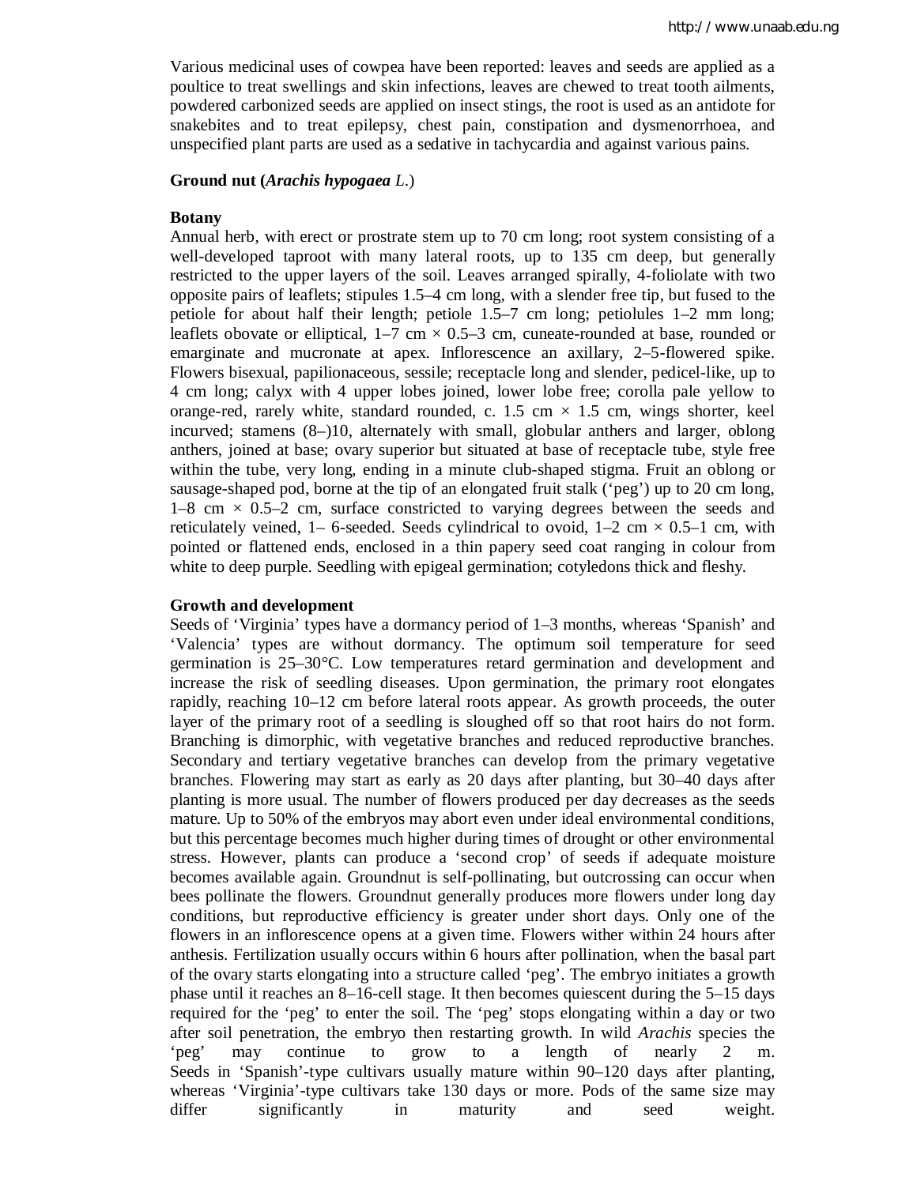Various medicinal uses of cowpea have been reported: leaves and seeds are applied as a poultice to treat swellings and skin infections, leaves are chewed to treat tooth ailments, powdered carbonized seeds are applied on insect stings, the root is used as an antidote for snakebites and to treat epilepsy, chest pain, constipation and dysmenorrhoea, and unspecified plant parts are used as a sedative in tachycardia and against various pains.

**Ground nut (*Arachis hypogaea* L.)**

**Botany**

Annual herb, with erect or prostrate stem up to 70 cm long; root system consisting of a well-developed taproot with many lateral roots, up to 135 cm deep, but generally restricted to the upper layers of the soil. Leaves arranged spirally, 4-foliolate with two opposite pairs of leaflets; stipules 1.5–4 cm long, with a slender free tip, but fused to the petiole for about half their length; petiole 1.5–7 cm long; petiolules 1–2 mm long; leaflets obovate or elliptical, 1–7 cm × 0.5–3 cm, cuneate-rounded at base, rounded or emarginate and mucronate at apex. Inflorescence an axillary, 2–5-flowered spike. Flowers bisexual, papilionaceous, sessile; receptacle long and slender, pedicel-like, up to 4 cm long; calyx with 4 upper lobes joined, lower lobe free; corolla pale yellow to orange-red, rarely white, standard rounded, c. 1.5 cm × 1.5 cm, wings shorter, keel incurved; stamens (8–)10, alternately with small, globular anthers and larger, oblong anthers, joined at base; ovary superior but situated at base of receptacle tube, style free within the tube, very long, ending in a minute club-shaped stigma. Fruit an oblong or sausage-shaped pod, borne at the tip of an elongated fruit stalk ('peg') up to 20 cm long, 1–8 cm × 0.5–2 cm, surface constricted to varying degrees between the seeds and reticulately veined, 1– 6-seeded. Seeds cylindrical to ovoid, 1–2 cm × 0.5–1 cm, with pointed or flattened ends, enclosed in a thin papery seed coat ranging in colour from white to deep purple. Seedling with epigeal germination; cotyledons thick and fleshy.

**Growth and development**

Seeds of 'Virginia' types have a dormancy period of 1–3 months, whereas 'Spanish' and 'Valencia' types are without dormancy. The optimum soil temperature for seed germination is 25–30°C. Low temperatures retard germination and development and increase the risk of seedling diseases. Upon germination, the primary root elongates rapidly, reaching 10–12 cm before lateral roots appear. As growth proceeds, the outer layer of the primary root of a seedling is sloughed off so that root hairs do not form. Branching is dimorphic, with vegetative branches and reduced reproductive branches. Secondary and tertiary vegetative branches can develop from the primary vegetative branches. Flowering may start as early as 20 days after planting, but 30–40 days after planting is more usual. The number of flowers produced per day decreases as the seeds mature. Up to 50% of the embryos may abort even under ideal environmental conditions, but this percentage becomes much higher during times of drought or other environmental stress. However, plants can produce a 'second crop' of seeds if adequate moisture becomes available again. Groundnut is self-pollinating, but outcrossing can occur when bees pollinate the flowers. Groundnut generally produces more flowers under long day conditions, but reproductive efficiency is greater under short days. Only one of the flowers in an inflorescence opens at a given time. Flowers wither within 24 hours after anthesis. Fertilization usually occurs within 6 hours after pollination, when the basal part of the ovary starts elongating into a structure called 'peg'. The embryo initiates a growth phase until it reaches an 8–16-cell stage. It then becomes quiescent during the 5–15 days required for the 'peg' to enter the soil. The 'peg' stops elongating within a day or two after soil penetration, the embryo then restarting growth. In wild *Arachis* species the 'peg' may continue to grow to a length of nearly 2 m.
Seeds in 'Spanish'-type cultivars usually mature within 90–120 days after planting, whereas 'Virginia'-type cultivars take 130 days or more. Pods of the same size may differ significantly in maturity and seed weight.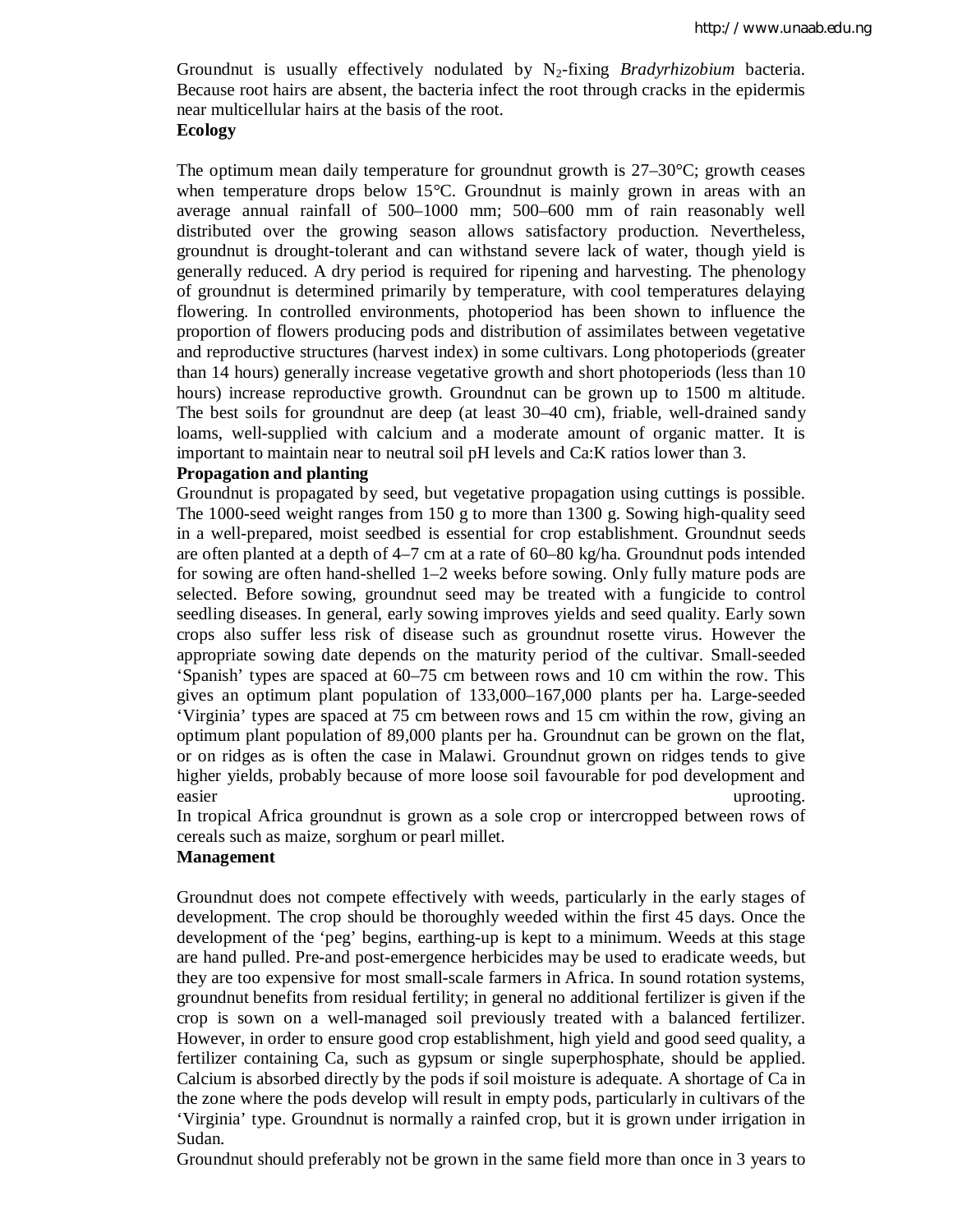Groundnut is usually effectively nodulated by $N_2$-fixing *Bradyrhizobium* bacteria. Because root hairs are absent, the bacteria infect the root through cracks in the epidermis near multicellular hairs at the basis of the root.

**Ecology**

The optimum mean daily temperature for groundnut growth is 27–30°C; growth ceases when temperature drops below 15°C. Groundnut is mainly grown in areas with an average annual rainfall of 500–1000 mm; 500–600 mm of rain reasonably well distributed over the growing season allows satisfactory production. Nevertheless, groundnut is drought-tolerant and can withstand severe lack of water, though yield is generally reduced. A dry period is required for ripening and harvesting. The phenology of groundnut is determined primarily by temperature, with cool temperatures delaying flowering. In controlled environments, photoperiod has been shown to influence the proportion of flowers producing pods and distribution of assimilates between vegetative and reproductive structures (harvest index) in some cultivars. Long photoperiods (greater than 14 hours) generally increase vegetative growth and short photoperiods (less than 10 hours) increase reproductive growth. Groundnut can be grown up to 1500 m altitude. The best soils for groundnut are deep (at least 30–40 cm), friable, well-drained sandy loams, well-supplied with calcium and a moderate amount of organic matter. It is important to maintain near to neutral soil pH levels and Ca:K ratios lower than 3.

**Propagation and planting**

Groundnut is propagated by seed, but vegetative propagation using cuttings is possible. The 1000-seed weight ranges from 150 g to more than 1300 g. Sowing high-quality seed in a well-prepared, moist seedbed is essential for crop establishment. Groundnut seeds are often planted at a depth of 4–7 cm at a rate of 60–80 kg/ha. Groundnut pods intended for sowing are often hand-shelled 1–2 weeks before sowing. Only fully mature pods are selected. Before sowing, groundnut seed may be treated with a fungicide to control seedling diseases. In general, early sowing improves yields and seed quality. Early sown crops also suffer less risk of disease such as groundnut rosette virus. However the appropriate sowing date depends on the maturity period of the cultivar. Small-seeded 'Spanish' types are spaced at 60–75 cm between rows and 10 cm within the row. This gives an optimum plant population of 133,000–167,000 plants per ha. Large-seeded 'Virginia' types are spaced at 75 cm between rows and 15 cm within the row, giving an optimum plant population of 89,000 plants per ha. Groundnut can be grown on the flat, or on ridges as is often the case in Malawi. Groundnut grown on ridges tends to give higher yields, probably because of more loose soil favourable for pod development and easier uprooting.

In tropical Africa groundnut is grown as a sole crop or intercropped between rows of cereals such as maize, sorghum or pearl millet.

**Management**

Groundnut does not compete effectively with weeds, particularly in the early stages of development. The crop should be thoroughly weeded within the first 45 days. Once the development of the 'peg' begins, earthing-up is kept to a minimum. Weeds at this stage are hand pulled. Pre-and post-emergence herbicides may be used to eradicate weeds, but they are too expensive for most small-scale farmers in Africa. In sound rotation systems, groundnut benefits from residual fertility; in general no additional fertilizer is given if the crop is sown on a well-managed soil previously treated with a balanced fertilizer. However, in order to ensure good crop establishment, high yield and good seed quality, a fertilizer containing Ca, such as gypsum or single superphosphate, should be applied. Calcium is absorbed directly by the pods if soil moisture is adequate. A shortage of Ca in the zone where the pods develop will result in empty pods, particularly in cultivars of the 'Virginia' type. Groundnut is normally a rainfed crop, but it is grown under irrigation in Sudan.

Groundnut should preferably not be grown in the same field more than once in 3 years to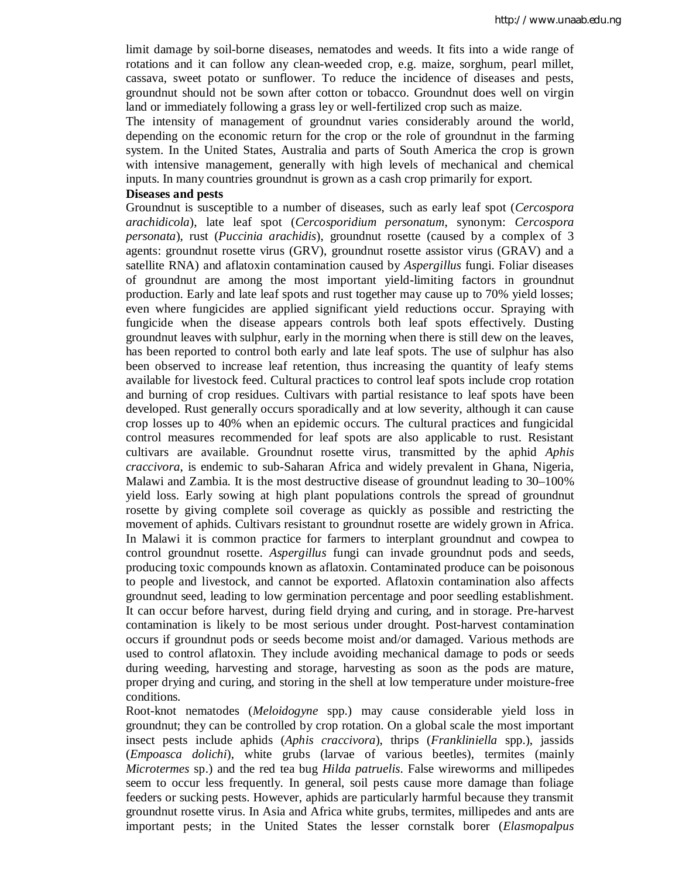limit damage by soil-borne diseases, nematodes and weeds. It fits into a wide range of rotations and it can follow any clean-weeded crop, e.g. maize, sorghum, pearl millet, cassava, sweet potato or sunflower. To reduce the incidence of diseases and pests, groundnut should not be sown after cotton or tobacco. Groundnut does well on virgin land or immediately following a grass ley or well-fertilized crop such as maize.

The intensity of management of groundnut varies considerably around the world, depending on the economic return for the crop or the role of groundnut in the farming system. In the United States, Australia and parts of South America the crop is grown with intensive management, generally with high levels of mechanical and chemical inputs. In many countries groundnut is grown as a cash crop primarily for export.

**Diseases and pests**

Groundnut is susceptible to a number of diseases, such as early leaf spot (*Cercospora arachidicola*), late leaf spot (*Cercosporidium personatum*, synonym: *Cercospora personata*), rust (*Puccinia arachidis*), groundnut rosette (caused by a complex of 3 agents: groundnut rosette virus (GRV), groundnut rosette assistor virus (GRAV) and a satellite RNA) and aflatoxin contamination caused by *Aspergillus* fungi. Foliar diseases of groundnut are among the most important yield-limiting factors in groundnut production. Early and late leaf spots and rust together may cause up to 70% yield losses; even where fungicides are applied significant yield reductions occur. Spraying with fungicide when the disease appears controls both leaf spots effectively. Dusting groundnut leaves with sulphur, early in the morning when there is still dew on the leaves, has been reported to control both early and late leaf spots. The use of sulphur has also been observed to increase leaf retention, thus increasing the quantity of leafy stems available for livestock feed. Cultural practices to control leaf spots include crop rotation and burning of crop residues. Cultivars with partial resistance to leaf spots have been developed. Rust generally occurs sporadically and at low severity, although it can cause crop losses up to 40% when an epidemic occurs. The cultural practices and fungicidal control measures recommended for leaf spots are also applicable to rust. Resistant cultivars are available. Groundnut rosette virus, transmitted by the aphid *Aphis craccivora*, is endemic to sub-Saharan Africa and widely prevalent in Ghana, Nigeria, Malawi and Zambia. It is the most destructive disease of groundnut leading to 30–100% yield loss. Early sowing at high plant populations controls the spread of groundnut rosette by giving complete soil coverage as quickly as possible and restricting the movement of aphids. Cultivars resistant to groundnut rosette are widely grown in Africa. In Malawi it is common practice for farmers to interplant groundnut and cowpea to control groundnut rosette. *Aspergillus* fungi can invade groundnut pods and seeds, producing toxic compounds known as aflatoxin. Contaminated produce can be poisonous to people and livestock, and cannot be exported. Aflatoxin contamination also affects groundnut seed, leading to low germination percentage and poor seedling establishment. It can occur before harvest, during field drying and curing, and in storage. Pre-harvest contamination is likely to be most serious under drought. Post-harvest contamination occurs if groundnut pods or seeds become moist and/or damaged. Various methods are used to control aflatoxin. They include avoiding mechanical damage to pods or seeds during weeding, harvesting and storage, harvesting as soon as the pods are mature, proper drying and curing, and storing in the shell at low temperature under moisture-free conditions.

Root-knot nematodes (*Meloidogyne* spp.) may cause considerable yield loss in groundnut; they can be controlled by crop rotation. On a global scale the most important insect pests include aphids (*Aphis craccivora*), thrips (*Frankliniella* spp.), jassids (*Empoasca dolichi*), white grubs (larvae of various beetles), termites (mainly *Microtermes* sp.) and the red tea bug *Hilda patruelis*. False wireworms and millipedes seem to occur less frequently. In general, soil pests cause more damage than foliage feeders or sucking pests. However, aphids are particularly harmful because they transmit groundnut rosette virus. In Asia and Africa white grubs, termites, millipedes and ants are important pests; in the United States the lesser cornstalk borer (*Elasmopalpus*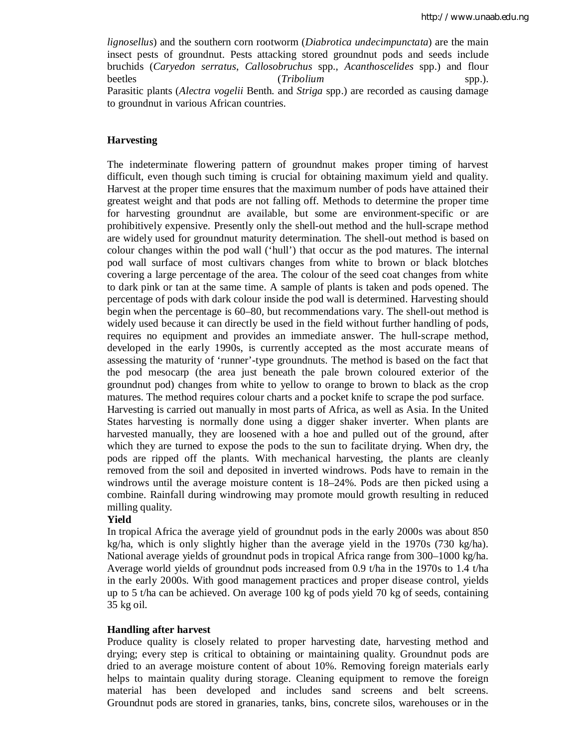*lignosellus*) and the southern corn rootworm (*Diabrotica undecimpunctata*) are the main insect pests of groundnut. Pests attacking stored groundnut pods and seeds include bruchids (*Caryedon serratus*, *Callosobruchus* spp., *Acanthoscelides* spp.) and flour beetles (*Tribolium* spp.).
Parasitic plants (*Alectra vogelii* Benth. and *Striga* spp.) are recorded as causing damage to groundnut in various African countries.

**Harvesting**

The indeterminate flowering pattern of groundnut makes proper timing of harvest difficult, even though such timing is crucial for obtaining maximum yield and quality. Harvest at the proper time ensures that the maximum number of pods have attained their greatest weight and that pods are not falling off. Methods to determine the proper time for harvesting groundnut are available, but some are environment-specific or are prohibitively expensive. Presently only the shell-out method and the hull-scrape method are widely used for groundnut maturity determination. The shell-out method is based on colour changes within the pod wall ('hull') that occur as the pod matures. The internal pod wall surface of most cultivars changes from white to brown or black blotches covering a large percentage of the area. The colour of the seed coat changes from white to dark pink or tan at the same time. A sample of plants is taken and pods opened. The percentage of pods with dark colour inside the pod wall is determined. Harvesting should begin when the percentage is 60–80, but recommendations vary. The shell-out method is widely used because it can directly be used in the field without further handling of pods, requires no equipment and provides an immediate answer. The hull-scrape method, developed in the early 1990s, is currently accepted as the most accurate means of assessing the maturity of 'runner'-type groundnuts. The method is based on the fact that the pod mesocarp (the area just beneath the pale brown coloured exterior of the groundnut pod) changes from white to yellow to orange to brown to black as the crop matures. The method requires colour charts and a pocket knife to scrape the pod surface.
Harvesting is carried out manually in most parts of Africa, as well as Asia. In the United States harvesting is normally done using a digger shaker inverter. When plants are harvested manually, they are loosened with a hoe and pulled out of the ground, after which they are turned to expose the pods to the sun to facilitate drying. When dry, the pods are ripped off the plants. With mechanical harvesting, the plants are cleanly removed from the soil and deposited in inverted windrows. Pods have to remain in the windrows until the average moisture content is 18–24%. Pods are then picked using a combine. Rainfall during windrowing may promote mould growth resulting in reduced milling quality.

**Yield**

In tropical Africa the average yield of groundnut pods in the early 2000s was about 850 kg/ha, which is only slightly higher than the average yield in the 1970s (730 kg/ha). National average yields of groundnut pods in tropical Africa range from 300–1000 kg/ha. Average world yields of groundnut pods increased from 0.9 t/ha in the 1970s to 1.4 t/ha in the early 2000s. With good management practices and proper disease control, yields up to 5 t/ha can be achieved. On average 100 kg of pods yield 70 kg of seeds, containing 35 kg oil.

**Handling after harvest**

Produce quality is closely related to proper harvesting date, harvesting method and drying; every step is critical to obtaining or maintaining quality. Groundnut pods are dried to an average moisture content of about 10%. Removing foreign materials early helps to maintain quality during storage. Cleaning equipment to remove the foreign material has been developed and includes sand screens and belt screens. Groundnut pods are stored in granaries, tanks, bins, concrete silos, warehouses or in the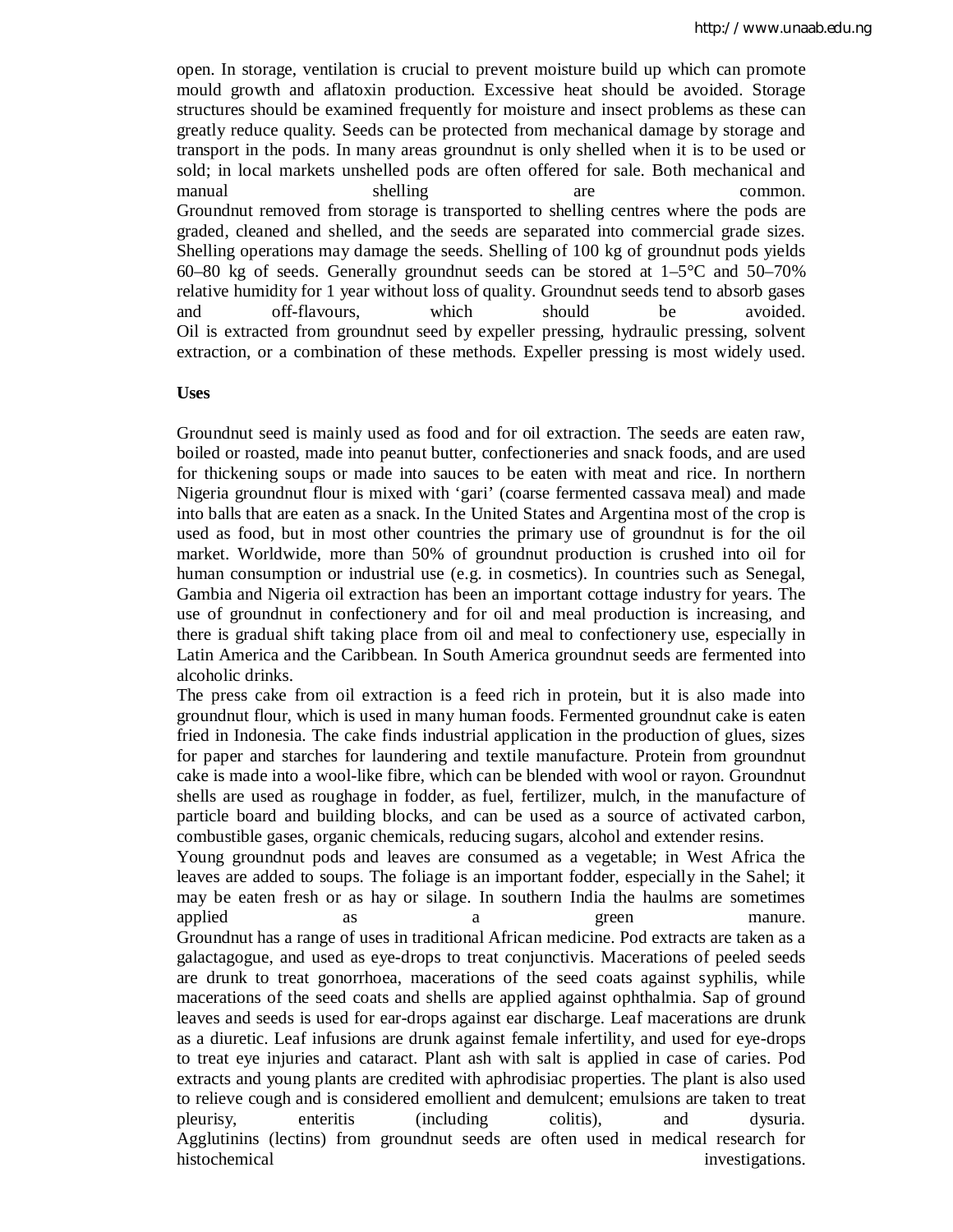open. In storage, ventilation is crucial to prevent moisture build up which can promote mould growth and aflatoxin production. Excessive heat should be avoided. Storage structures should be examined frequently for moisture and insect problems as these can greatly reduce quality. Seeds can be protected from mechanical damage by storage and transport in the pods. In many areas groundnut is only shelled when it is to be used or sold; in local markets unshelled pods are often offered for sale. Both mechanical and manual shelling are common.

Groundnut removed from storage is transported to shelling centres where the pods are graded, cleaned and shelled, and the seeds are separated into commercial grade sizes. Shelling operations may damage the seeds. Shelling of 100 kg of groundnut pods yields 60–80 kg of seeds. Generally groundnut seeds can be stored at 1–5°C and 50–70% relative humidity for 1 year without loss of quality. Groundnut seeds tend to absorb gases and off-flavours, which should be avoided.

Oil is extracted from groundnut seed by expeller pressing, hydraulic pressing, solvent extraction, or a combination of these methods. Expeller pressing is most widely used.

**Uses**

Groundnut seed is mainly used as food and for oil extraction. The seeds are eaten raw, boiled or roasted, made into peanut butter, confectioneries and snack foods, and are used for thickening soups or made into sauces to be eaten with meat and rice. In northern Nigeria groundnut flour is mixed with 'gari' (coarse fermented cassava meal) and made into balls that are eaten as a snack. In the United States and Argentina most of the crop is used as food, but in most other countries the primary use of groundnut is for the oil market. Worldwide, more than 50% of groundnut production is crushed into oil for human consumption or industrial use (e.g. in cosmetics). In countries such as Senegal, Gambia and Nigeria oil extraction has been an important cottage industry for years. The use of groundnut in confectionery and for oil and meal production is increasing, and there is gradual shift taking place from oil and meal to confectionery use, especially in Latin America and the Caribbean. In South America groundnut seeds are fermented into alcoholic drinks.

The press cake from oil extraction is a feed rich in protein, but it is also made into groundnut flour, which is used in many human foods. Fermented groundnut cake is eaten fried in Indonesia. The cake finds industrial application in the production of glues, sizes for paper and starches for laundering and textile manufacture. Protein from groundnut cake is made into a wool-like fibre, which can be blended with wool or rayon. Groundnut shells are used as roughage in fodder, as fuel, fertilizer, mulch, in the manufacture of particle board and building blocks, and can be used as a source of activated carbon, combustible gases, organic chemicals, reducing sugars, alcohol and extender resins.

Young groundnut pods and leaves are consumed as a vegetable; in West Africa the leaves are added to soups. The foliage is an important fodder, especially in the Sahel; it may be eaten fresh or as hay or silage. In southern India the haulms are sometimes applied as a green manure.

Groundnut has a range of uses in traditional African medicine. Pod extracts are taken as a galactagogue, and used as eye-drops to treat conjunctivis. Macerations of peeled seeds are drunk to treat gonorrhoea, macerations of the seed coats against syphilis, while macerations of the seed coats and shells are applied against ophthalmia. Sap of ground leaves and seeds is used for ear-drops against ear discharge. Leaf macerations are drunk as a diuretic. Leaf infusions are drunk against female infertility, and used for eye-drops to treat eye injuries and cataract. Plant ash with salt is applied in case of caries. Pod extracts and young plants are credited with aphrodisiac properties. The plant is also used to relieve cough and is considered emollient and demulcent; emulsions are taken to treat pleurisy, enteritis (including colitis), and dysuria.

Agglutinins (lectins) from groundnut seeds are often used in medical research for histochemical investigations.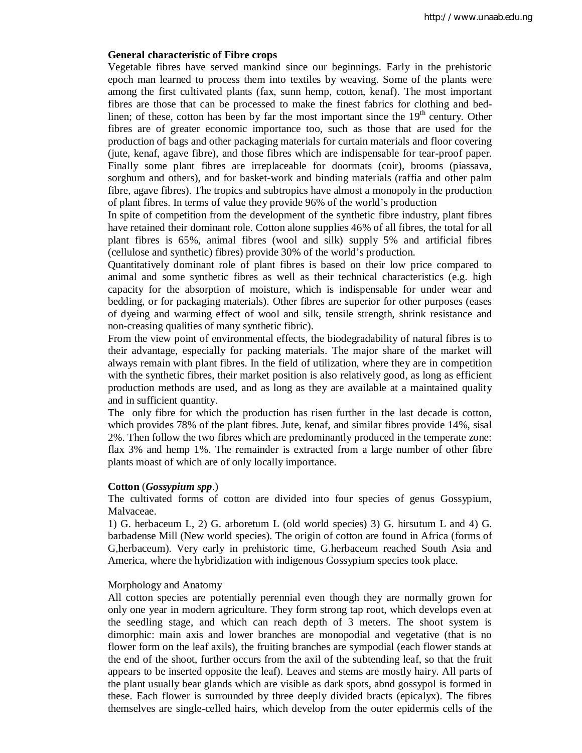**General characteristic of Fibre crops**

Vegetable fibres have served mankind since our beginnings. Early in the prehistoric epoch man learned to process them into textiles by weaving. Some of the plants were among the first cultivated plants (fax, sunn hemp, cotton, kenaf). The most important fibres are those that can be processed to make the finest fabrics for clothing and bed-linen; of these, cotton has been by far the most important since the 19th century. Other fibres are of greater economic importance too, such as those that are used for the production of bags and other packaging materials for curtain materials and floor covering (jute, kenaf, agave fibre), and those fibres which are indispensable for tear-proof paper. Finally some plant fibres are irreplaceable for doormats (coir), brooms (piassava, sorghum and others), and for basket-work and binding materials (raffia and other palm fibre, agave fibres). The tropics and subtropics have almost a monopoly in the production of plant fibres. In terms of value they provide 96% of the world's production

In spite of competition from the development of the synthetic fibre industry, plant fibres have retained their dominant role. Cotton alone supplies 46% of all fibres, the total for all plant fibres is 65%, animal fibres (wool and silk) supply 5% and artificial fibres (cellulose and synthetic) fibres) provide 30% of the world's production.

Quantitatively dominant role of plant fibres is based on their low price compared to animal and some synthetic fibres as well as their technical characteristics (e.g. high capacity for the absorption of moisture, which is indispensable for under wear and bedding, or for packaging materials). Other fibres are superior for other purposes (eases of dyeing and warming effect of wool and silk, tensile strength, shrink resistance and non-creasing qualities of many synthetic fibric).

From the view point of environmental effects, the biodegradability of natural fibres is to their advantage, especially for packing materials. The major share of the market will always remain with plant fibres. In the field of utilization, where they are in competition with the synthetic fibres, their market position is also relatively good, as long as efficient production methods are used, and as long as they are available at a maintained quality and in sufficient quantity.

The only fibre for which the production has risen further in the last decade is cotton, which provides 78% of the plant fibres. Jute, kenaf, and similar fibres provide 14%, sisal 2%. Then follow the two fibres which are predominantly produced in the temperate zone: flax 3% and hemp 1%. The remainder is extracted from a large number of other fibre plants moast of which are of only locally importance.

**Cotton** (***Gossypium spp***.)

The cultivated forms of cotton are divided into four species of genus Gossypium, Malvaceae.

1) G. herbaceum L, 2) G. arboretum L (old world species) 3) G. hirsutum L and 4) G. barbadense Mill (New world species). The origin of cotton are found in Africa (forms of G,herbaceum). Very early in prehistoric time, G.herbaceum reached South Asia and America, where the hybridization with indigenous Gossypium species took place.

Morphology and Anatomy

All cotton species are potentially perennial even though they are normally grown for only one year in modern agriculture. They form strong tap root, which develops even at the seedling stage, and which can reach depth of 3 meters. The shoot system is dimorphic: main axis and lower branches are monopodial and vegetative (that is no flower form on the leaf axils), the fruiting branches are sympodial (each flower stands at the end of the shoot, further occurs from the axil of the subtending leaf, so that the fruit appears to be inserted opposite the leaf). Leaves and stems are mostly hairy. All parts of the plant usually bear glands which are visible as dark spots, abnd gossypol is formed in these. Each flower is surrounded by three deeply divided bracts (epicalyx). The fibres themselves are single-celled hairs, which develop from the outer epidermis cells of the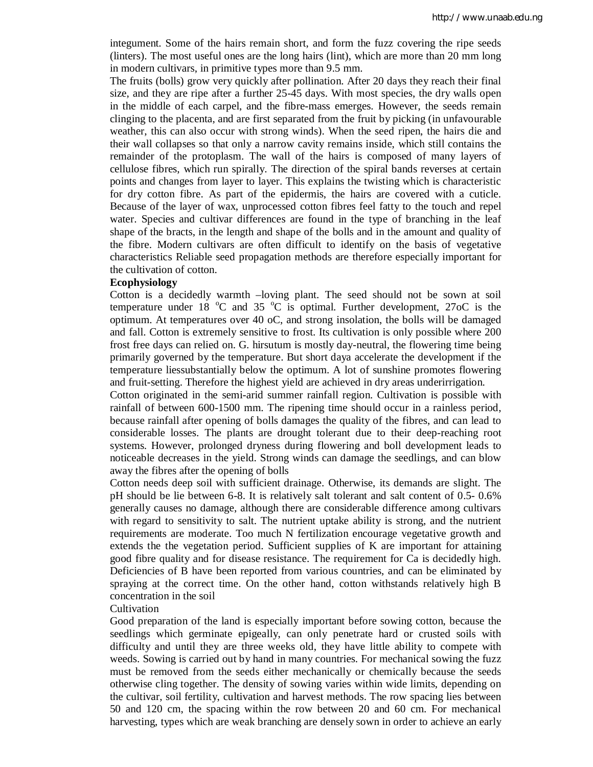integument. Some of the hairs remain short, and form the fuzz covering the ripe seeds (linters). The most useful ones are the long hairs (lint), which are more than 20 mm long in modern cultivars, in primitive types more than 9.5 mm.

The fruits (bolls) grow very quickly after pollination. After 20 days they reach their final size, and they are ripe after a further 25-45 days. With most species, the dry walls open in the middle of each carpel, and the fibre-mass emerges. However, the seeds remain clinging to the placenta, and are first separated from the fruit by picking (in unfavourable weather, this can also occur with strong winds). When the seed ripen, the hairs die and their wall collapses so that only a narrow cavity remains inside, which still contains the remainder of the protoplasm. The wall of the hairs is composed of many layers of cellulose fibres, which run spirally. The direction of the spiral bands reverses at certain points and changes from layer to layer. This explains the twisting which is characteristic for dry cotton fibre. As part of the epidermis, the hairs are covered with a cuticle. Because of the layer of wax, unprocessed cotton fibres feel fatty to the touch and repel water. Species and cultivar differences are found in the type of branching in the leaf shape of the bracts, in the length and shape of the bolls and in the amount and quality of the fibre. Modern cultivars are often difficult to identify on the basis of vegetative characteristics Reliable seed propagation methods are therefore especially important for the cultivation of cotton.

**Ecophysiology**

Cotton is a decidedly warmth –loving plant. The seed should not be sown at soil temperature under 18 $^{o}$C and 35 $^{o}$C is optimal. Further development, 27oC is the optimum. At temperatures over 40 oC, and strong insolation, the bolls will be damaged and fall. Cotton is extremely sensitive to frost. Its cultivation is only possible where 200 frost free days can relied on. G. hirsutum is mostly day-neutral, the flowering time being primarily governed by the temperature. But short daya accelerate the development if the temperature liessubstantially below the optimum. A lot of sunshine promotes flowering and fruit-setting. Therefore the highest yield are achieved in dry areas underirrigation.

Cotton originated in the semi-arid summer rainfall region. Cultivation is possible with rainfall of between 600-1500 mm. The ripening time should occur in a rainless period, because rainfall after opening of bolls damages the quality of the fibres, and can lead to considerable losses. The plants are drought tolerant due to their deep-reaching root systems. However, prolonged dryness during flowering and boll development leads to noticeable decreases in the yield. Strong winds can damage the seedlings, and can blow away the fibres after the opening of bolls

Cotton needs deep soil with sufficient drainage. Otherwise, its demands are slight. The pH should be lie between 6-8. It is relatively salt tolerant and salt content of 0.5- 0.6% generally causes no damage, although there are considerable difference among cultivars with regard to sensitivity to salt. The nutrient uptake ability is strong, and the nutrient requirements are moderate. Too much N fertilization encourage vegetative growth and extends the the vegetation period. Sufficient supplies of K are important for attaining good fibre quality and for disease resistance. The requirement for Ca is decidedly high. Deficiencies of B have been reported from various countries, and can be eliminated by spraying at the correct time. On the other hand, cotton withstands relatively high B concentration in the soil

Cultivation

Good preparation of the land is especially important before sowing cotton, because the seedlings which germinate epigeally, can only penetrate hard or crusted soils with difficulty and until they are three weeks old, they have little ability to compete with weeds. Sowing is carried out by hand in many countries. For mechanical sowing the fuzz must be removed from the seeds either mechanically or chemically because the seeds otherwise cling together. The density of sowing varies within wide limits, depending on the cultivar, soil fertility, cultivation and harvest methods. The row spacing lies between 50 and 120 cm, the spacing within the row between 20 and 60 cm. For mechanical harvesting, types which are weak branching are densely sown in order to achieve an early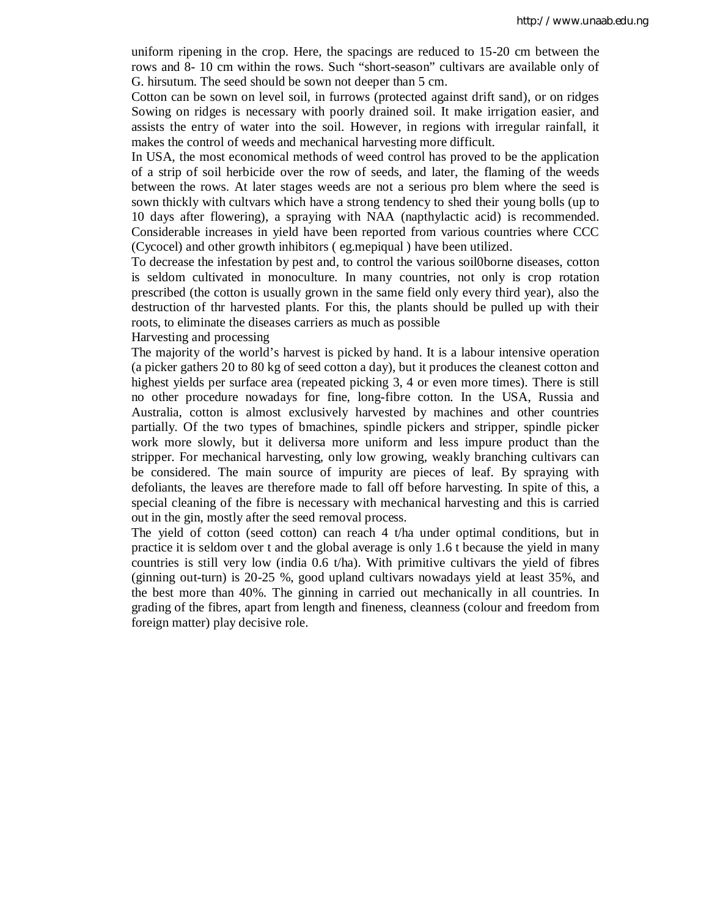uniform ripening in the crop. Here, the spacings are reduced to 15-20 cm between the rows and 8- 10 cm within the rows. Such "short-season" cultivars are available only of G. hirsutum. The seed should be sown not deeper than 5 cm.

Cotton can be sown on level soil, in furrows (protected against drift sand), or on ridges Sowing on ridges is necessary with poorly drained soil. It make irrigation easier, and assists the entry of water into the soil. However, in regions with irregular rainfall, it makes the control of weeds and mechanical harvesting more difficult.

In USA, the most economical methods of weed control has proved to be the application of a strip of soil herbicide over the row of seeds, and later, the flaming of the weeds between the rows. At later stages weeds are not a serious pro blem where the seed is sown thickly with cultvars which have a strong tendency to shed their young bolls (up to 10 days after flowering), a spraying with NAA (napthylactic acid) is recommended. Considerable increases in yield have been reported from various countries where CCC (Cycocel) and other growth inhibitors ( eg.mepiqual ) have been utilized.

To decrease the infestation by pest and, to control the various soil0borne diseases, cotton is seldom cultivated in monoculture. In many countries, not only is crop rotation prescribed (the cotton is usually grown in the same field only every third year), also the destruction of thr harvested plants. For this, the plants should be pulled up with their roots, to eliminate the diseases carriers as much as possible

## Harvesting and processing

The majority of the world's harvest is picked by hand. It is a labour intensive operation (a picker gathers 20 to 80 kg of seed cotton a day), but it produces the cleanest cotton and highest yields per surface area (repeated picking 3, 4 or even more times). There is still no other procedure nowadays for fine, long-fibre cotton. In the USA, Russia and Australia, cotton is almost exclusively harvested by machines and other countries partially. Of the two types of bmachines, spindle pickers and stripper, spindle picker work more slowly, but it deliversa more uniform and less impure product than the stripper. For mechanical harvesting, only low growing, weakly branching cultivars can be considered. The main source of impurity are pieces of leaf. By spraying with defoliants, the leaves are therefore made to fall off before harvesting. In spite of this, a special cleaning of the fibre is necessary with mechanical harvesting and this is carried out in the gin, mostly after the seed removal process.

The yield of cotton (seed cotton) can reach 4 t/ha under optimal conditions, but in practice it is seldom over t and the global average is only 1.6 t because the yield in many countries is still very low (india 0.6 t/ha). With primitive cultivars the yield of fibres (ginning out-turn) is 20-25 %, good upland cultivars nowadays yield at least 35%, and the best more than 40%. The ginning in carried out mechanically in all countries. In grading of the fibres, apart from length and fineness, cleanness (colour and freedom from foreign matter) play decisive role.